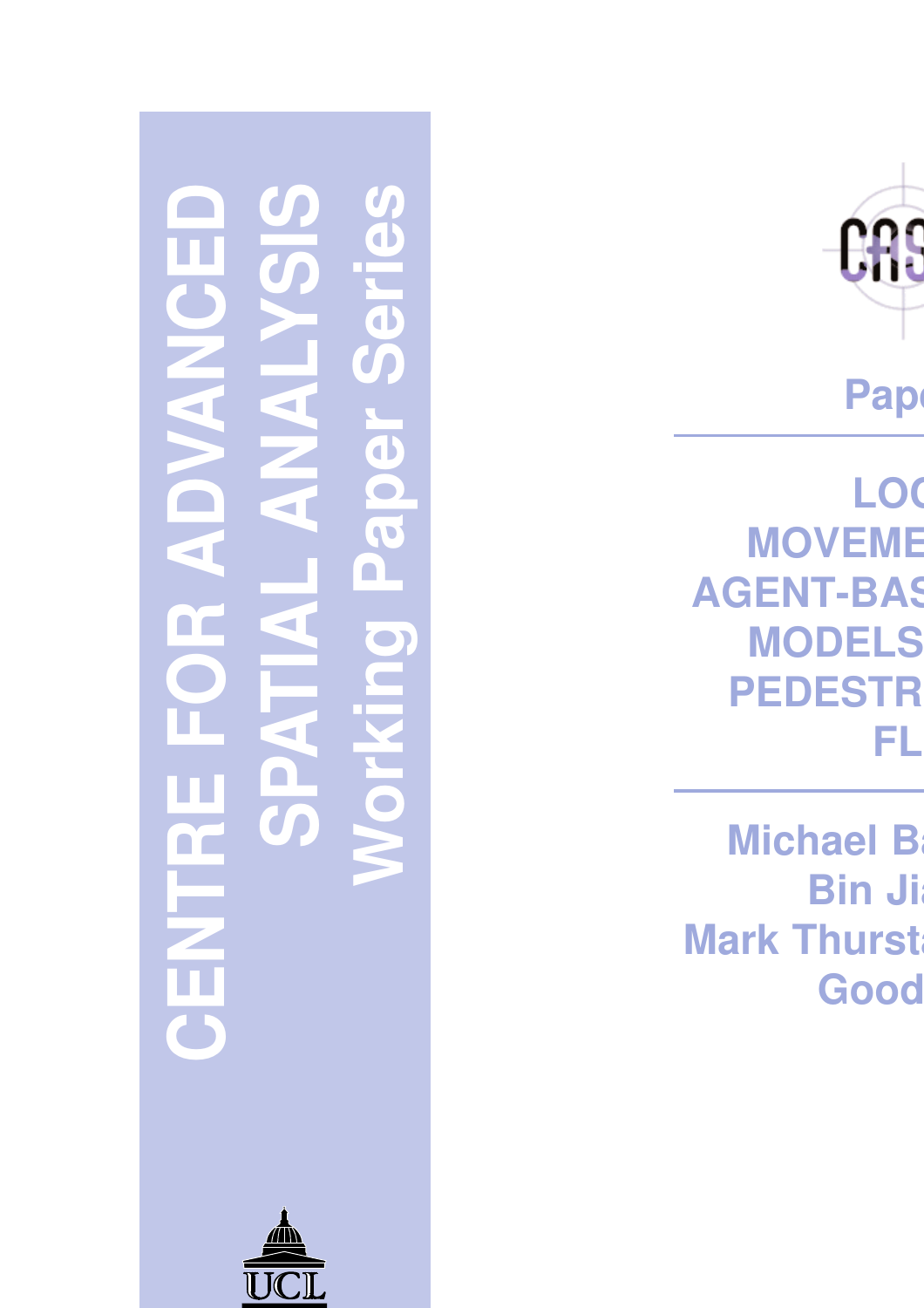# CENTRE FOR ADVANCED SPATIAL ANALYSIS

## Working Paper Series

UCL

Pape

LOC
MOVEME
AGENT-BAS
MODELS
PEDESTR
FL

Michael Ba
Bin Ji
Mark Thurst
Good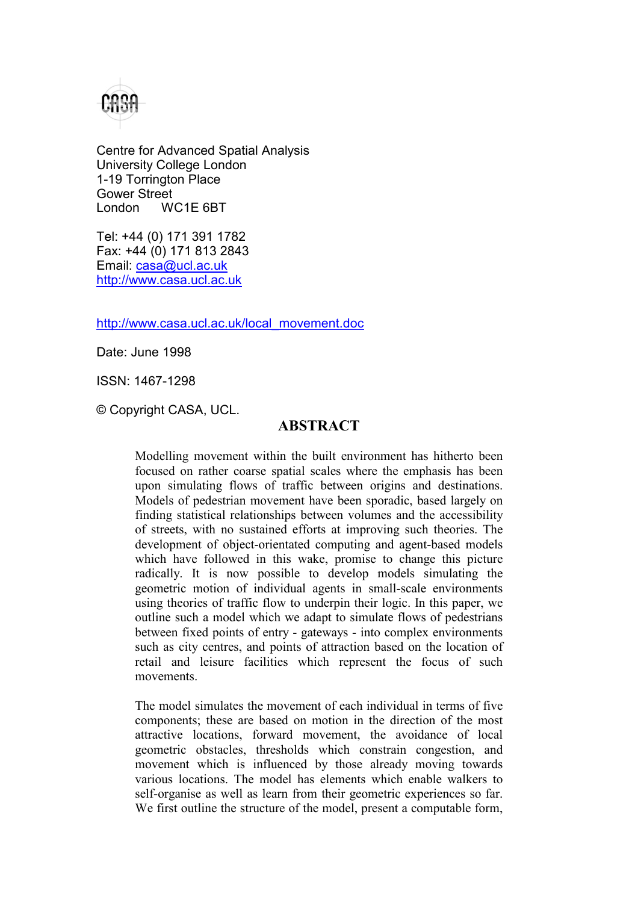CASA

Centre for Advanced Spatial Analysis
University College London
1-19 Torrington Place
Gower Street
London WC1E 6BT

Tel: +44 (0) 171 391 1782
Fax: +44 (0) 171 813 2843
Email: casa@ucl.ac.uk
http://www.casa.ucl.ac.uk

http://www.casa.ucl.ac.uk/local_movement.doc

Date: June 1998

ISSN: 1467-1298

© Copyright CASA, UCL.

## ABSTRACT

Modelling movement within the built environment has hitherto been focused on rather coarse spatial scales where the emphasis has been upon simulating flows of traffic between origins and destinations. Models of pedestrian movement have been sporadic, based largely on finding statistical relationships between volumes and the accessibility of streets, with no sustained efforts at improving such theories. The development of object-orientated computing and agent-based models which have followed in this wake, promise to change this picture radically. It is now possible to develop models simulating the geometric motion of individual agents in small-scale environments using theories of traffic flow to underpin their logic. In this paper, we outline such a model which we adapt to simulate flows of pedestrians between fixed points of entry - gateways - into complex environments such as city centres, and points of attraction based on the location of retail and leisure facilities which represent the focus of such movements.

The model simulates the movement of each individual in terms of five components; these are based on motion in the direction of the most attractive locations, forward movement, the avoidance of local geometric obstacles, thresholds which constrain congestion, and movement which is influenced by those already moving towards various locations. The model has elements which enable walkers to self-organise as well as learn from their geometric experiences so far. We first outline the structure of the model, present a computable form,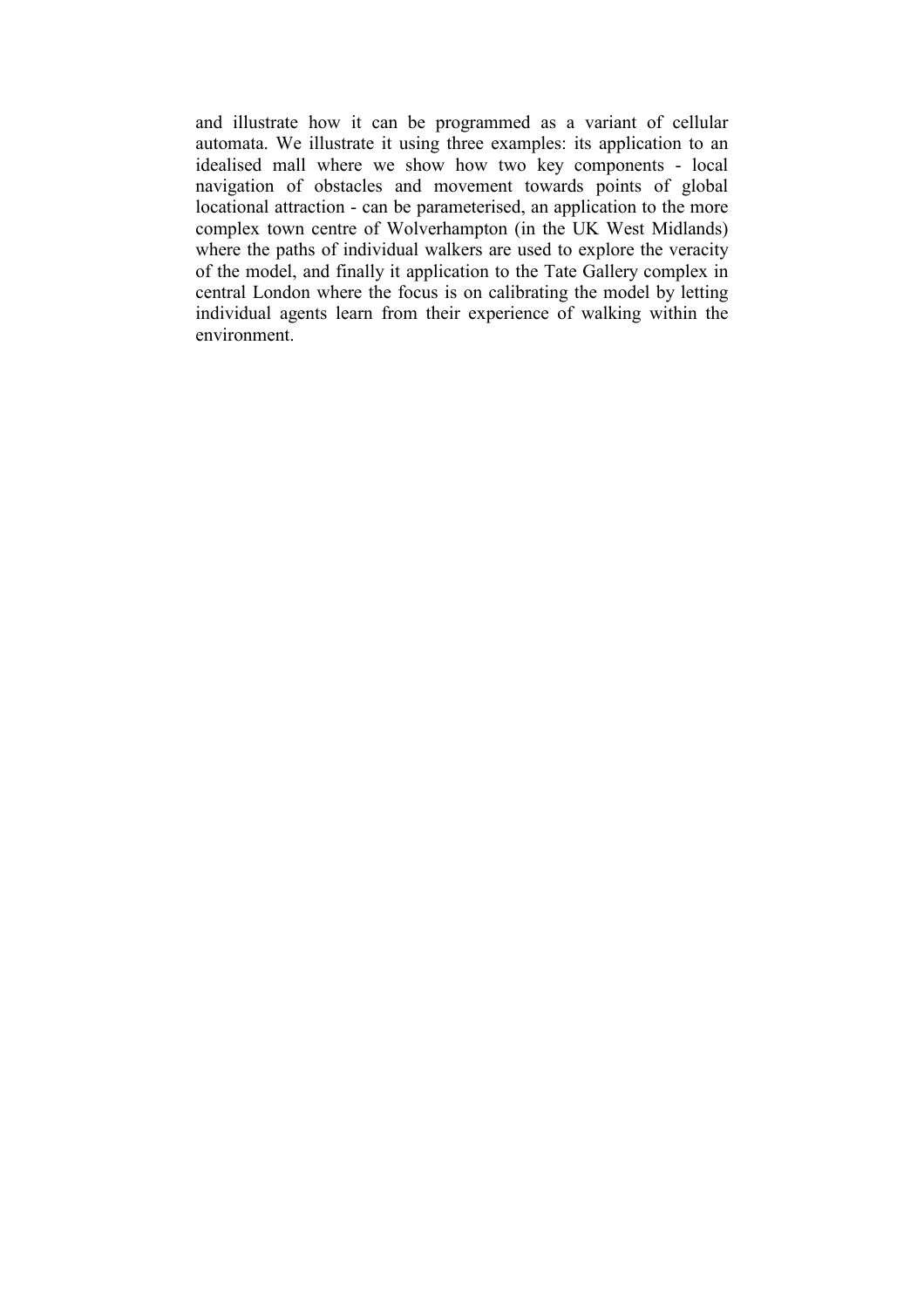and illustrate how it can be programmed as a variant of cellular automata. We illustrate it using three examples: its application to an idealised mall where we show how two key components - local navigation of obstacles and movement towards points of global locational attraction - can be parameterised, an application to the more complex town centre of Wolverhampton (in the UK West Midlands) where the paths of individual walkers are used to explore the veracity of the model, and finally it application to the Tate Gallery complex in central London where the focus is on calibrating the model by letting individual agents learn from their experience of walking within the environment.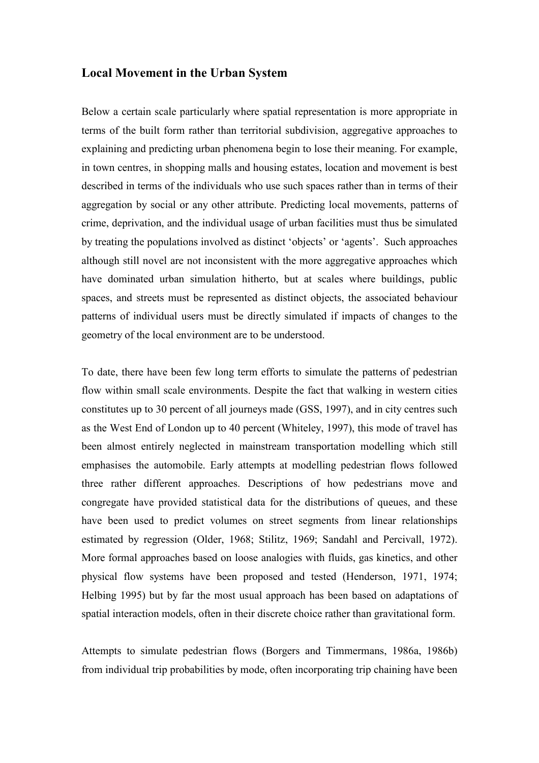## Local Movement in the Urban System

Below a certain scale particularly where spatial representation is more appropriate in terms of the built form rather than territorial subdivision, aggregative approaches to explaining and predicting urban phenomena begin to lose their meaning. For example, in town centres, in shopping malls and housing estates, location and movement is best described in terms of the individuals who use such spaces rather than in terms of their aggregation by social or any other attribute. Predicting local movements, patterns of crime, deprivation, and the individual usage of urban facilities must thus be simulated by treating the populations involved as distinct 'objects' or 'agents'. Such approaches although still novel are not inconsistent with the more aggregative approaches which have dominated urban simulation hitherto, but at scales where buildings, public spaces, and streets must be represented as distinct objects, the associated behaviour patterns of individual users must be directly simulated if impacts of changes to the geometry of the local environment are to be understood.

To date, there have been few long term efforts to simulate the patterns of pedestrian flow within small scale environments. Despite the fact that walking in western cities constitutes up to 30 percent of all journeys made (GSS, 1997), and in city centres such as the West End of London up to 40 percent (Whiteley, 1997), this mode of travel has been almost entirely neglected in mainstream transportation modelling which still emphasises the automobile. Early attempts at modelling pedestrian flows followed three rather different approaches. Descriptions of how pedestrians move and congregate have provided statistical data for the distributions of queues, and these have been used to predict volumes on street segments from linear relationships estimated by regression (Older, 1968; Stilitz, 1969; Sandahl and Percivall, 1972). More formal approaches based on loose analogies with fluids, gas kinetics, and other physical flow systems have been proposed and tested (Henderson, 1971, 1974; Helbing 1995) but by far the most usual approach has been based on adaptations of spatial interaction models, often in their discrete choice rather than gravitational form.

Attempts to simulate pedestrian flows (Borgers and Timmermans, 1986a, 1986b) from individual trip probabilities by mode, often incorporating trip chaining have been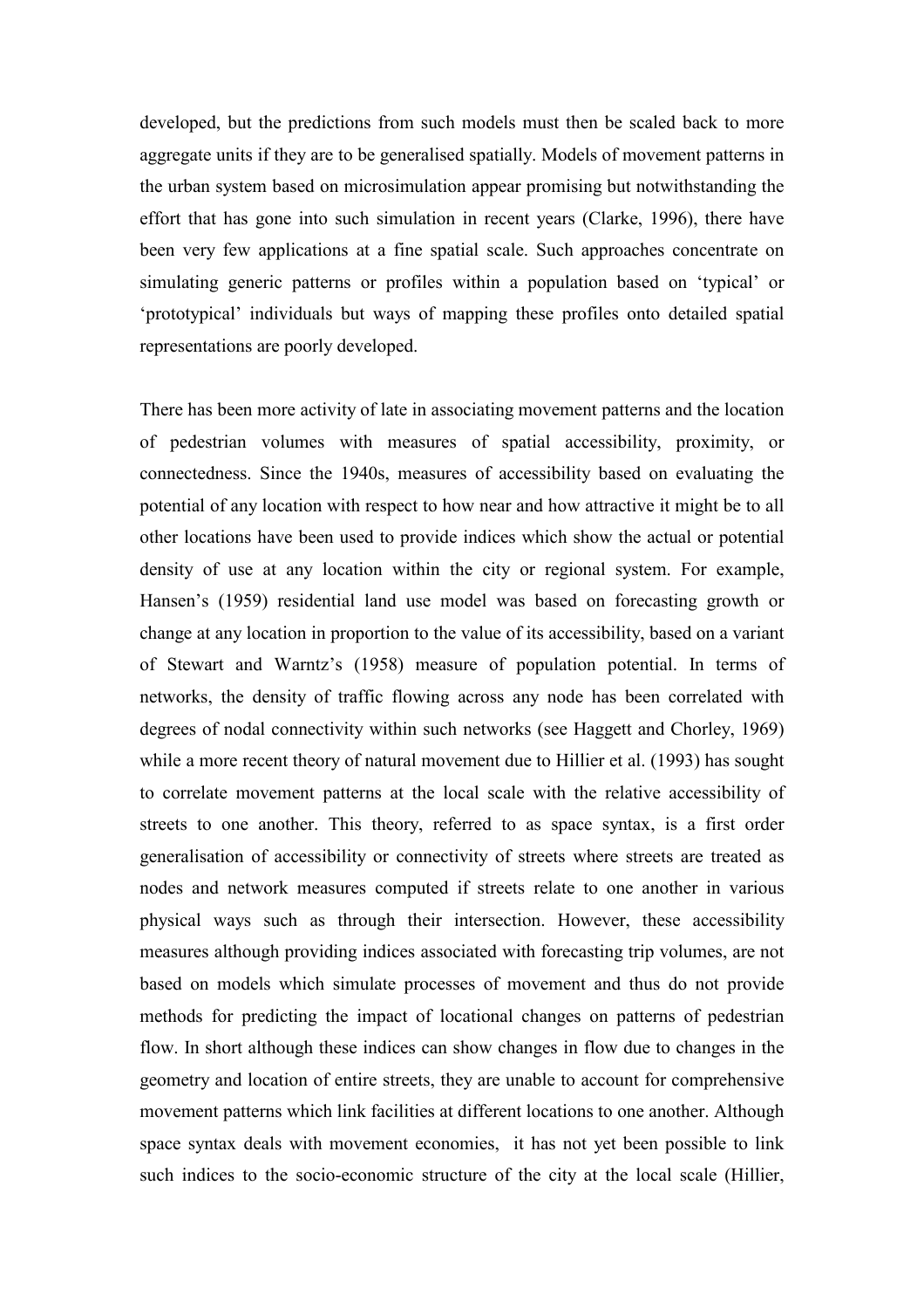developed, but the predictions from such models must then be scaled back to more aggregate units if they are to be generalised spatially. Models of movement patterns in the urban system based on microsimulation appear promising but notwithstanding the effort that has gone into such simulation in recent years (Clarke, 1996), there have been very few applications at a fine spatial scale. Such approaches concentrate on simulating generic patterns or profiles within a population based on 'typical' or 'prototypical' individuals but ways of mapping these profiles onto detailed spatial representations are poorly developed.

There has been more activity of late in associating movement patterns and the location of pedestrian volumes with measures of spatial accessibility, proximity, or connectedness. Since the 1940s, measures of accessibility based on evaluating the potential of any location with respect to how near and how attractive it might be to all other locations have been used to provide indices which show the actual or potential density of use at any location within the city or regional system. For example, Hansen's (1959) residential land use model was based on forecasting growth or change at any location in proportion to the value of its accessibility, based on a variant of Stewart and Warntz's (1958) measure of population potential. In terms of networks, the density of traffic flowing across any node has been correlated with degrees of nodal connectivity within such networks (see Haggett and Chorley, 1969) while a more recent theory of natural movement due to Hillier et al. (1993) has sought to correlate movement patterns at the local scale with the relative accessibility of streets to one another. This theory, referred to as space syntax, is a first order generalisation of accessibility or connectivity of streets where streets are treated as nodes and network measures computed if streets relate to one another in various physical ways such as through their intersection. However, these accessibility measures although providing indices associated with forecasting trip volumes, are not based on models which simulate processes of movement and thus do not provide methods for predicting the impact of locational changes on patterns of pedestrian flow. In short although these indices can show changes in flow due to changes in the geometry and location of entire streets, they are unable to account for comprehensive movement patterns which link facilities at different locations to one another. Although space syntax deals with movement economies, it has not yet been possible to link such indices to the socio-economic structure of the city at the local scale (Hillier,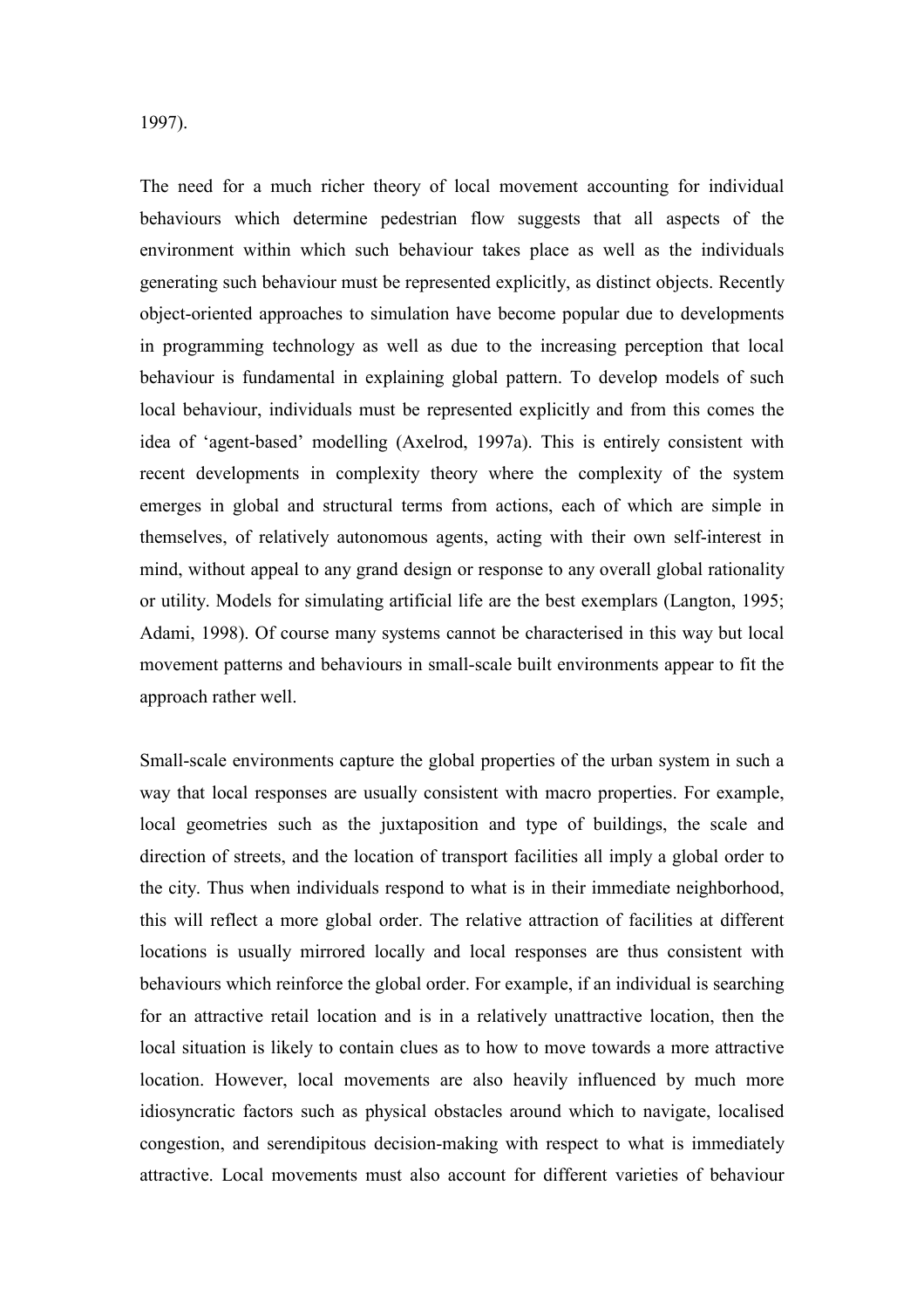1997).

The need for a much richer theory of local movement accounting for individual behaviours which determine pedestrian flow suggests that all aspects of the environment within which such behaviour takes place as well as the individuals generating such behaviour must be represented explicitly, as distinct objects. Recently object-oriented approaches to simulation have become popular due to developments in programming technology as well as due to the increasing perception that local behaviour is fundamental in explaining global pattern. To develop models of such local behaviour, individuals must be represented explicitly and from this comes the idea of 'agent-based' modelling (Axelrod, 1997a). This is entirely consistent with recent developments in complexity theory where the complexity of the system emerges in global and structural terms from actions, each of which are simple in themselves, of relatively autonomous agents, acting with their own self-interest in mind, without appeal to any grand design or response to any overall global rationality or utility. Models for simulating artificial life are the best exemplars (Langton, 1995; Adami, 1998). Of course many systems cannot be characterised in this way but local movement patterns and behaviours in small-scale built environments appear to fit the approach rather well.

Small-scale environments capture the global properties of the urban system in such a way that local responses are usually consistent with macro properties. For example, local geometries such as the juxtaposition and type of buildings, the scale and direction of streets, and the location of transport facilities all imply a global order to the city. Thus when individuals respond to what is in their immediate neighborhood, this will reflect a more global order. The relative attraction of facilities at different locations is usually mirrored locally and local responses are thus consistent with behaviours which reinforce the global order. For example, if an individual is searching for an attractive retail location and is in a relatively unattractive location, then the local situation is likely to contain clues as to how to move towards a more attractive location. However, local movements are also heavily influenced by much more idiosyncratic factors such as physical obstacles around which to navigate, localised congestion, and serendipitous decision-making with respect to what is immediately attractive. Local movements must also account for different varieties of behaviour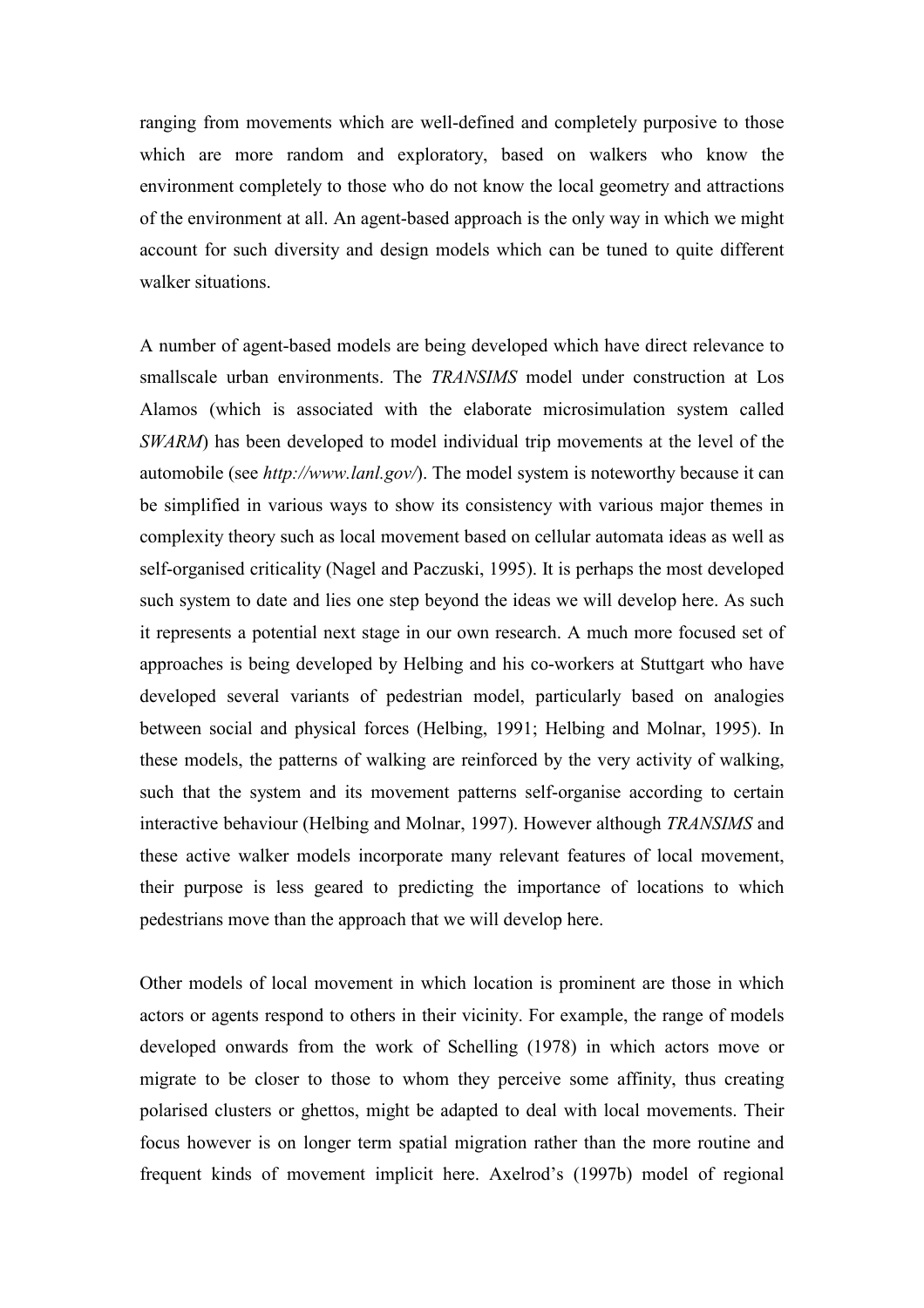ranging from movements which are well-defined and completely purposive to those which are more random and exploratory, based on walkers who know the environment completely to those who do not know the local geometry and attractions of the environment at all. An agent-based approach is the only way in which we might account for such diversity and design models which can be tuned to quite different walker situations.

A number of agent-based models are being developed which have direct relevance to smallscale urban environments. The *TRANSIMS* model under construction at Los Alamos (which is associated with the elaborate microsimulation system called *SWARM*) has been developed to model individual trip movements at the level of the automobile (see *http://www.lanl.gov/*). The model system is noteworthy because it can be simplified in various ways to show its consistency with various major themes in complexity theory such as local movement based on cellular automata ideas as well as self-organised criticality (Nagel and Paczuski, 1995). It is perhaps the most developed such system to date and lies one step beyond the ideas we will develop here. As such it represents a potential next stage in our own research. A much more focused set of approaches is being developed by Helbing and his co-workers at Stuttgart who have developed several variants of pedestrian model, particularly based on analogies between social and physical forces (Helbing, 1991; Helbing and Molnar, 1995). In these models, the patterns of walking are reinforced by the very activity of walking, such that the system and its movement patterns self-organise according to certain interactive behaviour (Helbing and Molnar, 1997). However although *TRANSIMS* and these active walker models incorporate many relevant features of local movement, their purpose is less geared to predicting the importance of locations to which pedestrians move than the approach that we will develop here.

Other models of local movement in which location is prominent are those in which actors or agents respond to others in their vicinity. For example, the range of models developed onwards from the work of Schelling (1978) in which actors move or migrate to be closer to those to whom they perceive some affinity, thus creating polarised clusters or ghettos, might be adapted to deal with local movements. Their focus however is on longer term spatial migration rather than the more routine and frequent kinds of movement implicit here. Axelrod's (1997b) model of regional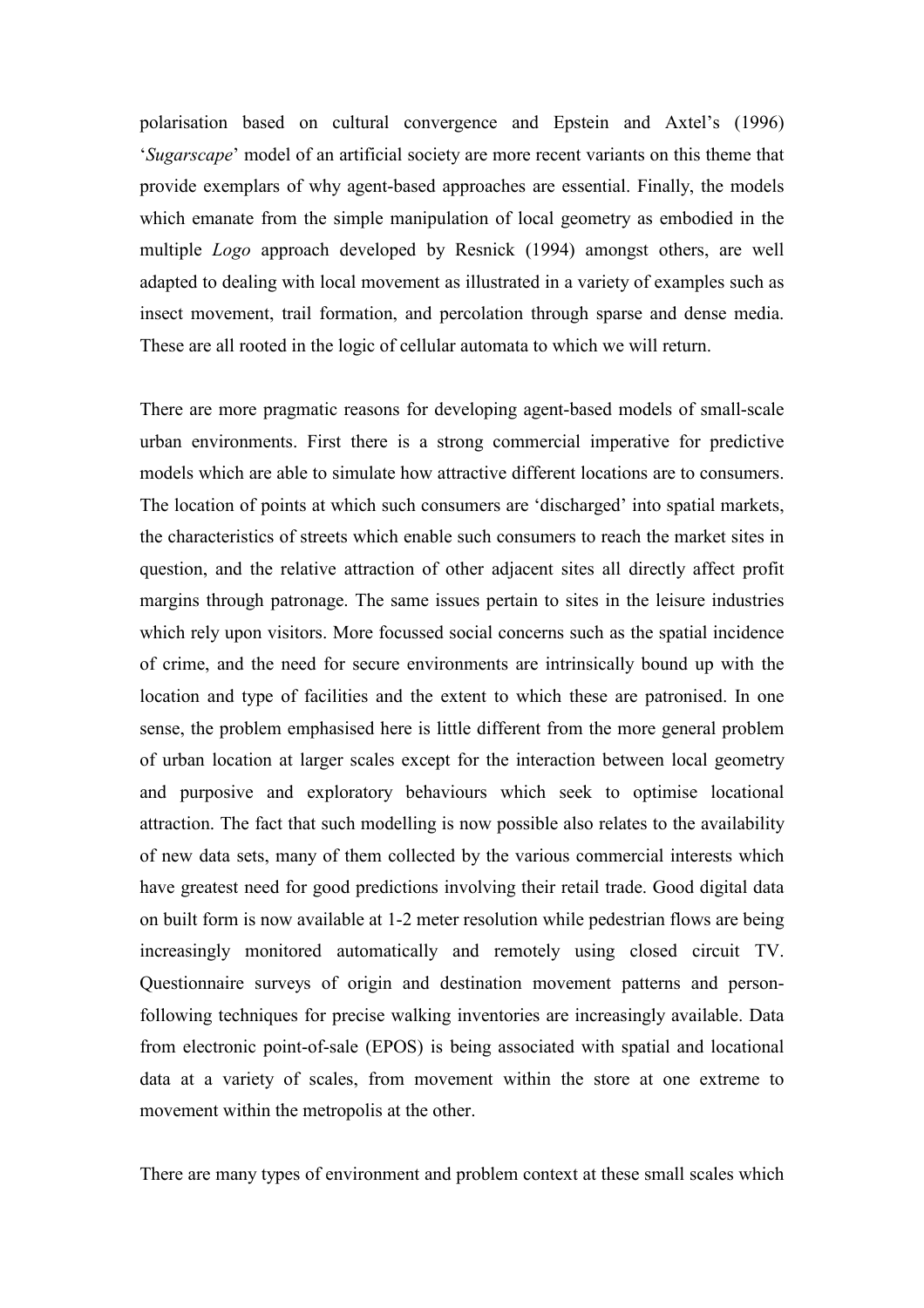polarisation based on cultural convergence and Epstein and Axtel's (1996) '*Sugarscape*' model of an artificial society are more recent variants on this theme that provide exemplars of why agent-based approaches are essential. Finally, the models which emanate from the simple manipulation of local geometry as embodied in the multiple *Logo* approach developed by Resnick (1994) amongst others, are well adapted to dealing with local movement as illustrated in a variety of examples such as insect movement, trail formation, and percolation through sparse and dense media. These are all rooted in the logic of cellular automata to which we will return.

There are more pragmatic reasons for developing agent-based models of small-scale urban environments. First there is a strong commercial imperative for predictive models which are able to simulate how attractive different locations are to consumers. The location of points at which such consumers are 'discharged' into spatial markets, the characteristics of streets which enable such consumers to reach the market sites in question, and the relative attraction of other adjacent sites all directly affect profit margins through patronage. The same issues pertain to sites in the leisure industries which rely upon visitors. More focussed social concerns such as the spatial incidence of crime, and the need for secure environments are intrinsically bound up with the location and type of facilities and the extent to which these are patronised. In one sense, the problem emphasised here is little different from the more general problem of urban location at larger scales except for the interaction between local geometry and purposive and exploratory behaviours which seek to optimise locational attraction. The fact that such modelling is now possible also relates to the availability of new data sets, many of them collected by the various commercial interests which have greatest need for good predictions involving their retail trade. Good digital data on built form is now available at 1-2 meter resolution while pedestrian flows are being increasingly monitored automatically and remotely using closed circuit TV. Questionnaire surveys of origin and destination movement patterns and person-following techniques for precise walking inventories are increasingly available. Data from electronic point-of-sale (EPOS) is being associated with spatial and locational data at a variety of scales, from movement within the store at one extreme to movement within the metropolis at the other.

There are many types of environment and problem context at these small scales which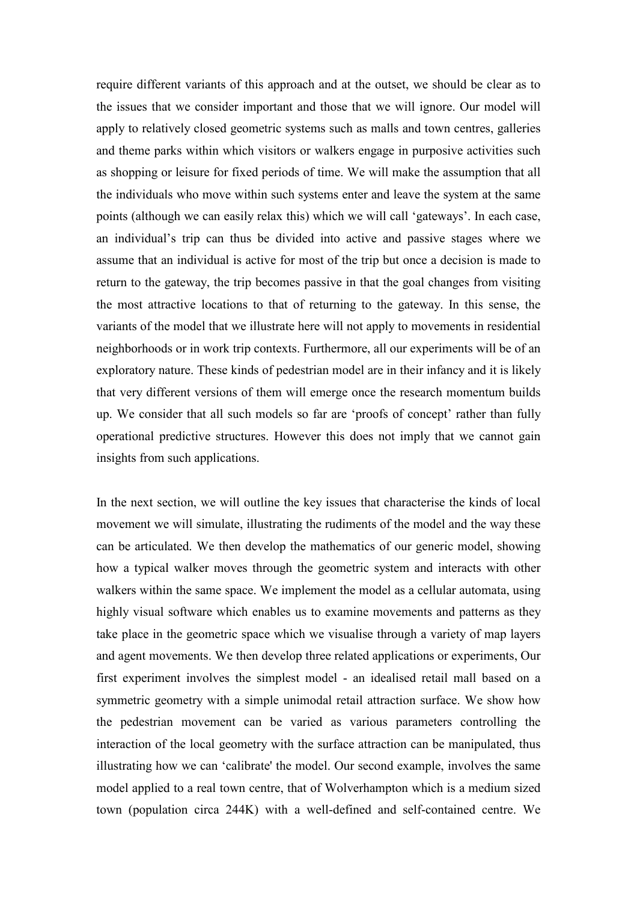require different variants of this approach and at the outset, we should be clear as to the issues that we consider important and those that we will ignore. Our model will apply to relatively closed geometric systems such as malls and town centres, galleries and theme parks within which visitors or walkers engage in purposive activities such as shopping or leisure for fixed periods of time. We will make the assumption that all the individuals who move within such systems enter and leave the system at the same points (although we can easily relax this) which we will call 'gateways'. In each case, an individual's trip can thus be divided into active and passive stages where we assume that an individual is active for most of the trip but once a decision is made to return to the gateway, the trip becomes passive in that the goal changes from visiting the most attractive locations to that of returning to the gateway. In this sense, the variants of the model that we illustrate here will not apply to movements in residential neighborhoods or in work trip contexts. Furthermore, all our experiments will be of an exploratory nature. These kinds of pedestrian model are in their infancy and it is likely that very different versions of them will emerge once the research momentum builds up. We consider that all such models so far are 'proofs of concept' rather than fully operational predictive structures. However this does not imply that we cannot gain insights from such applications.

In the next section, we will outline the key issues that characterise the kinds of local movement we will simulate, illustrating the rudiments of the model and the way these can be articulated. We then develop the mathematics of our generic model, showing how a typical walker moves through the geometric system and interacts with other walkers within the same space. We implement the model as a cellular automata, using highly visual software which enables us to examine movements and patterns as they take place in the geometric space which we visualise through a variety of map layers and agent movements. We then develop three related applications or experiments, Our first experiment involves the simplest model - an idealised retail mall based on a symmetric geometry with a simple unimodal retail attraction surface. We show how the pedestrian movement can be varied as various parameters controlling the interaction of the local geometry with the surface attraction can be manipulated, thus illustrating how we can 'calibrate' the model. Our second example, involves the same model applied to a real town centre, that of Wolverhampton which is a medium sized town (population circa 244K) with a well-defined and self-contained centre. We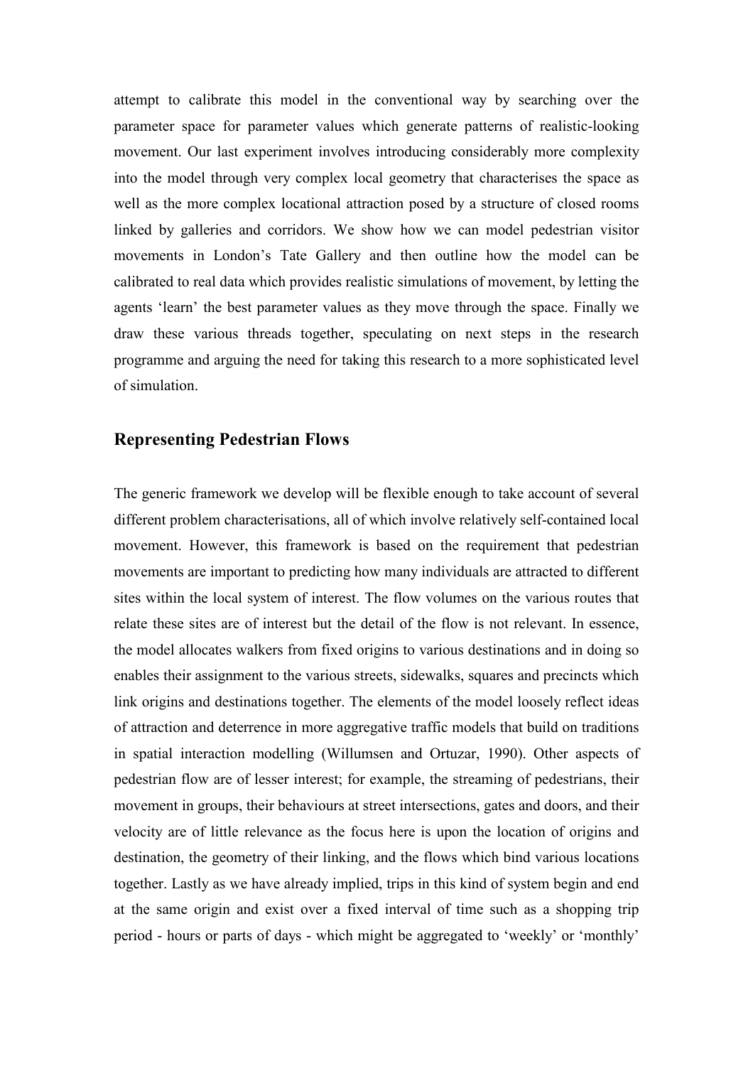attempt to calibrate this model in the conventional way by searching over the parameter space for parameter values which generate patterns of realistic-looking movement. Our last experiment involves introducing considerably more complexity into the model through very complex local geometry that characterises the space as well as the more complex locational attraction posed by a structure of closed rooms linked by galleries and corridors. We show how we can model pedestrian visitor movements in London's Tate Gallery and then outline how the model can be calibrated to real data which provides realistic simulations of movement, by letting the agents 'learn' the best parameter values as they move through the space. Finally we draw these various threads together, speculating on next steps in the research programme and arguing the need for taking this research to a more sophisticated level of simulation.

## Representing Pedestrian Flows

The generic framework we develop will be flexible enough to take account of several different problem characterisations, all of which involve relatively self-contained local movement. However, this framework is based on the requirement that pedestrian movements are important to predicting how many individuals are attracted to different sites within the local system of interest. The flow volumes on the various routes that relate these sites are of interest but the detail of the flow is not relevant. In essence, the model allocates walkers from fixed origins to various destinations and in doing so enables their assignment to the various streets, sidewalks, squares and precincts which link origins and destinations together. The elements of the model loosely reflect ideas of attraction and deterrence in more aggregative traffic models that build on traditions in spatial interaction modelling (Willumsen and Ortuzar, 1990). Other aspects of pedestrian flow are of lesser interest; for example, the streaming of pedestrians, their movement in groups, their behaviours at street intersections, gates and doors, and their velocity are of little relevance as the focus here is upon the location of origins and destination, the geometry of their linking, and the flows which bind various locations together. Lastly as we have already implied, trips in this kind of system begin and end at the same origin and exist over a fixed interval of time such as a shopping trip period - hours or parts of days - which might be aggregated to 'weekly' or 'monthly'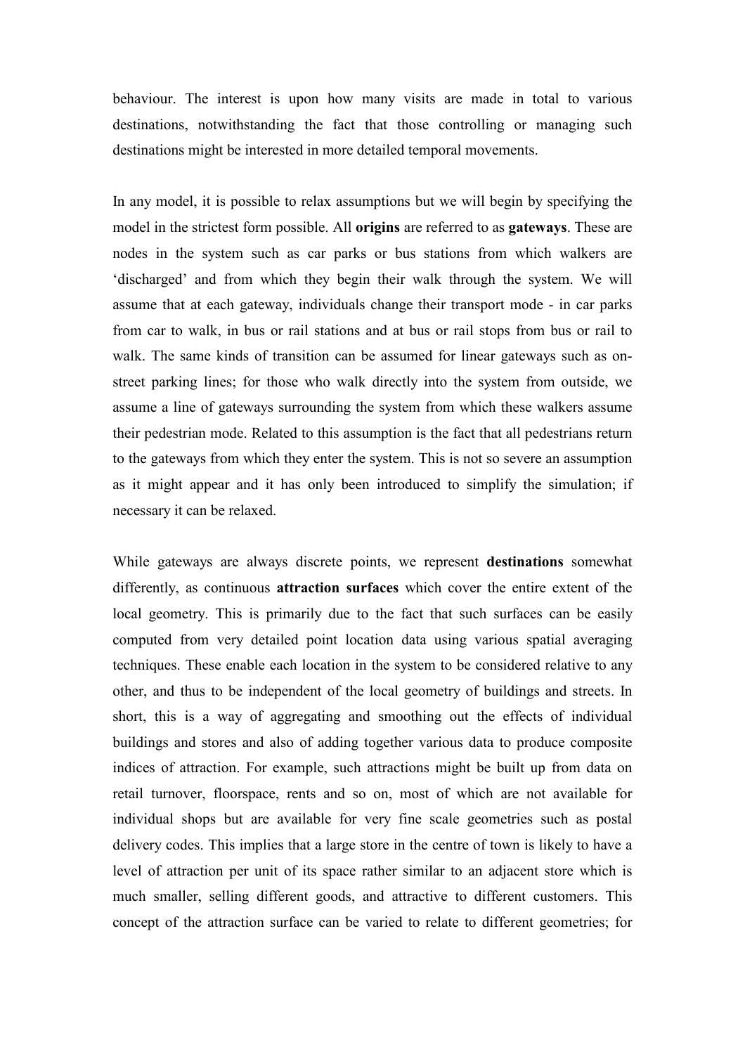behaviour. The interest is upon how many visits are made in total to various destinations, notwithstanding the fact that those controlling or managing such destinations might be interested in more detailed temporal movements.

In any model, it is possible to relax assumptions but we will begin by specifying the model in the strictest form possible. All **origins** are referred to as **gateways**. These are nodes in the system such as car parks or bus stations from which walkers are 'discharged' and from which they begin their walk through the system. We will assume that at each gateway, individuals change their transport mode - in car parks from car to walk, in bus or rail stations and at bus or rail stops from bus or rail to walk. The same kinds of transition can be assumed for linear gateways such as on-street parking lines; for those who walk directly into the system from outside, we assume a line of gateways surrounding the system from which these walkers assume their pedestrian mode. Related to this assumption is the fact that all pedestrians return to the gateways from which they enter the system. This is not so severe an assumption as it might appear and it has only been introduced to simplify the simulation; if necessary it can be relaxed.

While gateways are always discrete points, we represent **destinations** somewhat differently, as continuous **attraction surfaces** which cover the entire extent of the local geometry. This is primarily due to the fact that such surfaces can be easily computed from very detailed point location data using various spatial averaging techniques. These enable each location in the system to be considered relative to any other, and thus to be independent of the local geometry of buildings and streets. In short, this is a way of aggregating and smoothing out the effects of individual buildings and stores and also of adding together various data to produce composite indices of attraction. For example, such attractions might be built up from data on retail turnover, floorspace, rents and so on, most of which are not available for individual shops but are available for very fine scale geometries such as postal delivery codes. This implies that a large store in the centre of town is likely to have a level of attraction per unit of its space rather similar to an adjacent store which is much smaller, selling different goods, and attractive to different customers. This concept of the attraction surface can be varied to relate to different geometries; for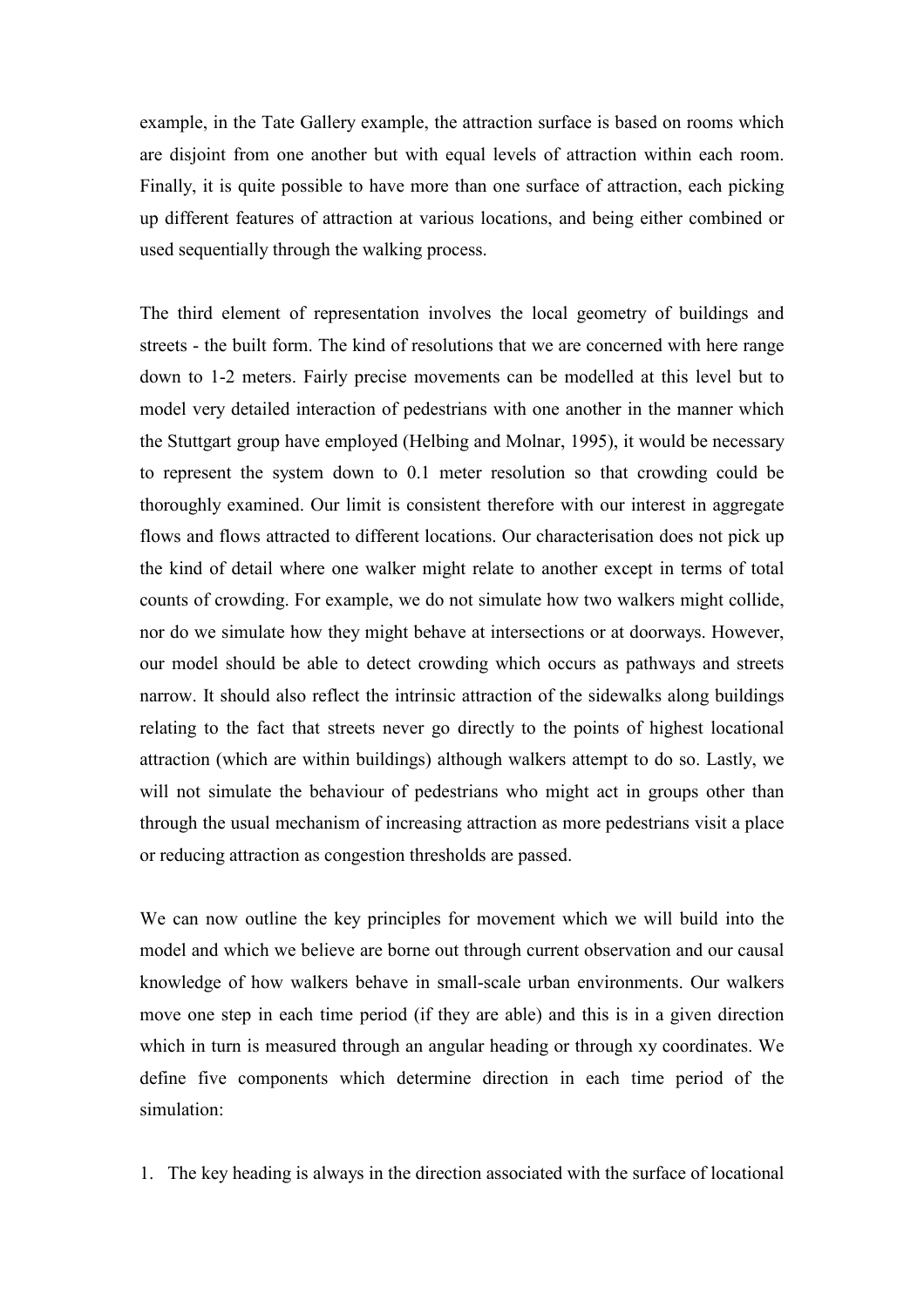example, in the Tate Gallery example, the attraction surface is based on rooms which are disjoint from one another but with equal levels of attraction within each room. Finally, it is quite possible to have more than one surface of attraction, each picking up different features of attraction at various locations, and being either combined or used sequentially through the walking process.

The third element of representation involves the local geometry of buildings and streets - the built form. The kind of resolutions that we are concerned with here range down to 1-2 meters. Fairly precise movements can be modelled at this level but to model very detailed interaction of pedestrians with one another in the manner which the Stuttgart group have employed (Helbing and Molnar, 1995), it would be necessary to represent the system down to 0.1 meter resolution so that crowding could be thoroughly examined. Our limit is consistent therefore with our interest in aggregate flows and flows attracted to different locations. Our characterisation does not pick up the kind of detail where one walker might relate to another except in terms of total counts of crowding. For example, we do not simulate how two walkers might collide, nor do we simulate how they might behave at intersections or at doorways. However, our model should be able to detect crowding which occurs as pathways and streets narrow. It should also reflect the intrinsic attraction of the sidewalks along buildings relating to the fact that streets never go directly to the points of highest locational attraction (which are within buildings) although walkers attempt to do so. Lastly, we will not simulate the behaviour of pedestrians who might act in groups other than through the usual mechanism of increasing attraction as more pedestrians visit a place or reducing attraction as congestion thresholds are passed.

We can now outline the key principles for movement which we will build into the model and which we believe are borne out through current observation and our causal knowledge of how walkers behave in small-scale urban environments. Our walkers move one step in each time period (if they are able) and this is in a given direction which in turn is measured through an angular heading or through xy coordinates. We define five components which determine direction in each time period of the simulation:

1. The key heading is always in the direction associated with the surface of locational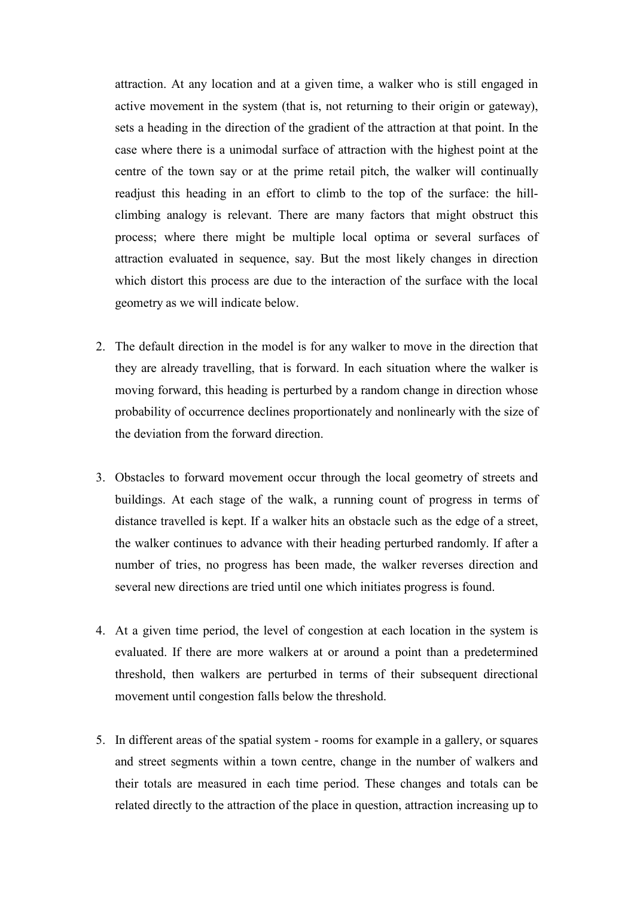attraction. At any location and at a given time, a walker who is still engaged in active movement in the system (that is, not returning to their origin or gateway), sets a heading in the direction of the gradient of the attraction at that point. In the case where there is a unimodal surface of attraction with the highest point at the centre of the town say or at the prime retail pitch, the walker will continually readjust this heading in an effort to climb to the top of the surface: the hill-climbing analogy is relevant. There are many factors that might obstruct this process; where there might be multiple local optima or several surfaces of attraction evaluated in sequence, say. But the most likely changes in direction which distort this process are due to the interaction of the surface with the local geometry as we will indicate below.

2. The default direction in the model is for any walker to move in the direction that they are already travelling, that is forward. In each situation where the walker is moving forward, this heading is perturbed by a random change in direction whose probability of occurrence declines proportionately and nonlinearly with the size of the deviation from the forward direction.

3. Obstacles to forward movement occur through the local geometry of streets and buildings. At each stage of the walk, a running count of progress in terms of distance travelled is kept. If a walker hits an obstacle such as the edge of a street, the walker continues to advance with their heading perturbed randomly. If after a number of tries, no progress has been made, the walker reverses direction and several new directions are tried until one which initiates progress is found.

4. At a given time period, the level of congestion at each location in the system is evaluated. If there are more walkers at or around a point than a predetermined threshold, then walkers are perturbed in terms of their subsequent directional movement until congestion falls below the threshold.

5. In different areas of the spatial system - rooms for example in a gallery, or squares and street segments within a town centre, change in the number of walkers and their totals are measured in each time period. These changes and totals can be related directly to the attraction of the place in question, attraction increasing up to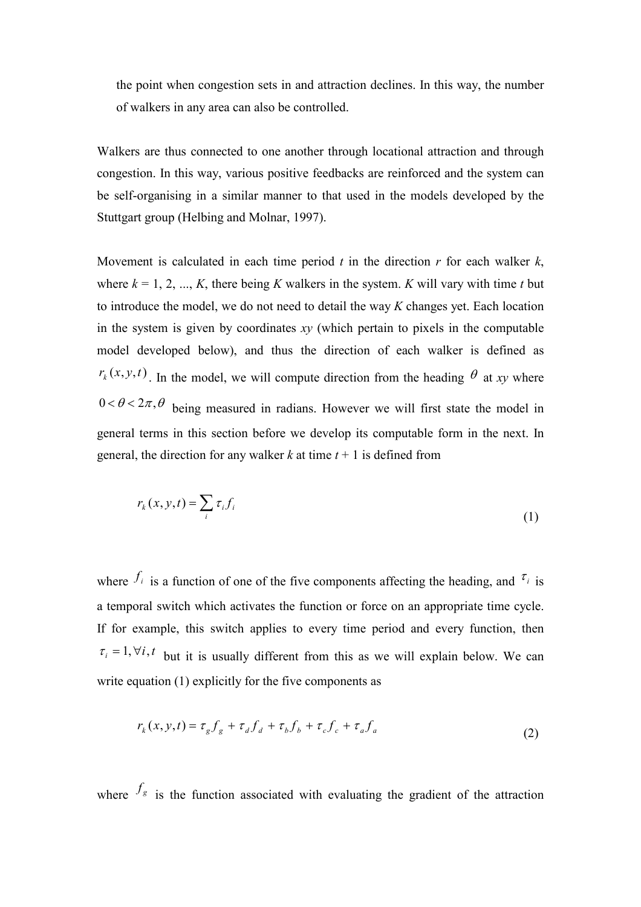the point when congestion sets in and attraction declines. In this way, the number of walkers in any area can also be controlled.

Walkers are thus connected to one another through locational attraction and through congestion. In this way, various positive feedbacks are reinforced and the system can be self-organising in a similar manner to that used in the models developed by the Stuttgart group (Helbing and Molnar, 1997).

Movement is calculated in each time period $t$ in the direction $r$ for each walker $k$, where $k = 1, 2, ..., K$, there being $K$ walkers in the system. $K$ will vary with time $t$ but to introduce the model, we do not need to detail the way $K$ changes yet. Each location in the system is given by coordinates $xy$ (which pertain to pixels in the computable model developed below), and thus the direction of each walker is defined as $r_k(x, y, t)$. In the model, we will compute direction from the heading $\theta$ at $xy$ where $0 < \theta < 2\pi, \theta$ being measured in radians. However we will first state the model in general terms in this section before we develop its computable form in the next. In general, the direction for any walker $k$ at time $t + 1$ is defined from

$$r_k(x, y, t) = \sum_i \tau_i f_i \tag{1}$$

where $f_i$ is a function of one of the five components affecting the heading, and $\tau_i$ is a temporal switch which activates the function or force on an appropriate time cycle. If for example, this switch applies to every time period and every function, then $\tau_i = 1, \forall i, t$ but it is usually different from this as we will explain below. We can write equation (1) explicitly for the five components as

$$r_k(x, y, t) = \tau_g f_g + \tau_d f_d + \tau_b f_b + \tau_c f_c + \tau_a f_a \tag{2}$$

where $f_g$ is the function associated with evaluating the gradient of the attraction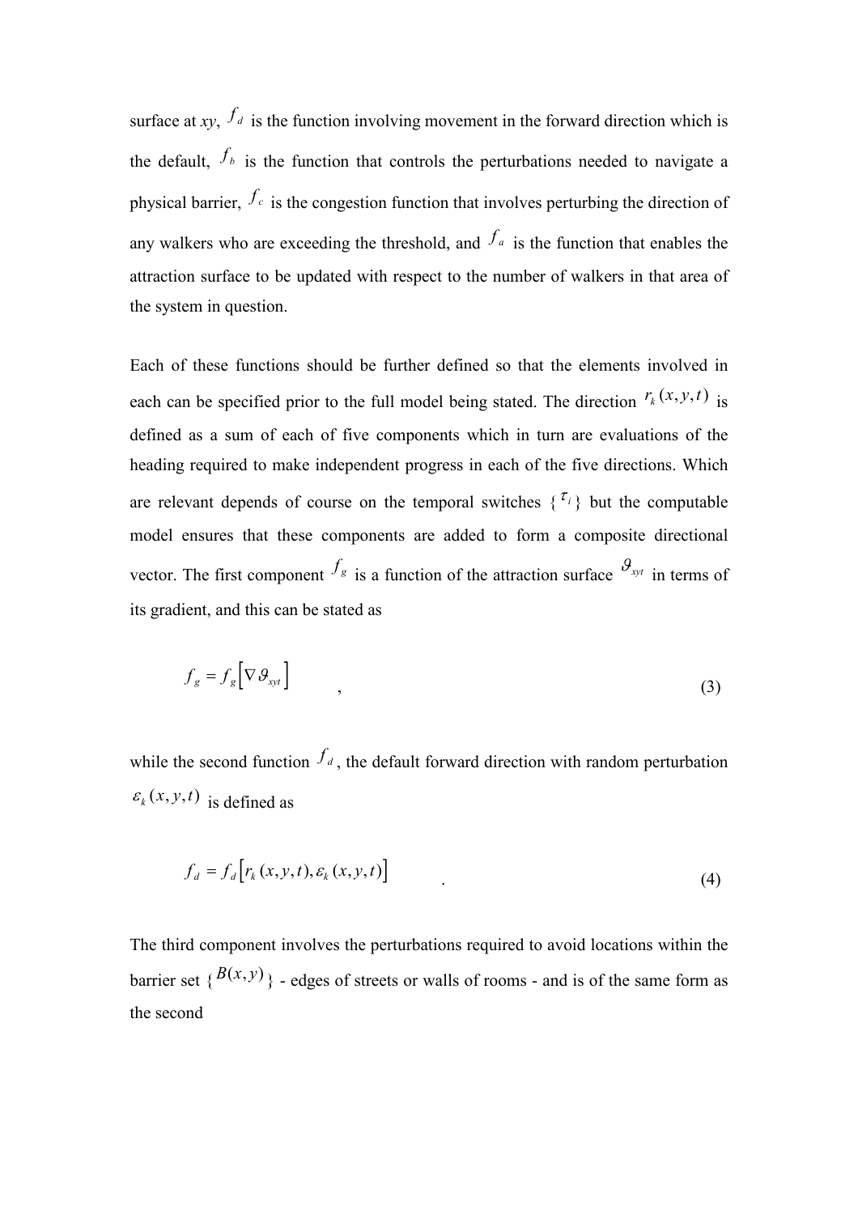surface at *xy*, $f_d$ is the function involving movement in the forward direction which is the default, $f_b$ is the function that controls the perturbations needed to navigate a physical barrier, $f_c$ is the congestion function that involves perturbing the direction of any walkers who are exceeding the threshold, and $f_a$ is the function that enables the attraction surface to be updated with respect to the number of walkers in that area of the system in question.

Each of these functions should be further defined so that the elements involved in each can be specified prior to the full model being stated. The direction $r_k(x,y,t)$ is defined as a sum of each of five components which in turn are evaluations of the heading required to make independent progress in each of the five directions. Which are relevant depends of course on the temporal switches $\{\tau_i\}$ but the computable model ensures that these components are added to form a composite directional vector. The first component $f_g$ is a function of the attraction surface $\vartheta_{xyt}$ in terms of its gradient, and this can be stated as

$$f_g = f_g\left[\nabla \vartheta_{xyt}\right] \quad , \tag{3}$$

while the second function $f_d$, the default forward direction with random perturbation $\varepsilon_k(x,y,t)$ is defined as

$$f_d = f_d\left[r_k(x,y,t), \varepsilon_k(x,y,t)\right] \quad . \tag{4}$$

The third component involves the perturbations required to avoid locations within the barrier set $\{B(x,y)\}$ - edges of streets or walls of rooms - and is of the same form as the second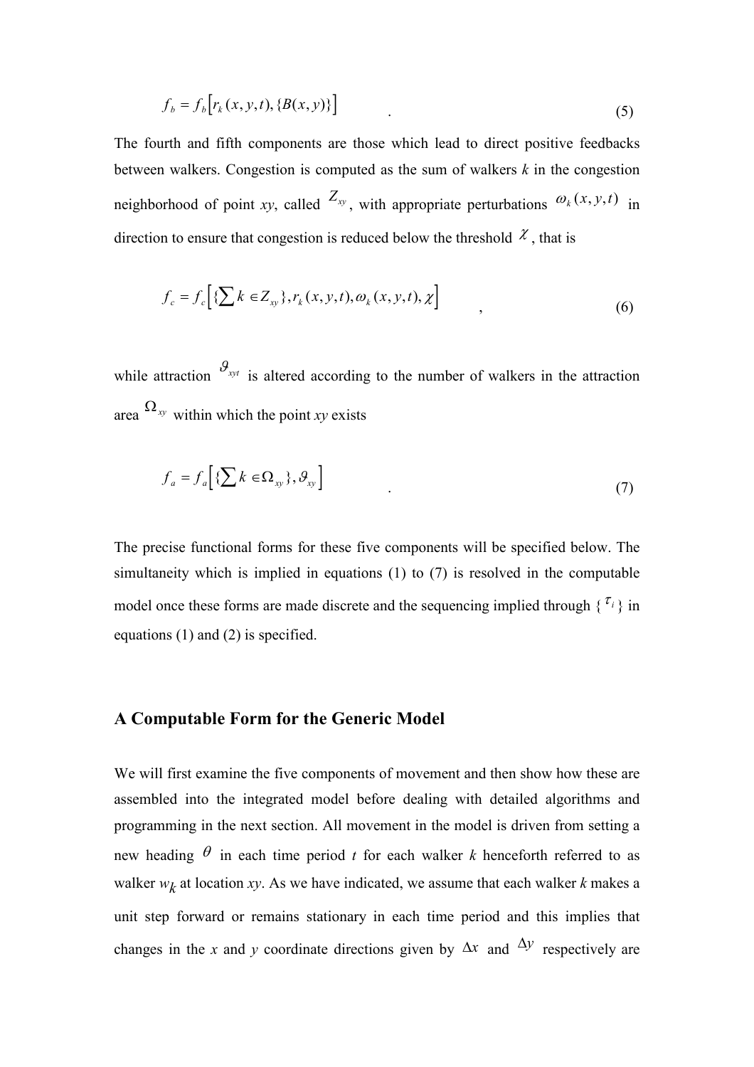$$f_b = f_b\left[r_k(x,y,t), \{B(x,y)\}\right] \quad . \tag{5}$$

The fourth and fifth components are those which lead to direct positive feedbacks between walkers. Congestion is computed as the sum of walkers $k$ in the congestion neighborhood of point $xy$, called $Z_{xy}$, with appropriate perturbations $\omega_k(x,y,t)$ in direction to ensure that congestion is reduced below the threshold $\chi$, that is

$$f_c = f_c\left[\{\sum k \in Z_{xy}\}, r_k(x,y,t), \omega_k(x,y,t), \chi\right] \quad , \tag{6}$$

while attraction $\vartheta_{xyt}$ is altered according to the number of walkers in the attraction area $\Omega_{xy}$ within which the point $xy$ exists

$$f_a = f_a\left[\{\sum k \in \Omega_{xy}\}, \vartheta_{xy}\right] \quad . \tag{7}$$

The precise functional forms for these five components will be specified below. The simultaneity which is implied in equations (1) to (7) is resolved in the computable model once these forms are made discrete and the sequencing implied through $\{\tau_i\}$ in equations (1) and (2) is specified.

## A Computable Form for the Generic Model

We will first examine the five components of movement and then show how these are assembled into the integrated model before dealing with detailed algorithms and programming in the next section. All movement in the model is driven from setting a new heading $\theta$ in each time period $t$ for each walker $k$ henceforth referred to as walker $w_k$ at location $xy$. As we have indicated, we assume that each walker $k$ makes a unit step forward or remains stationary in each time period and this implies that changes in the $x$ and $y$ coordinate directions given by $\Delta x$ and $\Delta y$ respectively are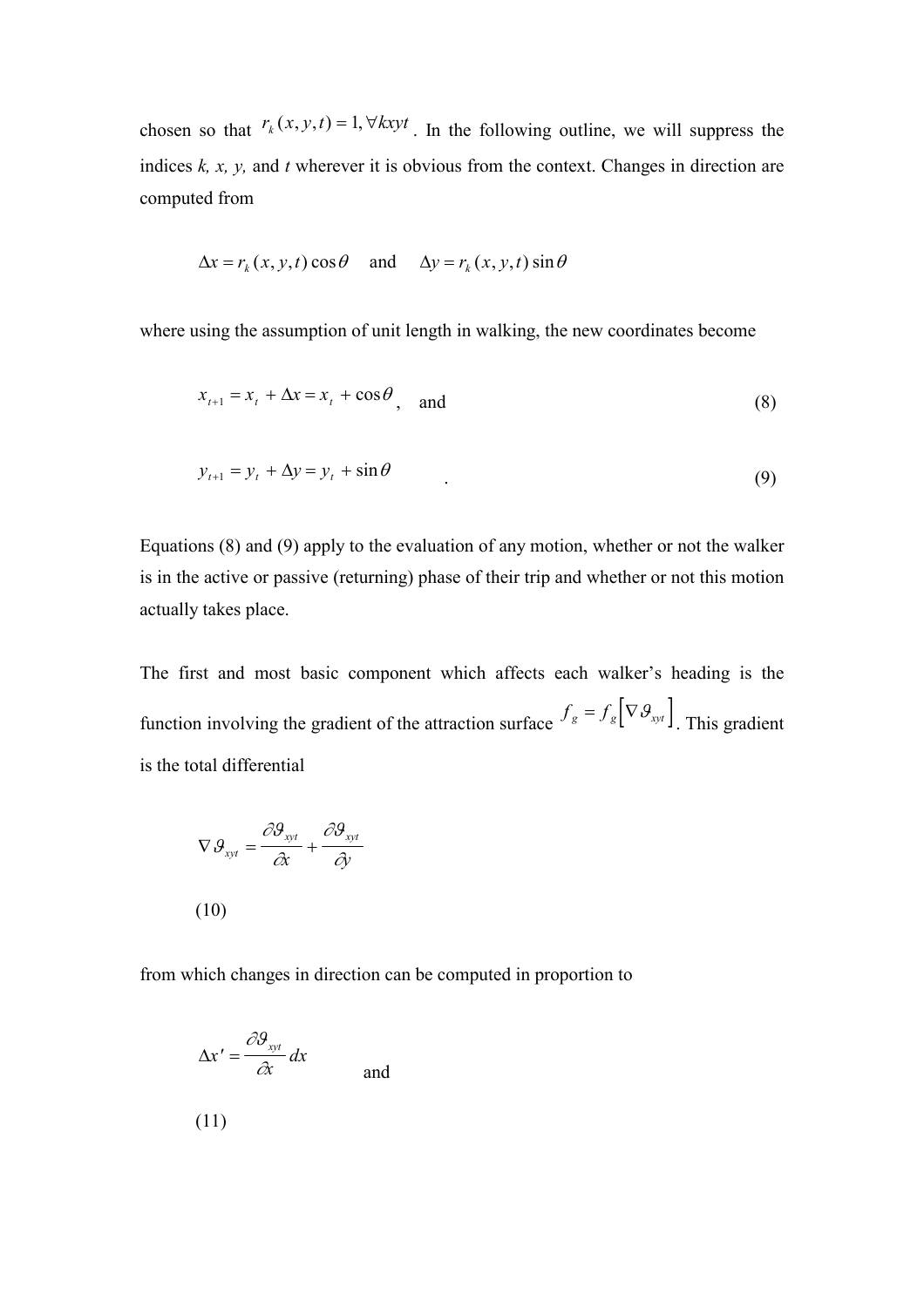chosen so that $r_k(x, y, t) = 1, \forall kxyt$. In the following outline, we will suppress the indices *k, x, y,* and *t* wherever it is obvious from the context. Changes in direction are computed from

$$\Delta x = r_k(x, y, t)\cos\theta \quad \text{and} \quad \Delta y = r_k(x, y, t)\sin\theta$$

where using the assumption of unit length in walking, the new coordinates become

$$x_{t+1} = x_t + \Delta x = x_t + \cos\theta, \quad \text{and} \tag{8}$$

$$y_{t+1} = y_t + \Delta y = y_t + \sin\theta \quad . \tag{9}$$

Equations (8) and (9) apply to the evaluation of any motion, whether or not the walker is in the active or passive (returning) phase of their trip and whether or not this motion actually takes place.

The first and most basic component which affects each walker's heading is the function involving the gradient of the attraction surface $f_g = f_g\left[\nabla \vartheta_{xyt}\right]$. This gradient is the total differential

$$\nabla \vartheta_{xyt} = \frac{\partial \vartheta_{xyt}}{\partial x} + \frac{\partial \vartheta_{xyt}}{\partial y}$$

(10)

from which changes in direction can be computed in proportion to

$$\Delta x' = \frac{\partial \vartheta_{xyt}}{\partial x} dx \qquad \text{and}$$

(11)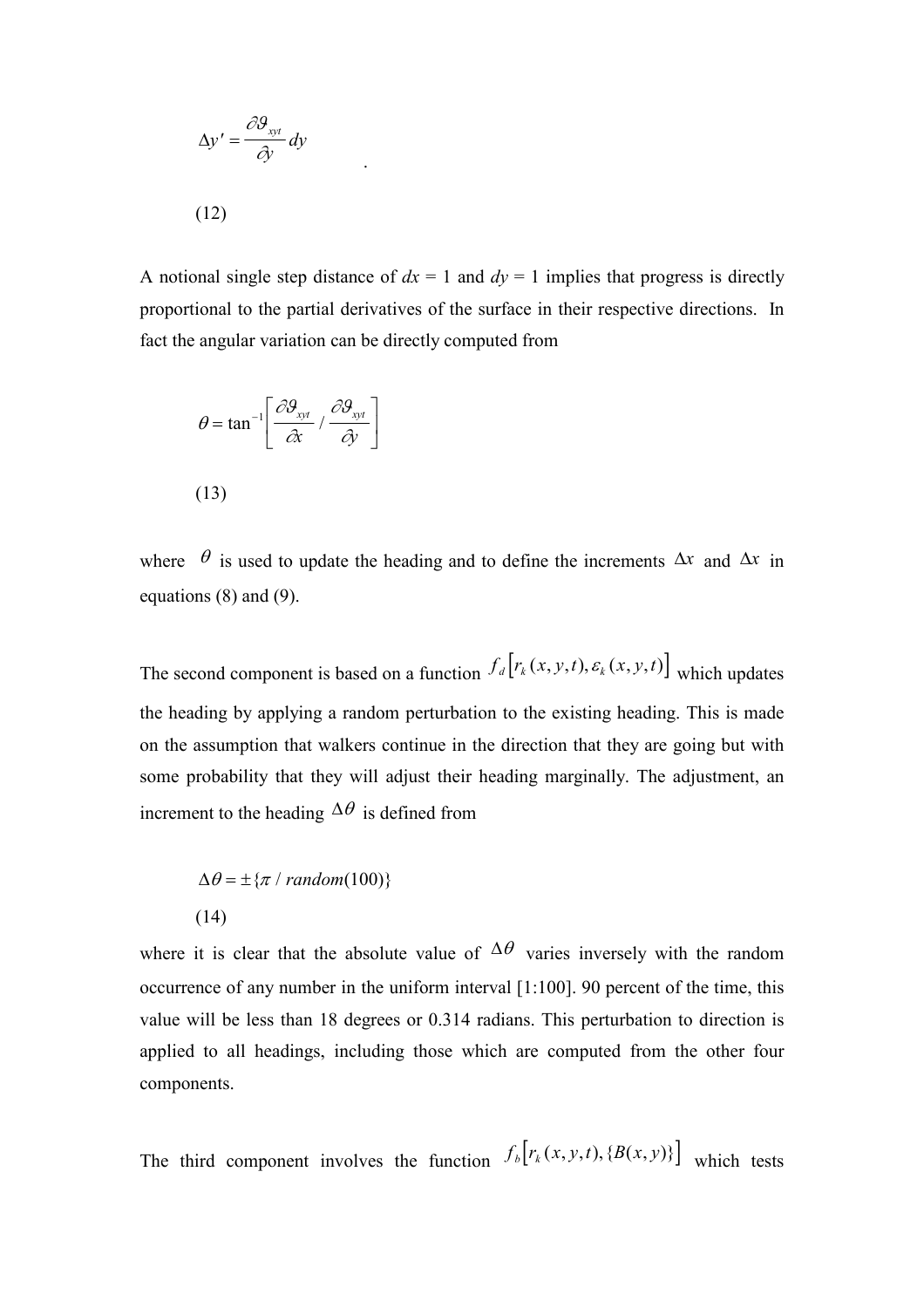$$\Delta y' = \frac{\partial \vartheta_{xyt}}{\partial y} dy \quad .$$

(12)

A notional single step distance of *dx* = 1 and *dy* = 1 implies that progress is directly proportional to the partial derivatives of the surface in their respective directions. In fact the angular variation can be directly computed from

$$\theta = \tan^{-1}\left[\frac{\partial \vartheta_{xyt}}{\partial x} / \frac{\partial \vartheta_{xyt}}{\partial y}\right]$$

(13)

where $\theta$ is used to update the heading and to define the increments $\Delta x$ and $\Delta x$ in equations (8) and (9).

The second component is based on a function $f_d\left[r_k(x,y,t), \varepsilon_k(x,y,t)\right]$ which updates the heading by applying a random perturbation to the existing heading. This is made on the assumption that walkers continue in the direction that they are going but with some probability that they will adjust their heading marginally. The adjustment, an increment to the heading $\Delta\theta$ is defined from

$$\Delta\theta = \pm\{\pi / random(100)\}$$

(14)

where it is clear that the absolute value of $\Delta\theta$ varies inversely with the random occurrence of any number in the uniform interval [1:100]. 90 percent of the time, this value will be less than 18 degrees or 0.314 radians. This perturbation to direction is applied to all headings, including those which are computed from the other four components.

The third component involves the function $f_b\left[r_k(x,y,t), \{B(x,y)\}\right]$ which tests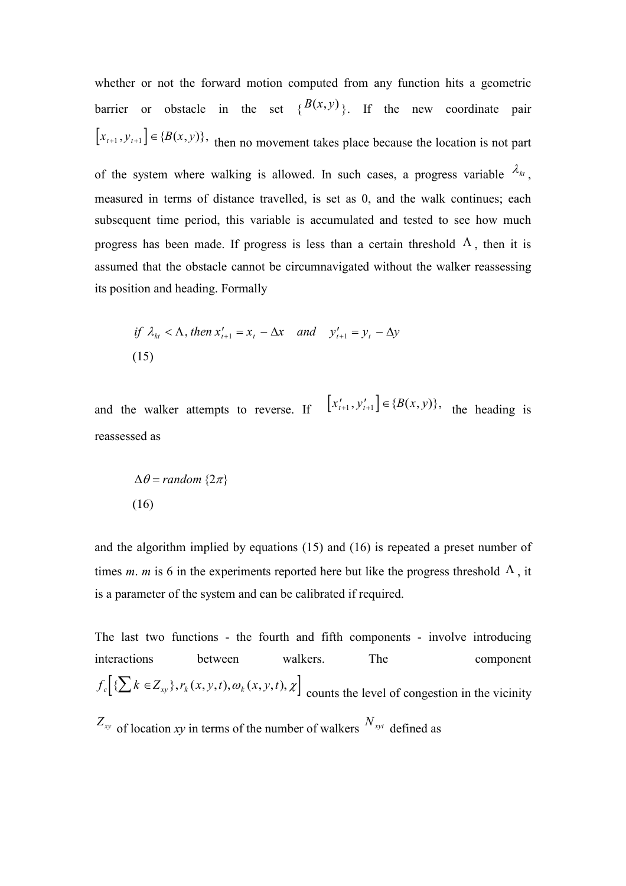whether or not the forward motion computed from any function hits a geometric barrier or obstacle in the set $\{B(x,y)\}$. If the new coordinate pair $[x_{t+1}, y_{t+1}] \in \{B(x,y)\}$, then no movement takes place because the location is not part of the system where walking is allowed. In such cases, a progress variable $\lambda_{kt}$, measured in terms of distance travelled, is set as 0, and the walk continues; each subsequent time period, this variable is accumulated and tested to see how much progress has been made. If progress is less than a certain threshold $\Lambda$, then it is assumed that the obstacle cannot be circumnavigated without the walker reassessing its position and heading. Formally

$$
if \;\; \lambda_{kt} < \Lambda, then \; x'_{t+1} = x_t - \Delta x \quad and \quad y'_{t+1} = y_t - \Delta y
$$

(15)

and the walker attempts to reverse. If $[x'_{t+1}, y'_{t+1}] \in \{B(x,y)\}$, the heading is reassessed as

$$
\Delta\theta = random \; \{2\pi\}
$$

(16)

and the algorithm implied by equations (15) and (16) is repeated a preset number of times *m*. *m* is 6 in the experiments reported here but like the progress threshold $\Lambda$, it is a parameter of the system and can be calibrated if required.

The last two functions - the fourth and fifth components - involve introducing interactions between walkers. The component $f_c\left[\{\sum k \in Z_{xy}\}, r_k(x,y,t), \omega_k(x,y,t), \chi\right]$ counts the level of congestion in the vicinity $Z_{xy}$ of location *xy* in terms of the number of walkers $N_{xyt}$ defined as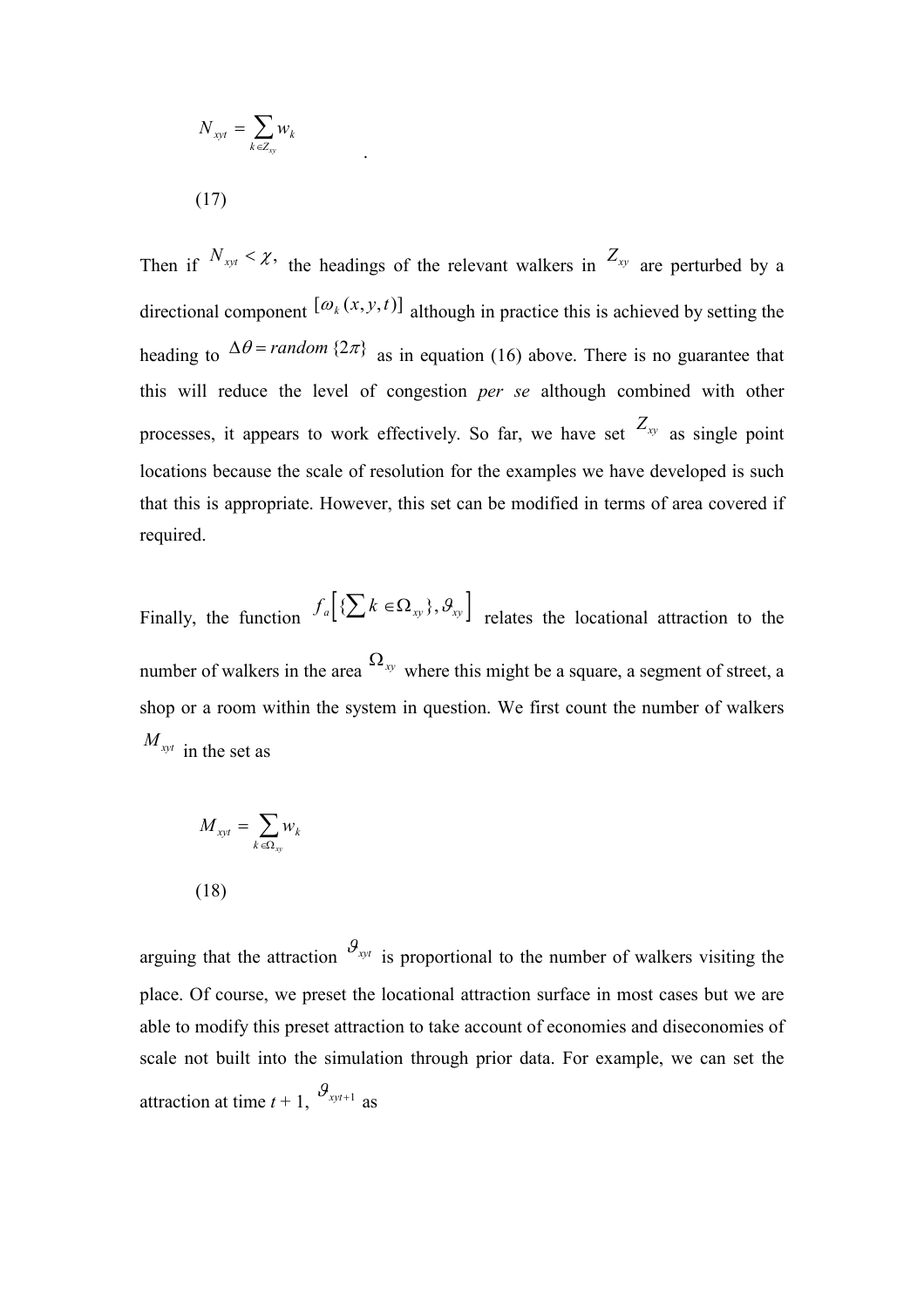$$N_{xyt} = \sum_{k \in Z_{xy}} w_k \qquad .$$

(17)

Then if $N_{xyt} < \chi,$ the headings of the relevant walkers in $Z_{xy}$ are perturbed by a directional component $[\omega_k(x, y, t)]$ although in practice this is achieved by setting the heading to $\Delta\theta = random\ \{2\pi\}$ as in equation (16) above. There is no guarantee that this will reduce the level of congestion *per se* although combined with other processes, it appears to work effectively. So far, we have set $Z_{xy}$ as single point locations because the scale of resolution for the examples we have developed is such that this is appropriate. However, this set can be modified in terms of area covered if required.

Finally, the function $f_a\left[\{\sum k \in \Omega_{xy}\}, \vartheta_{xy}\right]$ relates the locational attraction to the number of walkers in the area $\Omega_{xy}$ where this might be a square, a segment of street, a shop or a room within the system in question. We first count the number of walkers $M_{xyt}$ in the set as

$$M_{xyt} = \sum_{k \in \Omega_{xy}} w_k$$

(18)

arguing that the attraction $\vartheta_{xyt}$ is proportional to the number of walkers visiting the place. Of course, we preset the locational attraction surface in most cases but we are able to modify this preset attraction to take account of economies and diseconomies of scale not built into the simulation through prior data. For example, we can set the attraction at time *t* + 1, $\vartheta_{xyt+1}$ as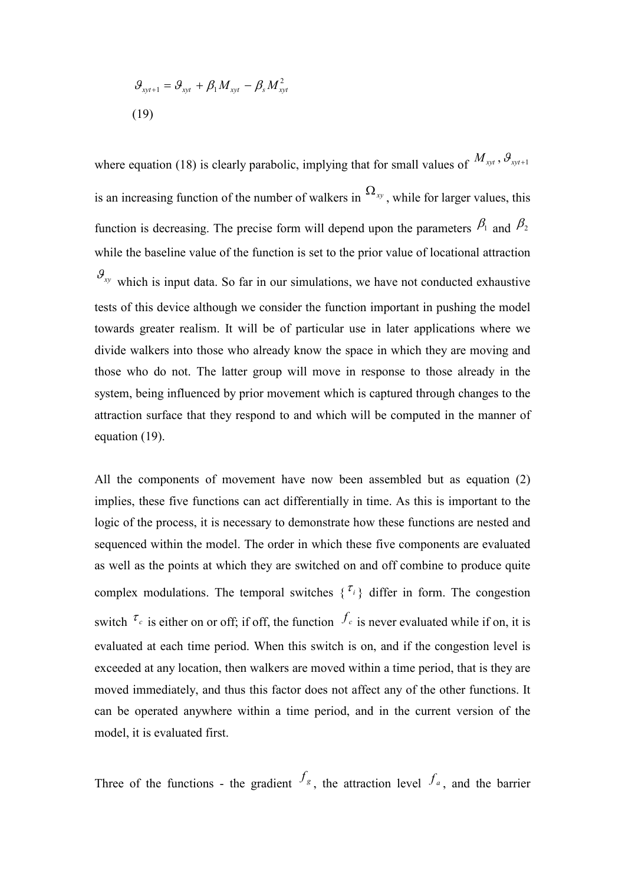$$\vartheta_{xyt+1} = \vartheta_{xyt} + \beta_1 M_{xyt} - \beta_s M_{xyt}^2$$

(19)

where equation (18) is clearly parabolic, implying that for small values of $M_{xyt}$, $\vartheta_{xyt+1}$ is an increasing function of the number of walkers in $\Omega_{xy}$, while for larger values, this function is decreasing. The precise form will depend upon the parameters $\beta_1$ and $\beta_2$ while the baseline value of the function is set to the prior value of locational attraction $\vartheta_{xy}$ which is input data. So far in our simulations, we have not conducted exhaustive tests of this device although we consider the function important in pushing the model towards greater realism. It will be of particular use in later applications where we divide walkers into those who already know the space in which they are moving and those who do not. The latter group will move in response to those already in the system, being influenced by prior movement which is captured through changes to the attraction surface that they respond to and which will be computed in the manner of equation (19).

All the components of movement have now been assembled but as equation (2) implies, these five functions can act differentially in time. As this is important to the logic of the process, it is necessary to demonstrate how these functions are nested and sequenced within the model. The order in which these five components are evaluated as well as the points at which they are switched on and off combine to produce quite complex modulations. The temporal switches $\{\tau_i\}$ differ in form. The congestion switch $\tau_c$ is either on or off; if off, the function $f_c$ is never evaluated while if on, it is evaluated at each time period. When this switch is on, and if the congestion level is exceeded at any location, then walkers are moved within a time period, that is they are moved immediately, and thus this factor does not affect any of the other functions. It can be operated anywhere within a time period, and in the current version of the model, it is evaluated first.

Three of the functions - the gradient $f_g$, the attraction level $f_a$, and the barrier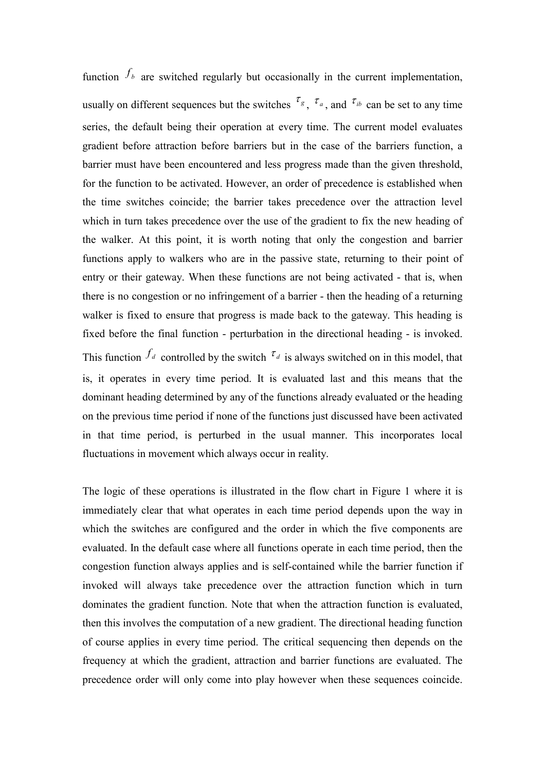function $f_b$ are switched regularly but occasionally in the current implementation, usually on different sequences but the switches $\tau_g$, $\tau_a$, and $\tau_{ib}$ can be set to any time series, the default being their operation at every time. The current model evaluates gradient before attraction before barriers but in the case of the barriers function, a barrier must have been encountered and less progress made than the given threshold, for the function to be activated. However, an order of precedence is established when the time switches coincide; the barrier takes precedence over the attraction level which in turn takes precedence over the use of the gradient to fix the new heading of the walker. At this point, it is worth noting that only the congestion and barrier functions apply to walkers who are in the passive state, returning to their point of entry or their gateway. When these functions are not being activated - that is, when there is no congestion or no infringement of a barrier - then the heading of a returning walker is fixed to ensure that progress is made back to the gateway. This heading is fixed before the final function - perturbation in the directional heading - is invoked. This function $f_d$ controlled by the switch $\tau_d$ is always switched on in this model, that is, it operates in every time period. It is evaluated last and this means that the dominant heading determined by any of the functions already evaluated or the heading on the previous time period if none of the functions just discussed have been activated in that time period, is perturbed in the usual manner. This incorporates local fluctuations in movement which always occur in reality.

The logic of these operations is illustrated in the flow chart in Figure 1 where it is immediately clear that what operates in each time period depends upon the way in which the switches are configured and the order in which the five components are evaluated. In the default case where all functions operate in each time period, then the congestion function always applies and is self-contained while the barrier function if invoked will always take precedence over the attraction function which in turn dominates the gradient function. Note that when the attraction function is evaluated, then this involves the computation of a new gradient. The directional heading function of course applies in every time period. The critical sequencing then depends on the frequency at which the gradient, attraction and barrier functions are evaluated. The precedence order will only come into play however when these sequences coincide.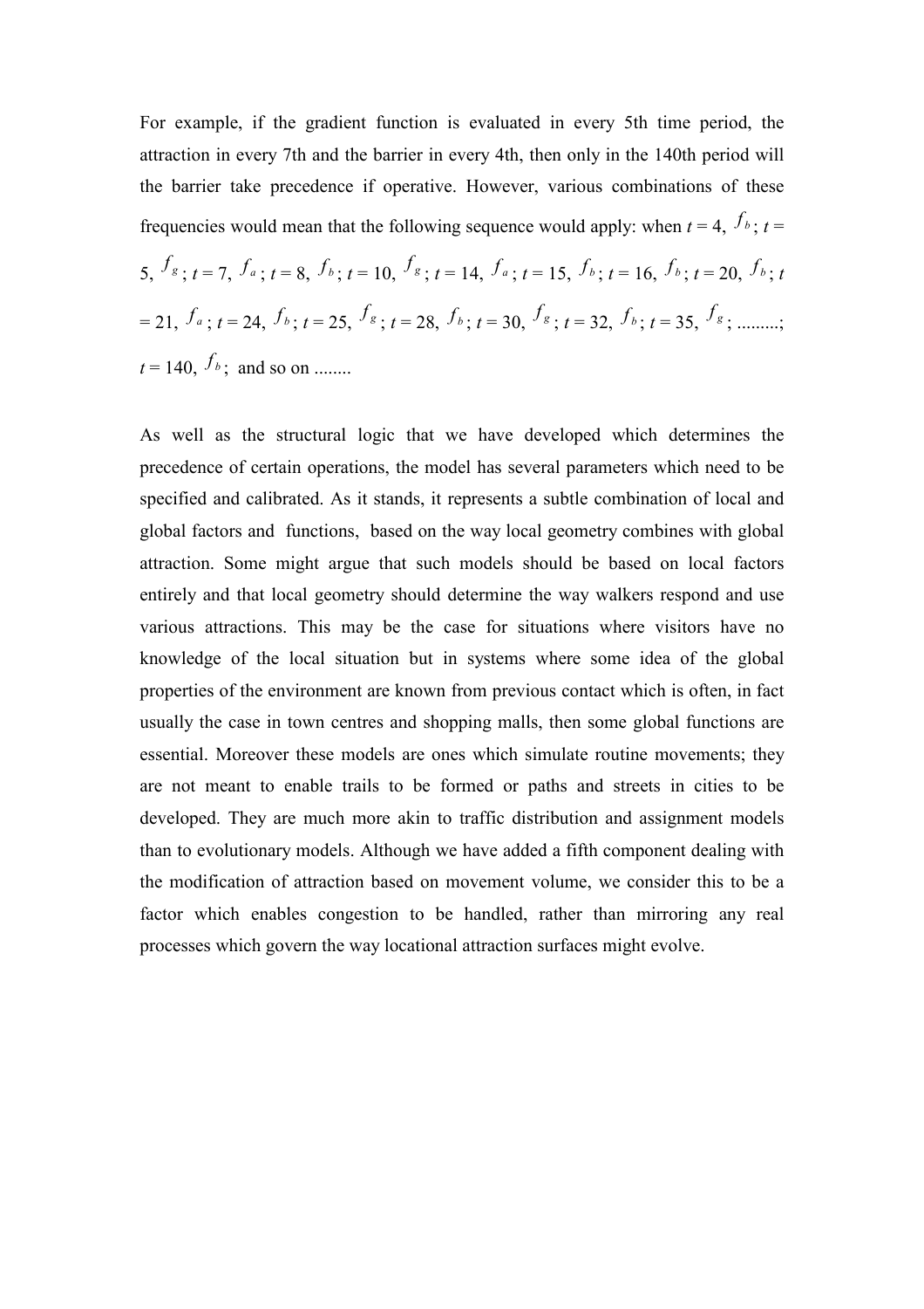For example, if the gradient function is evaluated in every 5th time period, the attraction in every 7th and the barrier in every 4th, then only in the 140th period will the barrier take precedence if operative. However, various combinations of these frequencies would mean that the following sequence would apply: when $t$ = 4, $f_b$; $t$ = 5, $f_g$; $t$ = 7, $f_a$; $t$ = 8, $f_b$; $t$ = 10, $f_g$; $t$ = 14, $f_a$; $t$ = 15, $f_b$; $t$ = 16, $f_b$; $t$ = 20, $f_b$; $t$ = 21, $f_a$; $t$ = 24, $f_b$; $t$ = 25, $f_g$; $t$ = 28, $f_b$; $t$ = 30, $f_g$; $t$ = 32, $f_b$; $t$ = 35, $f_g$; .........; $t$ = 140, $f_b$; and so on ........

As well as the structural logic that we have developed which determines the precedence of certain operations, the model has several parameters which need to be specified and calibrated. As it stands, it represents a subtle combination of local and global factors and functions, based on the way local geometry combines with global attraction. Some might argue that such models should be based on local factors entirely and that local geometry should determine the way walkers respond and use various attractions. This may be the case for situations where visitors have no knowledge of the local situation but in systems where some idea of the global properties of the environment are known from previous contact which is often, in fact usually the case in town centres and shopping malls, then some global functions are essential. Moreover these models are ones which simulate routine movements; they are not meant to enable trails to be formed or paths and streets in cities to be developed. They are much more akin to traffic distribution and assignment models than to evolutionary models. Although we have added a fifth component dealing with the modification of attraction based on movement volume, we consider this to be a factor which enables congestion to be handled, rather than mirroring any real processes which govern the way locational attraction surfaces might evolve.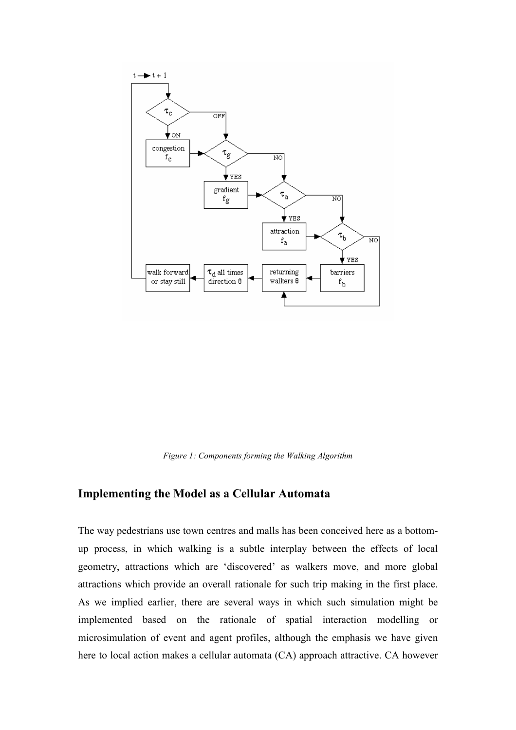$t \rightarrow t + 1$

$\tau_c$

OFF

ON

congestion $f_c$

$\tau_g$

NO

YES

gradient $f_g$

$\tau_a$

NO

YES

attraction $f_a$

$\tau_b$

NO

YES

walk forward or stay still

$\tau_d$ all times direction $\theta$

returning walkers $\theta$

barriers $f_b$

*Figure 1: Components forming the Walking Algorithm*

## Implementing the Model as a Cellular Automata

The way pedestrians use town centres and malls has been conceived here as a bottom-up process, in which walking is a subtle interplay between the effects of local geometry, attractions which are 'discovered' as walkers move, and more global attractions which provide an overall rationale for such trip making in the first place. As we implied earlier, there are several ways in which such simulation might be implemented based on the rationale of spatial interaction modelling or microsimulation of event and agent profiles, although the emphasis we have given here to local action makes a cellular automata (CA) approach attractive. CA however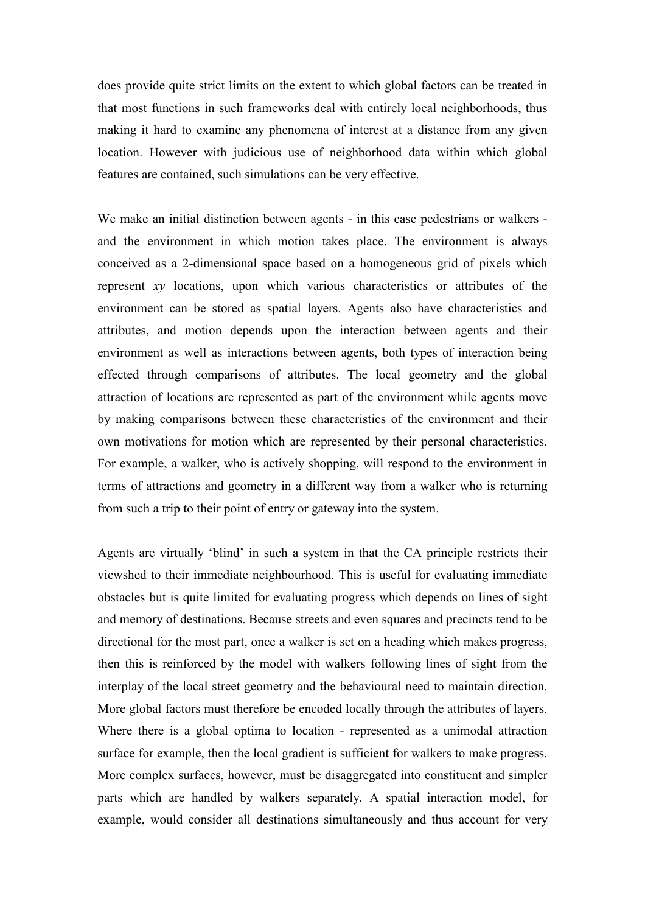does provide quite strict limits on the extent to which global factors can be treated in that most functions in such frameworks deal with entirely local neighborhoods, thus making it hard to examine any phenomena of interest at a distance from any given location. However with judicious use of neighborhood data within which global features are contained, such simulations can be very effective.

We make an initial distinction between agents - in this case pedestrians or walkers - and the environment in which motion takes place. The environment is always conceived as a 2-dimensional space based on a homogeneous grid of pixels which represent *xy* locations, upon which various characteristics or attributes of the environment can be stored as spatial layers. Agents also have characteristics and attributes, and motion depends upon the interaction between agents and their environment as well as interactions between agents, both types of interaction being effected through comparisons of attributes. The local geometry and the global attraction of locations are represented as part of the environment while agents move by making comparisons between these characteristics of the environment and their own motivations for motion which are represented by their personal characteristics. For example, a walker, who is actively shopping, will respond to the environment in terms of attractions and geometry in a different way from a walker who is returning from such a trip to their point of entry or gateway into the system.

Agents are virtually 'blind' in such a system in that the CA principle restricts their viewshed to their immediate neighbourhood. This is useful for evaluating immediate obstacles but is quite limited for evaluating progress which depends on lines of sight and memory of destinations. Because streets and even squares and precincts tend to be directional for the most part, once a walker is set on a heading which makes progress, then this is reinforced by the model with walkers following lines of sight from the interplay of the local street geometry and the behavioural need to maintain direction. More global factors must therefore be encoded locally through the attributes of layers. Where there is a global optima to location - represented as a unimodal attraction surface for example, then the local gradient is sufficient for walkers to make progress. More complex surfaces, however, must be disaggregated into constituent and simpler parts which are handled by walkers separately. A spatial interaction model, for example, would consider all destinations simultaneously and thus account for very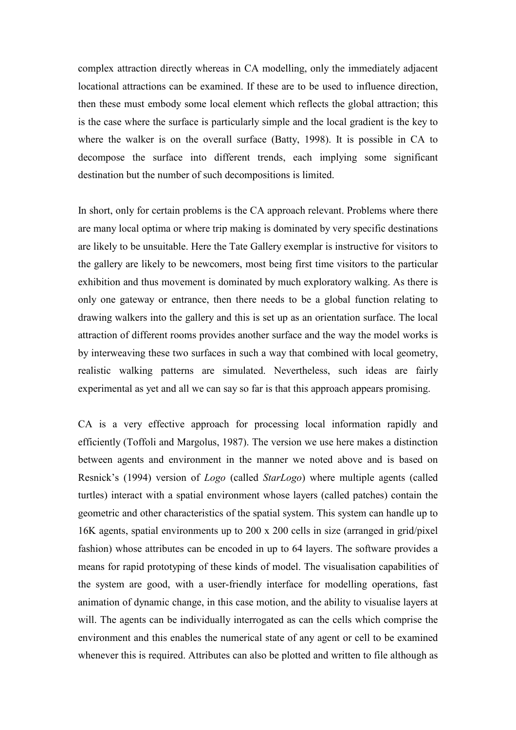complex attraction directly whereas in CA modelling, only the immediately adjacent locational attractions can be examined. If these are to be used to influence direction, then these must embody some local element which reflects the global attraction; this is the case where the surface is particularly simple and the local gradient is the key to where the walker is on the overall surface (Batty, 1998). It is possible in CA to decompose the surface into different trends, each implying some significant destination but the number of such decompositions is limited.

In short, only for certain problems is the CA approach relevant. Problems where there are many local optima or where trip making is dominated by very specific destinations are likely to be unsuitable. Here the Tate Gallery exemplar is instructive for visitors to the gallery are likely to be newcomers, most being first time visitors to the particular exhibition and thus movement is dominated by much exploratory walking. As there is only one gateway or entrance, then there needs to be a global function relating to drawing walkers into the gallery and this is set up as an orientation surface. The local attraction of different rooms provides another surface and the way the model works is by interweaving these two surfaces in such a way that combined with local geometry, realistic walking patterns are simulated. Nevertheless, such ideas are fairly experimental as yet and all we can say so far is that this approach appears promising.

CA is a very effective approach for processing local information rapidly and efficiently (Toffoli and Margolus, 1987). The version we use here makes a distinction between agents and environment in the manner we noted above and is based on Resnick's (1994) version of *Logo* (called *StarLogo*) where multiple agents (called turtles) interact with a spatial environment whose layers (called patches) contain the geometric and other characteristics of the spatial system. This system can handle up to 16K agents, spatial environments up to 200 x 200 cells in size (arranged in grid/pixel fashion) whose attributes can be encoded in up to 64 layers. The software provides a means for rapid prototyping of these kinds of model. The visualisation capabilities of the system are good, with a user-friendly interface for modelling operations, fast animation of dynamic change, in this case motion, and the ability to visualise layers at will. The agents can be individually interrogated as can the cells which comprise the environment and this enables the numerical state of any agent or cell to be examined whenever this is required. Attributes can also be plotted and written to file although as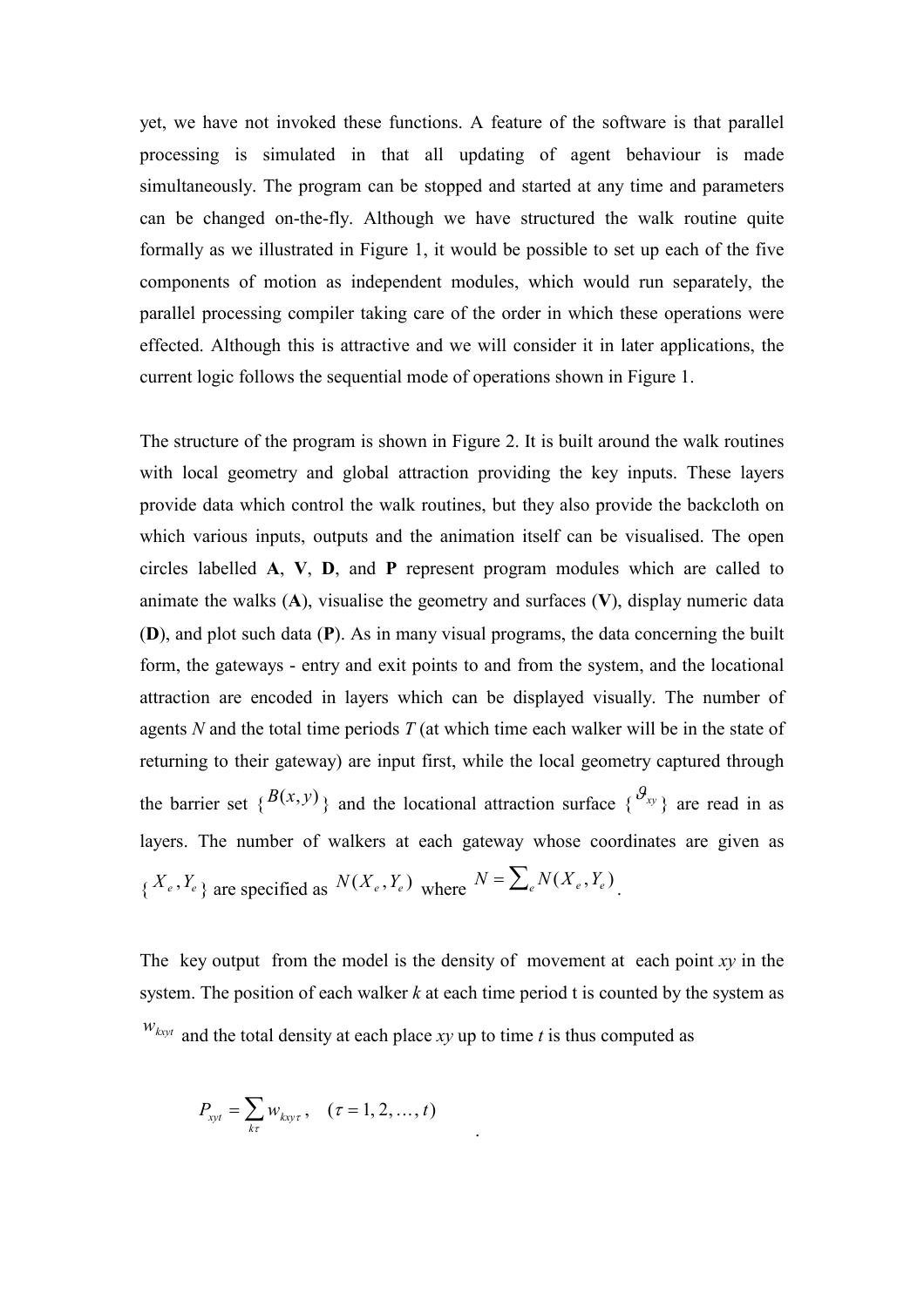yet, we have not invoked these functions. A feature of the software is that parallel processing is simulated in that all updating of agent behaviour is made simultaneously. The program can be stopped and started at any time and parameters can be changed on-the-fly. Although we have structured the walk routine quite formally as we illustrated in Figure 1, it would be possible to set up each of the five components of motion as independent modules, which would run separately, the parallel processing compiler taking care of the order in which these operations were effected. Although this is attractive and we will consider it in later applications, the current logic follows the sequential mode of operations shown in Figure 1.

The structure of the program is shown in Figure 2. It is built around the walk routines with local geometry and global attraction providing the key inputs. These layers provide data which control the walk routines, but they also provide the backcloth on which various inputs, outputs and the animation itself can be visualised. The open circles labelled **A**, **V**, **D**, and **P** represent program modules which are called to animate the walks (**A**), visualise the geometry and surfaces (**V**), display numeric data (**D**), and plot such data (**P**). As in many visual programs, the data concerning the built form, the gateways - entry and exit points to and from the system, and the locational attraction are encoded in layers which can be displayed visually. The number of agents $N$ and the total time periods $T$ (at which time each walker will be in the state of returning to their gateway) are input first, while the local geometry captured through the barrier set $\{B(x,y)\}$ and the locational attraction surface $\{\vartheta_{xy}\}$ are read in as layers. The number of walkers at each gateway whose coordinates are given as $\{X_e, Y_e\}$ are specified as $N(X_e, Y_e)$ where $N = \sum_e N(X_e, Y_e)$.

The key output from the model is the density of movement at each point $xy$ in the system. The position of each walker $k$ at each time period t is counted by the system as $w_{kxyt}$ and the total density at each place $xy$ up to time $t$ is thus computed as

$$P_{xyt} = \sum_{k\tau} w_{kxy\tau}, \quad (\tau = 1, 2, \dots, t)$$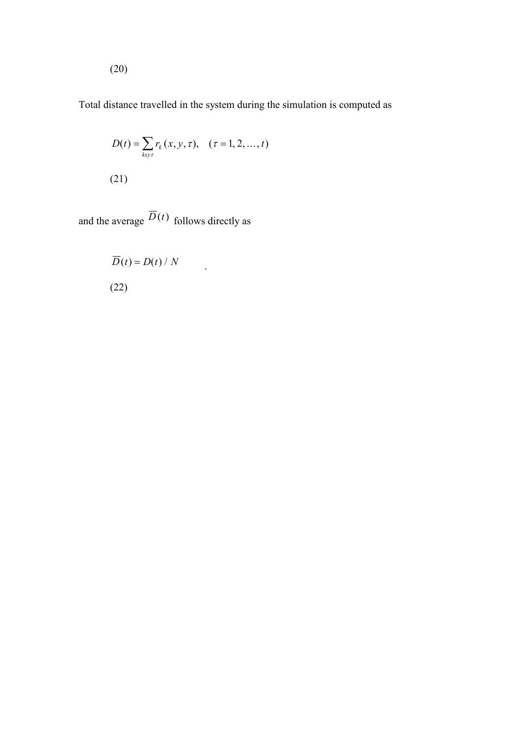(20)

Total distance travelled in the system during the simulation is computed as

$$D(t) = \sum_{kxy\tau} r_k(x, y, \tau), \quad (\tau = 1, 2, \ldots, t)$$

(21)

and the average $\overline{D}(t)$ follows directly as

$$\overline{D}(t) = D(t) / N \quad .$$

(22)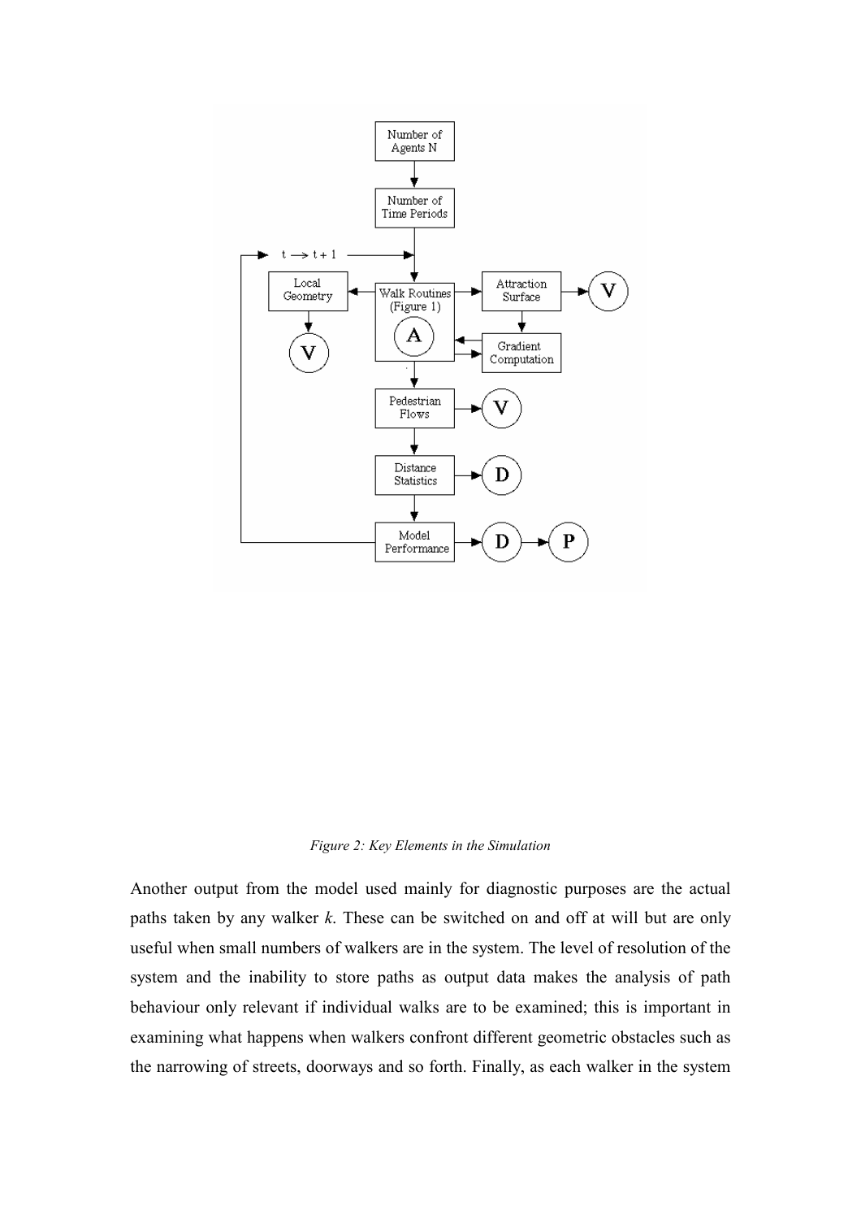Number of Agents N

Number of Time Periods

t → t + 1

Local Geometry

Walk Routines (Figure 1)

A

Attraction Surface

V

V

Gradient Computation

Pedestrian Flows

V

Distance Statistics

D

Model Performance

D

P

*Figure 2: Key Elements in the Simulation*

Another output from the model used mainly for diagnostic purposes are the actual paths taken by any walker *k*. These can be switched on and off at will but are only useful when small numbers of walkers are in the system. The level of resolution of the system and the inability to store paths as output data makes the analysis of path behaviour only relevant if individual walks are to be examined; this is important in examining what happens when walkers confront different geometric obstacles such as the narrowing of streets, doorways and so forth. Finally, as each walker in the system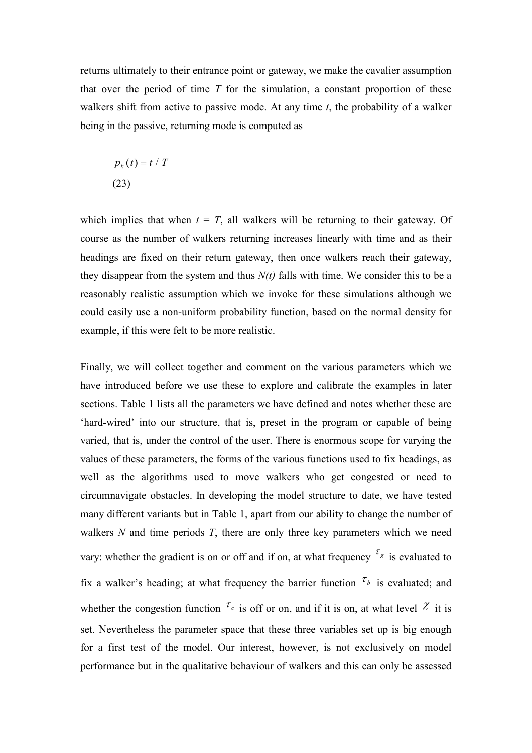returns ultimately to their entrance point or gateway, we make the cavalier assumption that over the period of time $T$ for the simulation, a constant proportion of these walkers shift from active to passive mode. At any time $t$, the probability of a walker being in the passive, returning mode is computed as

$$p_k(t) = t / T \tag{23}$$

which implies that when $t = T$, all walkers will be returning to their gateway. Of course as the number of walkers returning increases linearly with time and as their headings are fixed on their return gateway, then once walkers reach their gateway, they disappear from the system and thus $N(t)$ falls with time. We consider this to be a reasonably realistic assumption which we invoke for these simulations although we could easily use a non-uniform probability function, based on the normal density for example, if this were felt to be more realistic.

Finally, we will collect together and comment on the various parameters which we have introduced before we use these to explore and calibrate the examples in later sections. Table 1 lists all the parameters we have defined and notes whether these are 'hard-wired' into our structure, that is, preset in the program or capable of being varied, that is, under the control of the user. There is enormous scope for varying the values of these parameters, the forms of the various functions used to fix headings, as well as the algorithms used to move walkers who get congested or need to circumnavigate obstacles. In developing the model structure to date, we have tested many different variants but in Table 1, apart from our ability to change the number of walkers $N$ and time periods $T$, there are only three key parameters which we need vary: whether the gradient is on or off and if on, at what frequency $\tau_g$ is evaluated to fix a walker's heading; at what frequency the barrier function $\tau_b$ is evaluated; and whether the congestion function $\tau_c$ is off or on, and if it is on, at what level $\chi$ it is set. Nevertheless the parameter space that these three variables set up is big enough for a first test of the model. Our interest, however, is not exclusively on model performance but in the qualitative behaviour of walkers and this can only be assessed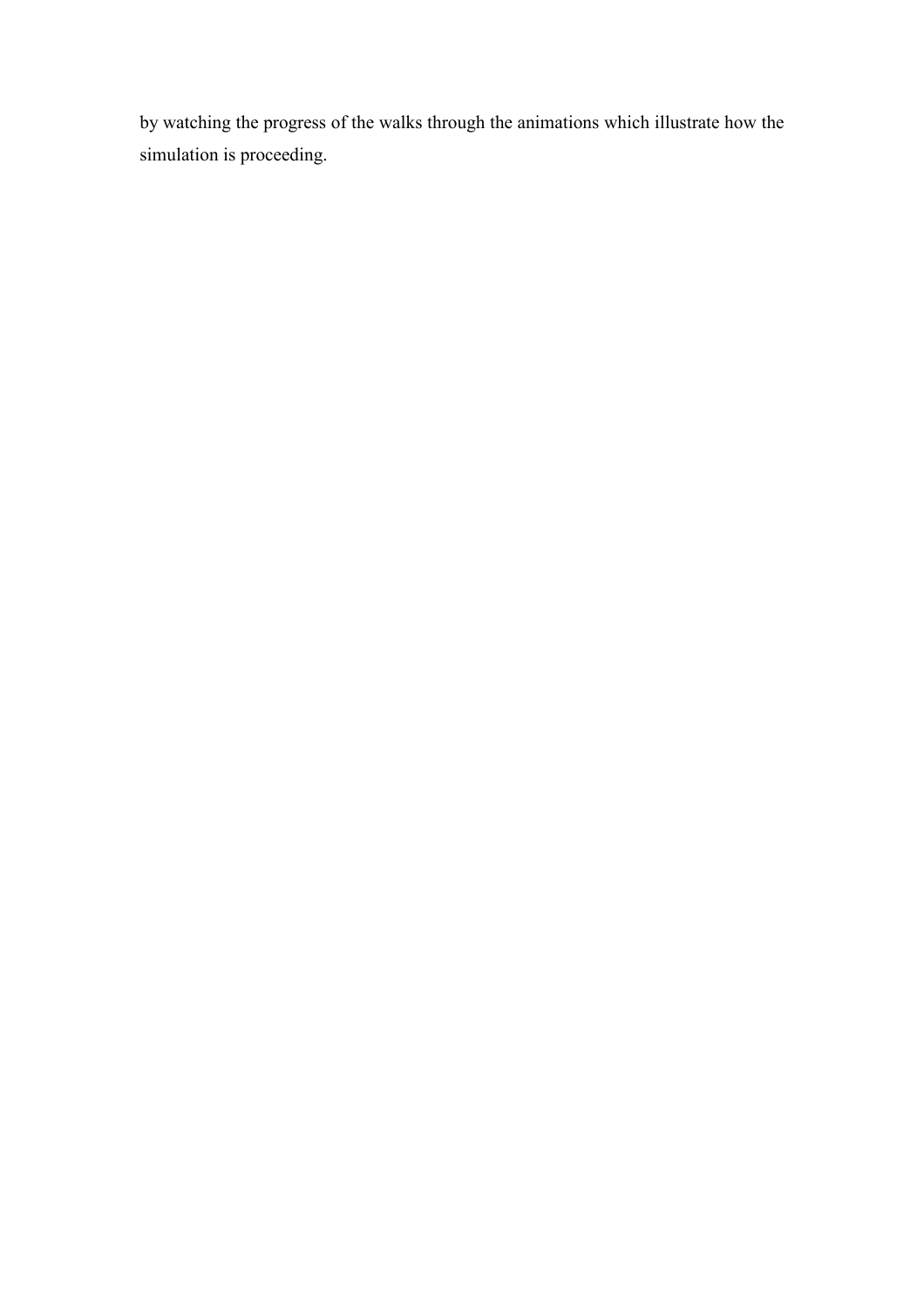by watching the progress of the walks through the animations which illustrate how the simulation is proceeding.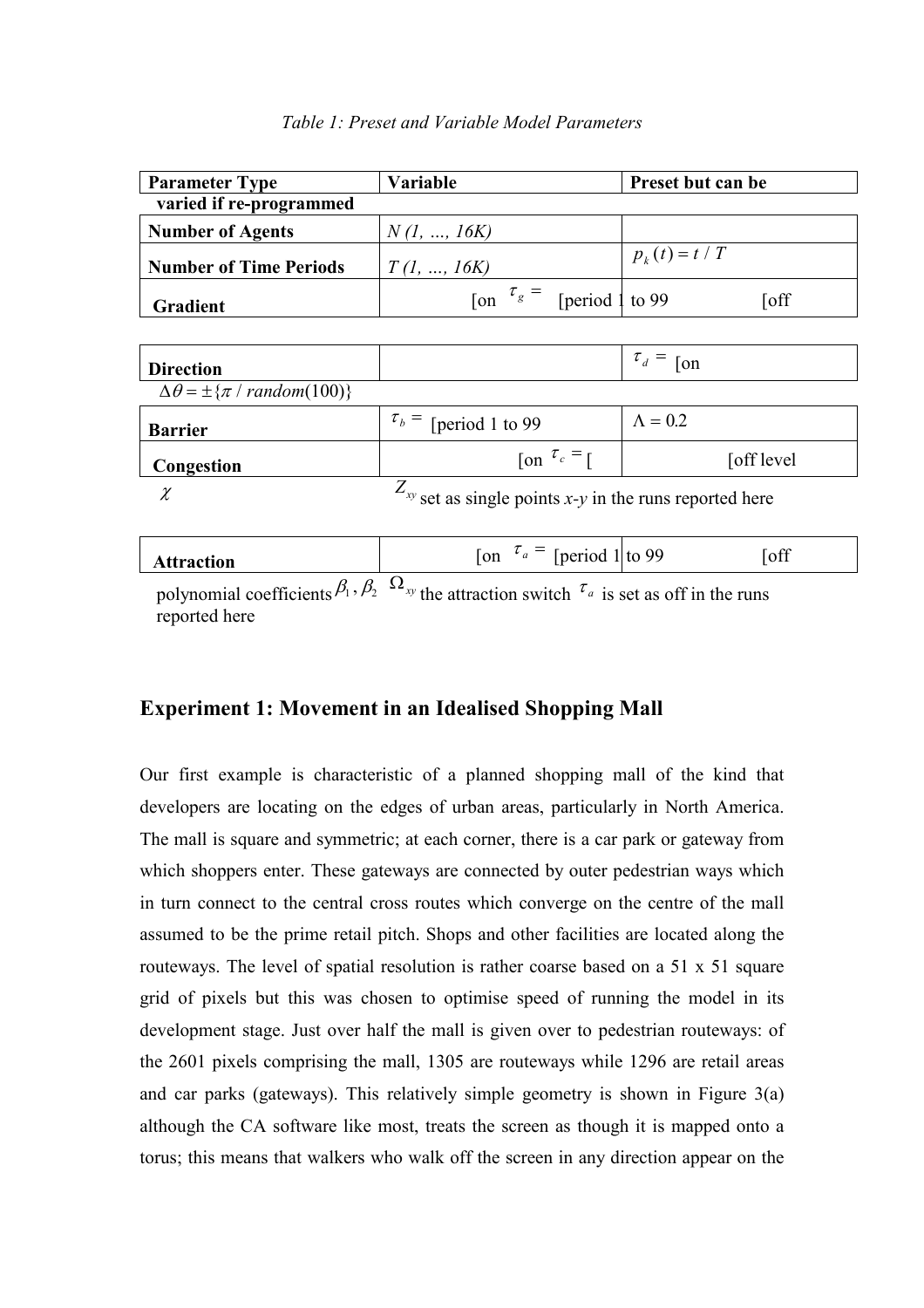*Table 1: Preset and Variable Model Parameters*

| Parameter Type | Variable | Preset but can be varied if re-programmed |
|---|---|---|
| **Number of Agents** | *N (1, …, 16K)* | |
| **Number of Time Periods** | *T (1, …, 16K)* | $p_k(t) = t / T$ |
| **Gradient** | [on $\tau_g =$ [period 1 to 99 | [off |
| **Direction** | | $\tau_d =$ [on |
| $\Delta\theta = \pm\{\pi / random(100)\}$ | | |
| **Barrier** | $\tau_b =$ [period 1 to 99 | $\Lambda = 0.2$ |
| **Congestion** | [on $\tau_c =$ [ | [off level |
| $\chi$ | $Z_{xy}$ set as single points *x-y* in the runs reported here | |
| **Attraction** | [on $\tau_a =$ [period 1 to 99 | [off |
| polynomial coefficients $\beta_1, \beta_2$ $\Omega_{xy}$ the attraction switch $\tau_a$ is set as off in the runs reported here | | |

## Experiment 1: Movement in an Idealised Shopping Mall

Our first example is characteristic of a planned shopping mall of the kind that developers are locating on the edges of urban areas, particularly in North America. The mall is square and symmetric; at each corner, there is a car park or gateway from which shoppers enter. These gateways are connected by outer pedestrian ways which in turn connect to the central cross routes which converge on the centre of the mall assumed to be the prime retail pitch. Shops and other facilities are located along the routeways. The level of spatial resolution is rather coarse based on a 51 x 51 square grid of pixels but this was chosen to optimise speed of running the model in its development stage. Just over half the mall is given over to pedestrian routeways: of the 2601 pixels comprising the mall, 1305 are routeways while 1296 are retail areas and car parks (gateways). This relatively simple geometry is shown in Figure 3(a) although the CA software like most, treats the screen as though it is mapped onto a torus; this means that walkers who walk off the screen in any direction appear on the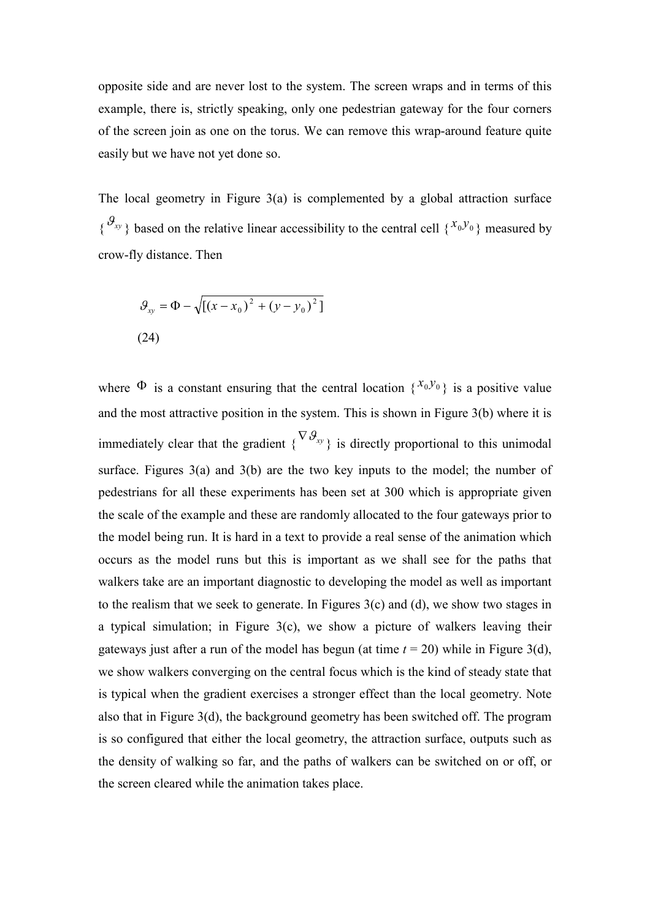opposite side and are never lost to the system. The screen wraps and in terms of this example, there is, strictly speaking, only one pedestrian gateway for the four corners of the screen join as one on the torus. We can remove this wrap-around feature quite easily but we have not yet done so.

The local geometry in Figure 3(a) is complemented by a global attraction surface $\{\vartheta_{xy}\}$ based on the relative linear accessibility to the central cell $\{x_0 y_0\}$ measured by crow-fly distance. Then

$$\vartheta_{xy} = \Phi - \sqrt{[(x - x_0)^2 + (y - y_0)^2]}$$

(24)

where $\Phi$ is a constant ensuring that the central location $\{x_0 y_0\}$ is a positive value and the most attractive position in the system. This is shown in Figure 3(b) where it is immediately clear that the gradient $\{\nabla\vartheta_{xy}\}$ is directly proportional to this unimodal surface. Figures 3(a) and 3(b) are the two key inputs to the model; the number of pedestrians for all these experiments has been set at 300 which is appropriate given the scale of the example and these are randomly allocated to the four gateways prior to the model being run. It is hard in a text to provide a real sense of the animation which occurs as the model runs but this is important as we shall see for the paths that walkers take are an important diagnostic to developing the model as well as important to the realism that we seek to generate. In Figures 3(c) and (d), we show two stages in a typical simulation; in Figure 3(c), we show a picture of walkers leaving their gateways just after a run of the model has begun (at time $t = 20$) while in Figure 3(d), we show walkers converging on the central focus which is the kind of steady state that is typical when the gradient exercises a stronger effect than the local geometry. Note also that in Figure 3(d), the background geometry has been switched off. The program is so configured that either the local geometry, the attraction surface, outputs such as the density of walking so far, and the paths of walkers can be switched on or off, or the screen cleared while the animation takes place.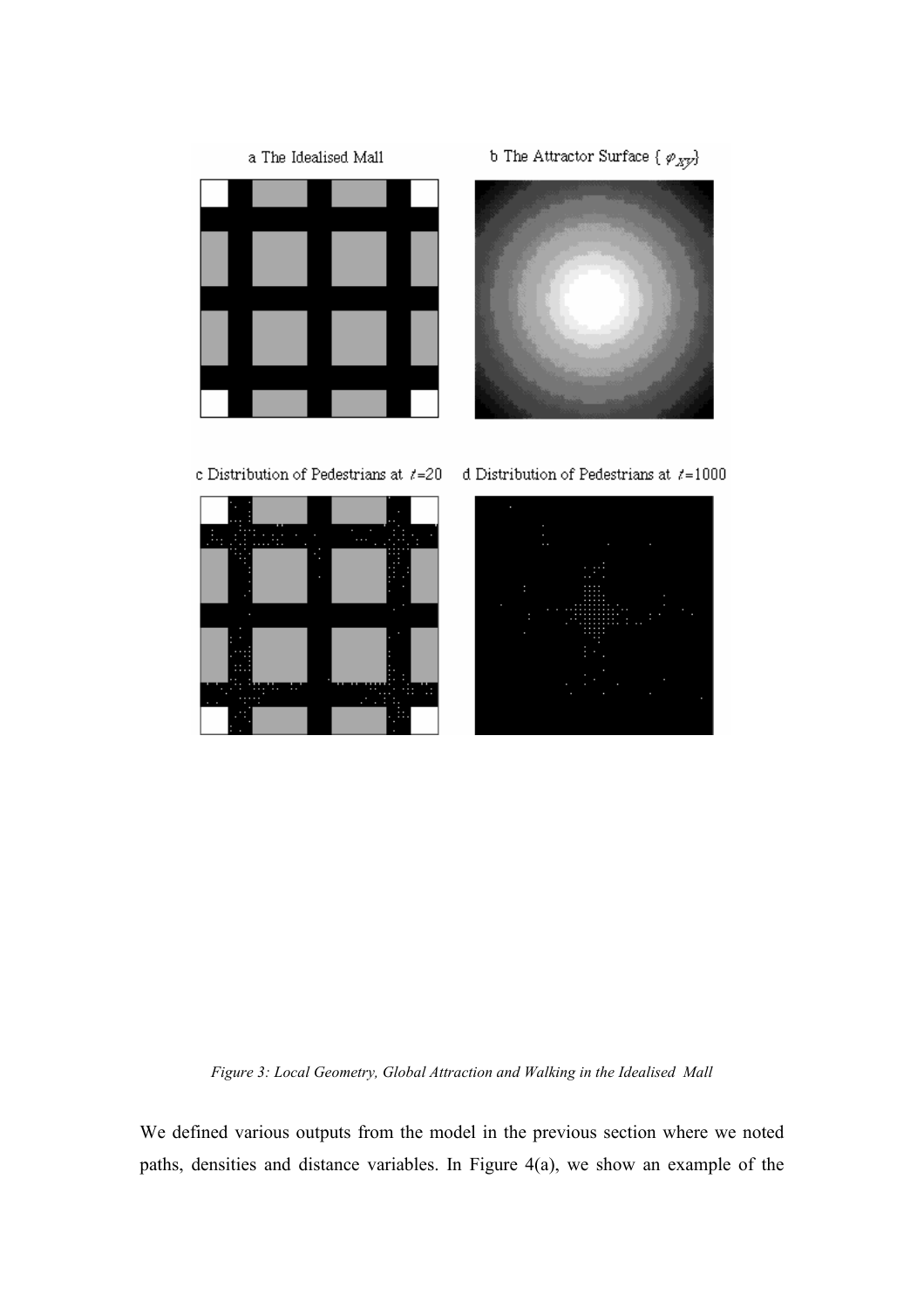a The Idealised Mall

b The Attractor Surface $\{\varphi_{xy}\}$

c Distribution of Pedestrians at $t$=20

d Distribution of Pedestrians at $t$=1000

*Figure 3: Local Geometry, Global Attraction and Walking in the Idealised Mall*

We defined various outputs from the model in the previous section where we noted paths, densities and distance variables. In Figure 4(a), we show an example of the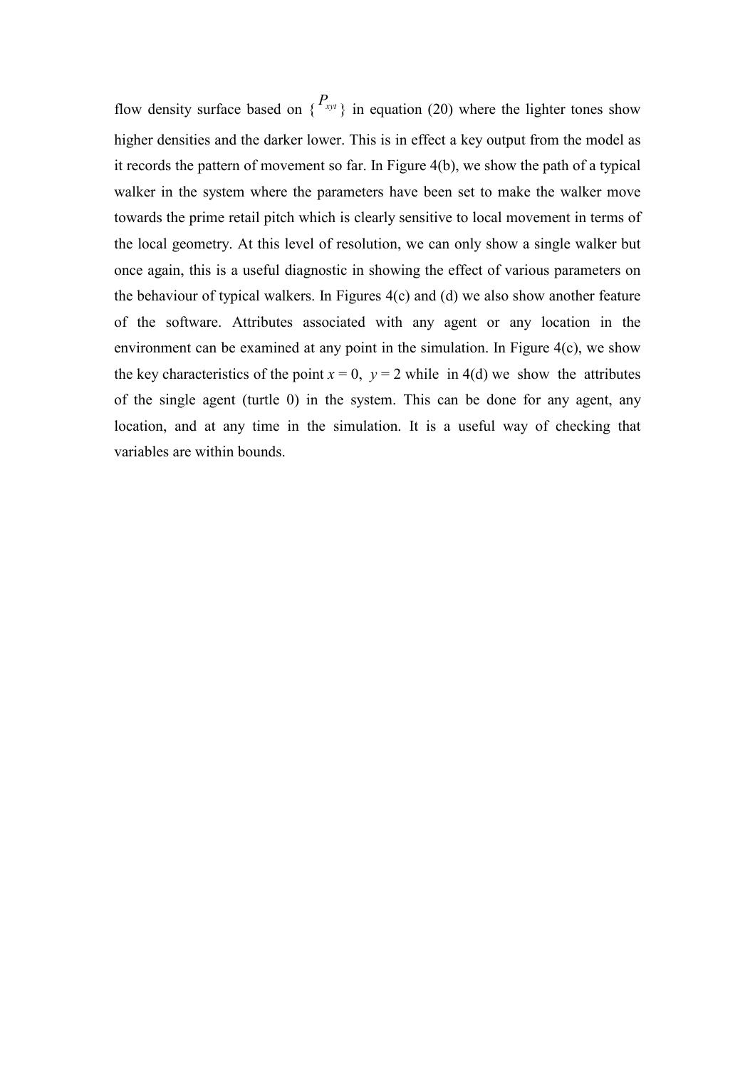flow density surface based on $\{P_{xyt}\}$ in equation (20) where the lighter tones show higher densities and the darker lower. This is in effect a key output from the model as it records the pattern of movement so far. In Figure 4(b), we show the path of a typical walker in the system where the parameters have been set to make the walker move towards the prime retail pitch which is clearly sensitive to local movement in terms of the local geometry. At this level of resolution, we can only show a single walker but once again, this is a useful diagnostic in showing the effect of various parameters on the behaviour of typical walkers. In Figures 4(c) and (d) we also show another feature of the software. Attributes associated with any agent or any location in the environment can be examined at any point in the simulation. In Figure 4(c), we show the key characteristics of the point $x = 0$, $y = 2$ while in 4(d) we show the attributes of the single agent (turtle 0) in the system. This can be done for any agent, any location, and at any time in the simulation. It is a useful way of checking that variables are within bounds.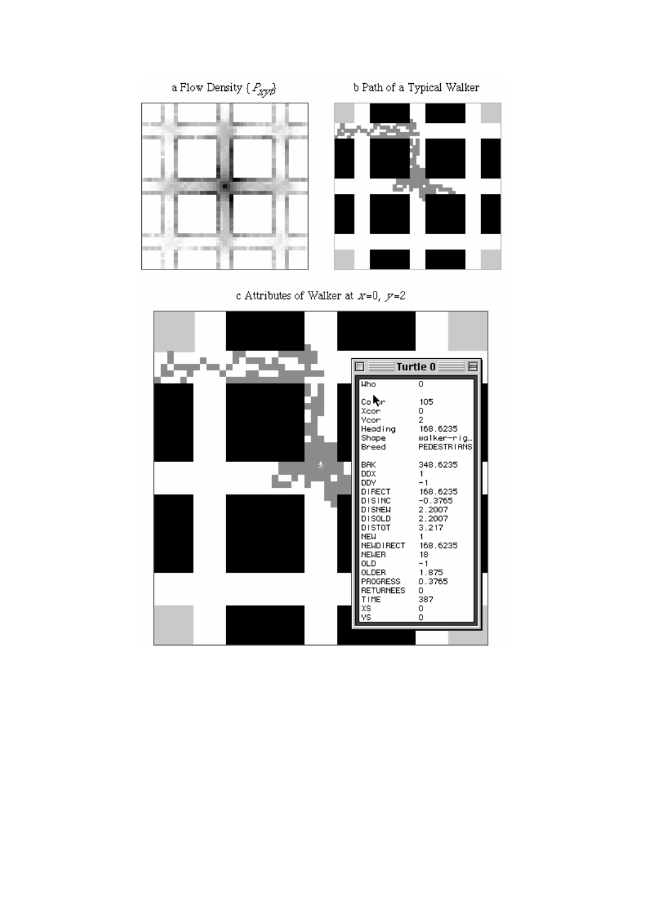a Flow Density $\{P_{xyt}\}$

b Path of a Typical Walker

c Attributes of Walker at $x$=0, $y$=2

Turtle 0

Who 0

Color 105
Xcor 0
Ycor 2
Heading 168.6235
Shape walker-rig...
Breed PEDESTRIANS

BAK 348.6235
DDX 1
DDY -1
DIRECT 168.6235
DISINC -0.3765
DISNEW 2.2007
DISOLD 2.2007
DISTOT 3.217
NEW 1
NEWDIRECT 168.6235
NEWER 18
OLD -1
OLDER 1.875
PROGRESS 0.3765
RETURNEES 0
TIME 387
XS 0
YS 0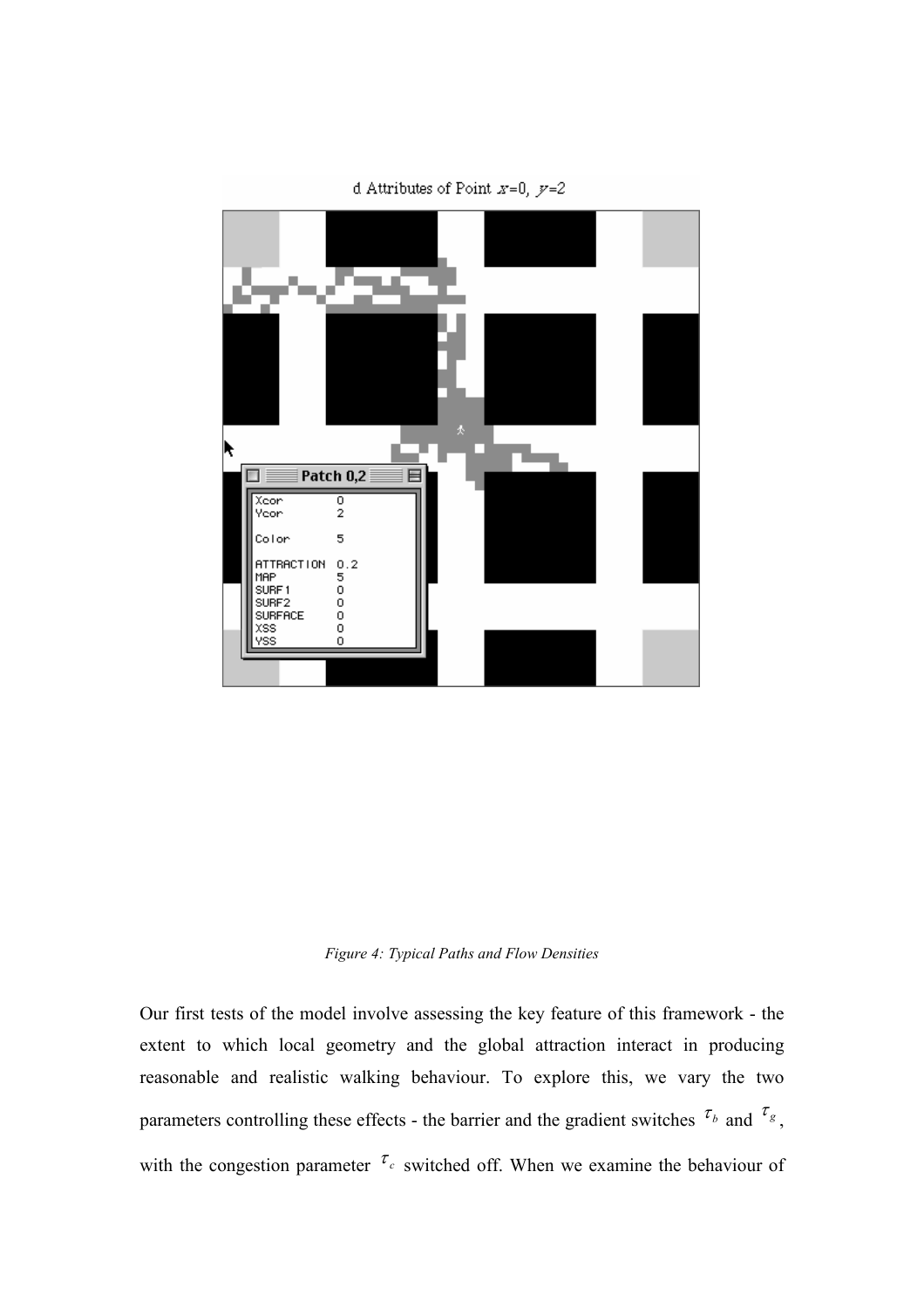d Attributes of Point $x$=0, $y$=2

Patch 0,2

Xcor 0
Ycor 2

Color 5

ATTRACTION 0.2
MAP 5
SURF1 0
SURF2 0
SURFACE 0
XSS 0
YSS 0

*Figure 4: Typical Paths and Flow Densities*

Our first tests of the model involve assessing the key feature of this framework - the extent to which local geometry and the global attraction interact in producing reasonable and realistic walking behaviour. To explore this, we vary the two parameters controlling these effects - the barrier and the gradient switches $\tau_b$ and $\tau_g$, with the congestion parameter $\tau_c$ switched off. When we examine the behaviour of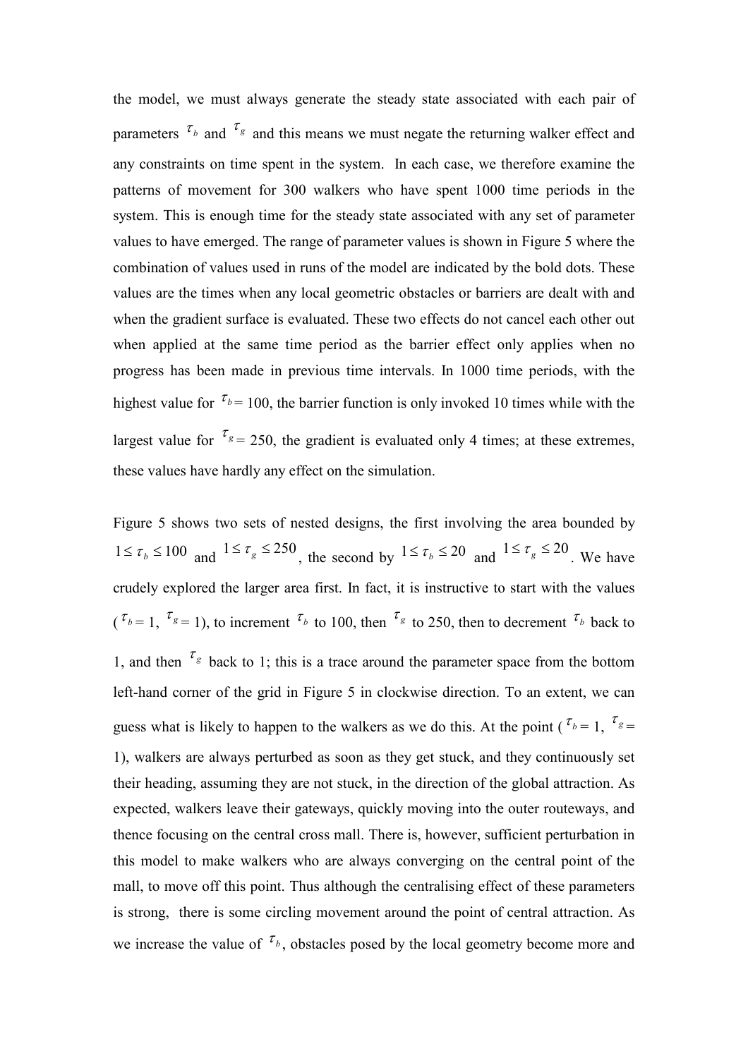the model, we must always generate the steady state associated with each pair of parameters $\tau_b$ and $\tau_g$ and this means we must negate the returning walker effect and any constraints on time spent in the system. In each case, we therefore examine the patterns of movement for 300 walkers who have spent 1000 time periods in the system. This is enough time for the steady state associated with any set of parameter values to have emerged. The range of parameter values is shown in Figure 5 where the combination of values used in runs of the model are indicated by the bold dots. These values are the times when any local geometric obstacles or barriers are dealt with and when the gradient surface is evaluated. These two effects do not cancel each other out when applied at the same time period as the barrier effect only applies when no progress has been made in previous time intervals. In 1000 time periods, with the highest value for $\tau_b = 100$, the barrier function is only invoked 10 times while with the largest value for $\tau_g = 250$, the gradient is evaluated only 4 times; at these extremes, these values have hardly any effect on the simulation.

Figure 5 shows two sets of nested designs, the first involving the area bounded by $1 \leq \tau_b \leq 100$ and $1 \leq \tau_g \leq 250$, the second by $1 \leq \tau_b \leq 20$ and $1 \leq \tau_g \leq 20$. We have crudely explored the larger area first. In fact, it is instructive to start with the values ($\tau_b = 1$, $\tau_g = 1$), to increment $\tau_b$ to 100, then $\tau_g$ to 250, then to decrement $\tau_b$ back to 1, and then $\tau_g$ back to 1; this is a trace around the parameter space from the bottom left-hand corner of the grid in Figure 5 in clockwise direction. To an extent, we can guess what is likely to happen to the walkers as we do this. At the point ($\tau_b = 1$, $\tau_g = 1$), walkers are always perturbed as soon as they get stuck, and they continuously set their heading, assuming they are not stuck, in the direction of the global attraction. As expected, walkers leave their gateways, quickly moving into the outer routeways, and thence focusing on the central cross mall. There is, however, sufficient perturbation in this model to make walkers who are always converging on the central point of the mall, to move off this point. Thus although the centralising effect of these parameters is strong, there is some circling movement around the point of central attraction. As we increase the value of $\tau_b$, obstacles posed by the local geometry become more and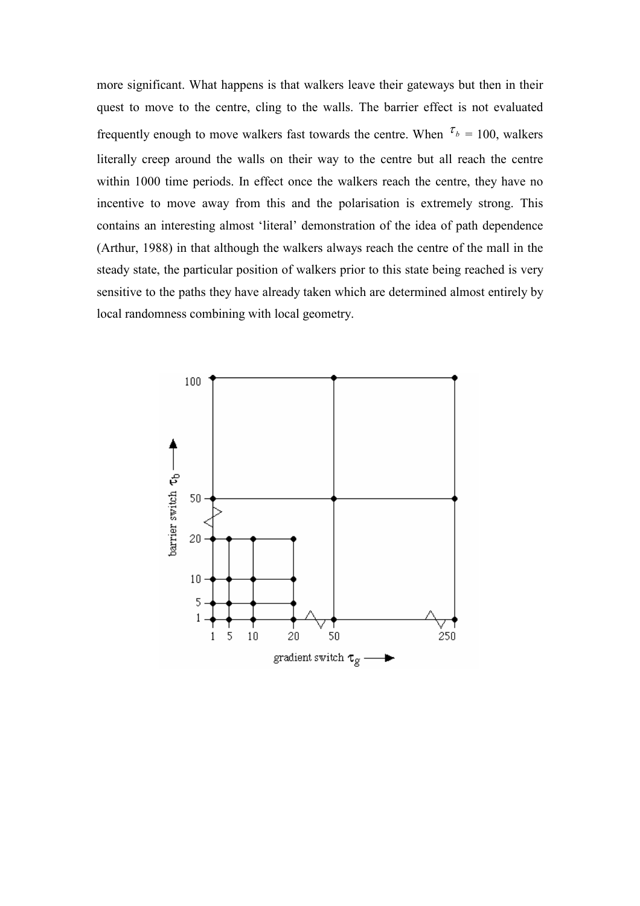more significant. What happens is that walkers leave their gateways but then in their quest to move to the centre, cling to the walls. The barrier effect is not evaluated frequently enough to move walkers fast towards the centre. When $\tau_b$ = 100, walkers literally creep around the walls on their way to the centre but all reach the centre within 1000 time periods. In effect once the walkers reach the centre, they have no incentive to move away from this and the polarisation is extremely strong. This contains an interesting almost 'literal' demonstration of the idea of path dependence (Arthur, 1988) in that although the walkers always reach the centre of the mall in the steady state, the particular position of walkers prior to this state being reached is very sensitive to the paths they have already taken which are determined almost entirely by local randomness combining with local geometry.

barrier switch $\tau_b$

100

50

20

10

5

1

1 5 10 20 50 250

gradient switch $\tau_g$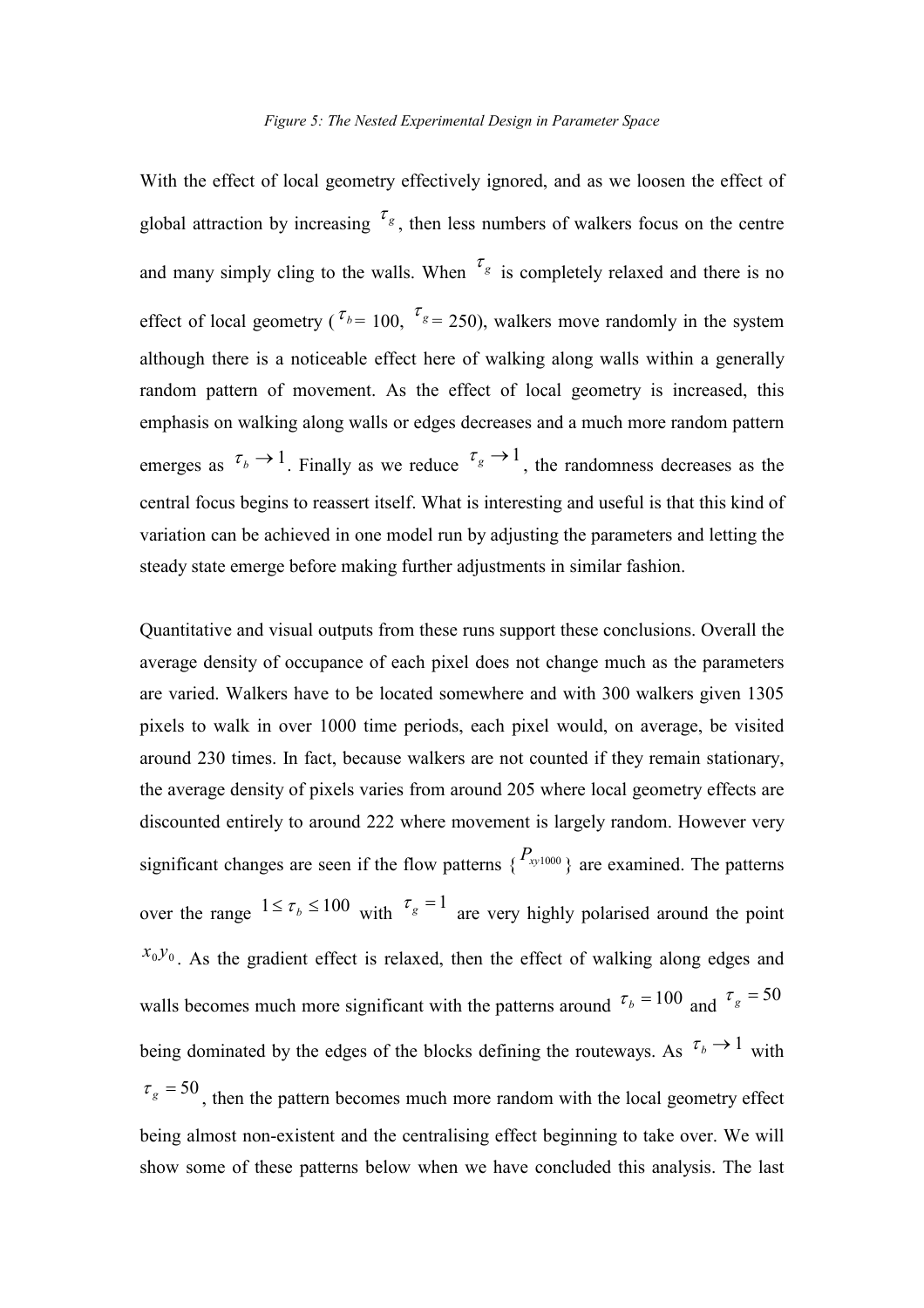*Figure 5: The Nested Experimental Design in Parameter Space*

With the effect of local geometry effectively ignored, and as we loosen the effect of global attraction by increasing $\tau_g$, then less numbers of walkers focus on the centre and many simply cling to the walls. When $\tau_g$ is completely relaxed and there is no effect of local geometry ($\tau_b$= 100, $\tau_g$= 250), walkers move randomly in the system although there is a noticeable effect here of walking along walls within a generally random pattern of movement. As the effect of local geometry is increased, this emphasis on walking along walls or edges decreases and a much more random pattern emerges as $\tau_b \to 1$. Finally as we reduce $\tau_g \to 1$, the randomness decreases as the central focus begins to reassert itself. What is interesting and useful is that this kind of variation can be achieved in one model run by adjusting the parameters and letting the steady state emerge before making further adjustments in similar fashion.

Quantitative and visual outputs from these runs support these conclusions. Overall the average density of occupance of each pixel does not change much as the parameters are varied. Walkers have to be located somewhere and with 300 walkers given 1305 pixels to walk in over 1000 time periods, each pixel would, on average, be visited around 230 times. In fact, because walkers are not counted if they remain stationary, the average density of pixels varies from around 205 where local geometry effects are discounted entirely to around 222 where movement is largely random. However very significant changes are seen if the flow patterns $\{P_{xy1000}\}$ are examined. The patterns over the range $1 \leq \tau_b \leq 100$ with $\tau_g = 1$ are very highly polarised around the point $x_0 y_0$. As the gradient effect is relaxed, then the effect of walking along edges and walls becomes much more significant with the patterns around $\tau_b = 100$ and $\tau_g = 50$ being dominated by the edges of the blocks defining the routeways. As $\tau_b \to 1$ with $\tau_g = 50$, then the pattern becomes much more random with the local geometry effect being almost non-existent and the centralising effect beginning to take over. We will show some of these patterns below when we have concluded this analysis. The last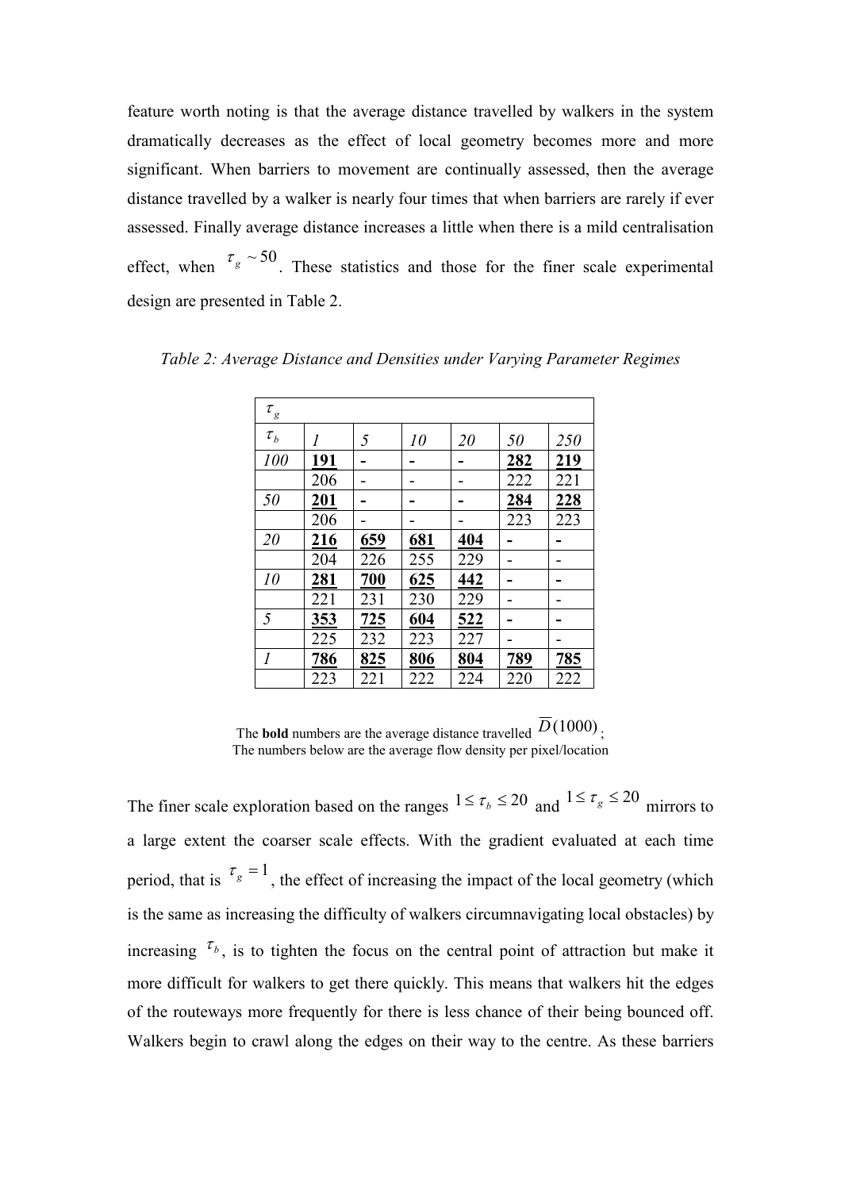feature worth noting is that the average distance travelled by walkers in the system dramatically decreases as the effect of local geometry becomes more and more significant. When barriers to movement are continually assessed, then the average distance travelled by a walker is nearly four times that when barriers are rarely if ever assessed. Finally average distance increases a little when there is a mild centralisation effect, when $\tau_g \sim 50$. These statistics and those for the finer scale experimental design are presented in Table 2.

*Table 2: Average Distance and Densities under Varying Parameter Regimes*

| $\tau_g$ | | | | | | |
|---|---|---|---|---|---|---|
| $\tau_b$ | *1* | *5* | *10* | *20* | *50* | *250* |
| *100* | **191** | **-** | **-** | **-** | **282** | **219** |
| | 206 | - | - | - | 222 | 221 |
| *50* | **201** | **-** | **-** | **-** | **284** | **228** |
| | 206 | - | - | - | 223 | 223 |
| *20* | **216** | **659** | **681** | **404** | **-** | **-** |
| | 204 | 226 | 255 | 229 | - | - |
| *10* | **281** | **700** | **625** | **442** | **-** | **-** |
| | 221 | 231 | 230 | 229 | - | - |
| *5* | **353** | **725** | **604** | **522** | **-** | **-** |
| | 225 | 232 | 223 | 227 | - | - |
| *1* | **786** | **825** | **806** | **804** | **789** | **785** |
| | 223 | 221 | 222 | 224 | 220 | 222 |

The **bold** numbers are the average distance travelled $\overline{D}(1000)$;
The numbers below are the average flow density per pixel/location

The finer scale exploration based on the ranges $1 \leq \tau_b \leq 20$ and $1 \leq \tau_g \leq 20$ mirrors to a large extent the coarser scale effects. With the gradient evaluated at each time period, that is $\tau_g = 1$, the effect of increasing the impact of the local geometry (which is the same as increasing the difficulty of walkers circumnavigating local obstacles) by increasing $\tau_b$, is to tighten the focus on the central point of attraction but make it more difficult for walkers to get there quickly. This means that walkers hit the edges of the routeways more frequently for there is less chance of their being bounced off. Walkers begin to crawl along the edges on their way to the centre. As these barriers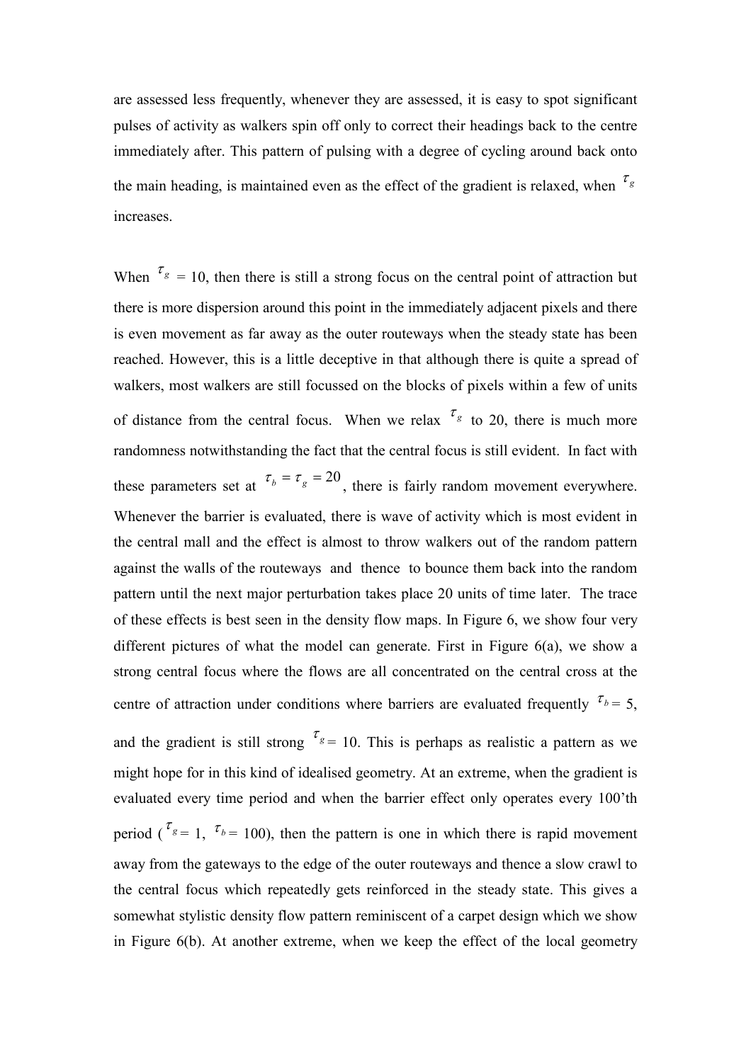are assessed less frequently, whenever they are assessed, it is easy to spot significant pulses of activity as walkers spin off only to correct their headings back to the centre immediately after. This pattern of pulsing with a degree of cycling around back onto the main heading, is maintained even as the effect of the gradient is relaxed, when $\tau_g$ increases.

When $\tau_g$ = 10, then there is still a strong focus on the central point of attraction but there is more dispersion around this point in the immediately adjacent pixels and there is even movement as far away as the outer routeways when the steady state has been reached. However, this is a little deceptive in that although there is quite a spread of walkers, most walkers are still focussed on the blocks of pixels within a few of units of distance from the central focus. When we relax $\tau_g$ to 20, there is much more randomness notwithstanding the fact that the central focus is still evident. In fact with these parameters set at $\tau_b = \tau_g = 20$, there is fairly random movement everywhere. Whenever the barrier is evaluated, there is wave of activity which is most evident in the central mall and the effect is almost to throw walkers out of the random pattern against the walls of the routeways and thence to bounce them back into the random pattern until the next major perturbation takes place 20 units of time later. The trace of these effects is best seen in the density flow maps. In Figure 6, we show four very different pictures of what the model can generate. First in Figure 6(a), we show a strong central focus where the flows are all concentrated on the central cross at the centre of attraction under conditions where barriers are evaluated frequently $\tau_b$ = 5, and the gradient is still strong $\tau_g$ = 10. This is perhaps as realistic a pattern as we might hope for in this kind of idealised geometry. At an extreme, when the gradient is evaluated every time period and when the barrier effect only operates every 100'th period ($\tau_g$ = 1, $\tau_b$ = 100), then the pattern is one in which there is rapid movement away from the gateways to the edge of the outer routeways and thence a slow crawl to the central focus which repeatedly gets reinforced in the steady state. This gives a somewhat stylistic density flow pattern reminiscent of a carpet design which we show in Figure 6(b). At another extreme, when we keep the effect of the local geometry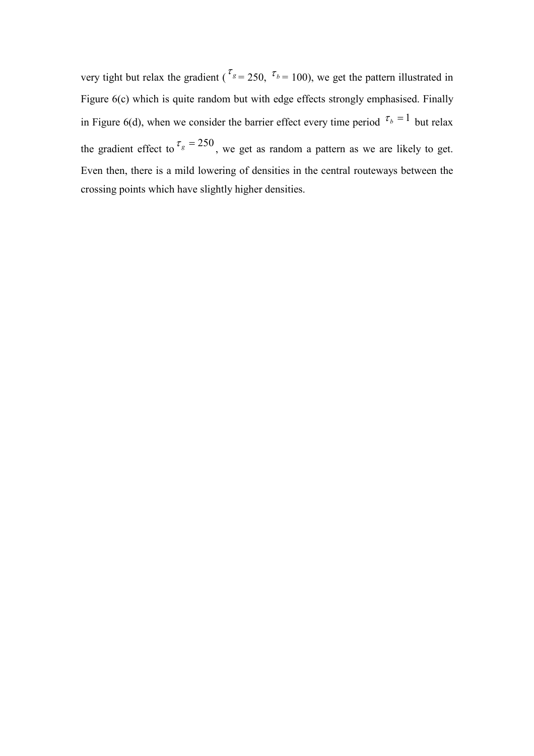very tight but relax the gradient ($\tau_g = 250$, $\tau_b = 100$), we get the pattern illustrated in Figure 6(c) which is quite random but with edge effects strongly emphasised. Finally in Figure 6(d), when we consider the barrier effect every time period $\tau_b = 1$ but relax the gradient effect to $\tau_g = 250$, we get as random a pattern as we are likely to get. Even then, there is a mild lowering of densities in the central routeways between the crossing points which have slightly higher densities.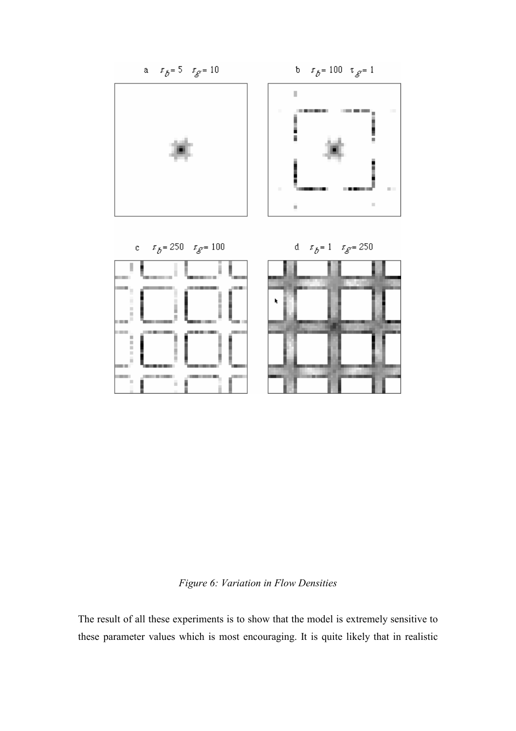a $\tau_b = 5$ $\tau_g = 10$

b $\tau_b = 100$ $\tau_g = 1$

c $\tau_b = 250$ $\tau_g = 100$

d $\tau_b = 1$ $\tau_g = 250$

*Figure 6: Variation in Flow Densities*

The result of all these experiments is to show that the model is extremely sensitive to these parameter values which is most encouraging. It is quite likely that in realistic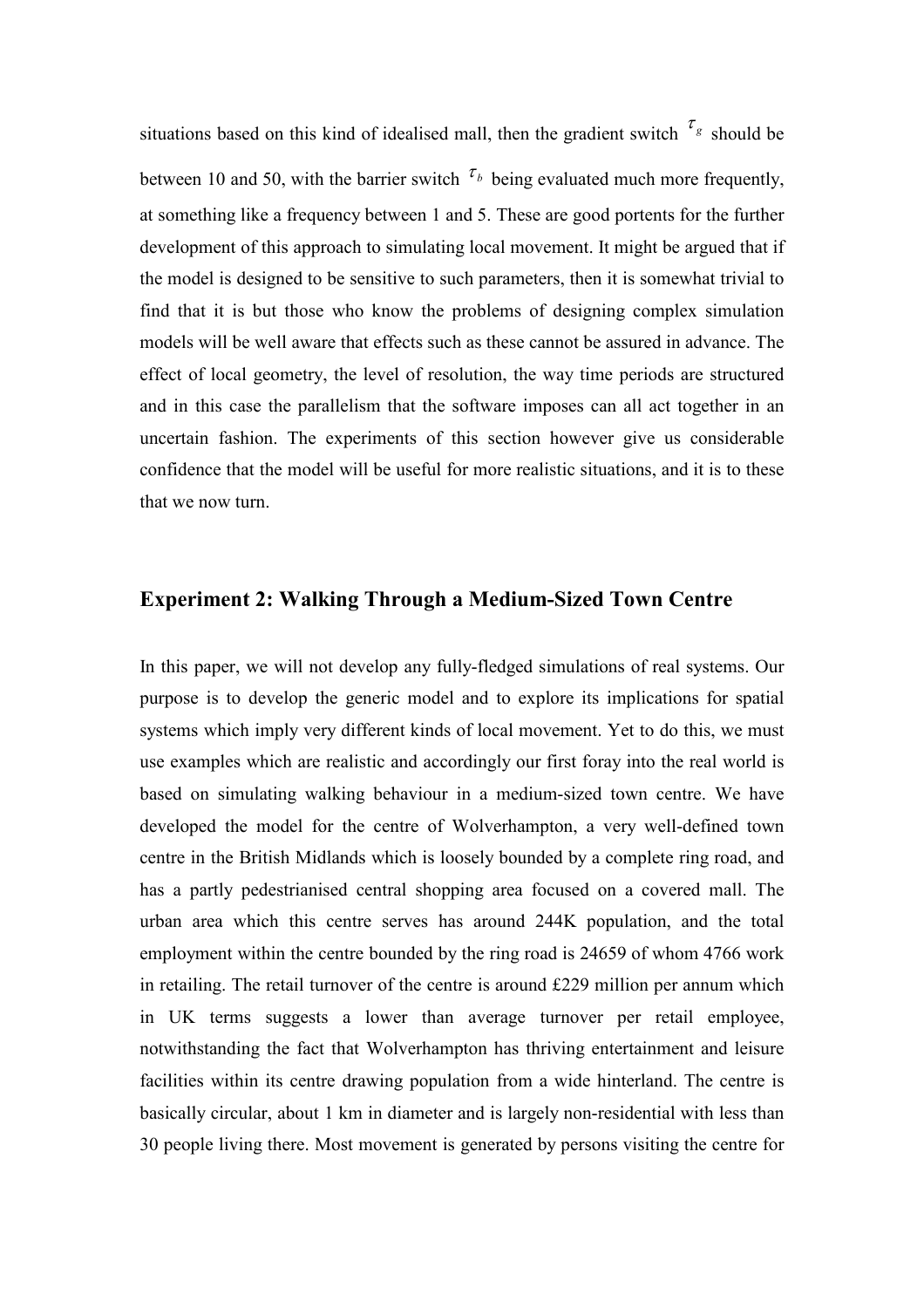situations based on this kind of idealised mall, then the gradient switch $\tau_g$ should be between 10 and 50, with the barrier switch $\tau_b$ being evaluated much more frequently, at something like a frequency between 1 and 5. These are good portents for the further development of this approach to simulating local movement. It might be argued that if the model is designed to be sensitive to such parameters, then it is somewhat trivial to find that it is but those who know the problems of designing complex simulation models will be well aware that effects such as these cannot be assured in advance. The effect of local geometry, the level of resolution, the way time periods are structured and in this case the parallelism that the software imposes can all act together in an uncertain fashion. The experiments of this section however give us considerable confidence that the model will be useful for more realistic situations, and it is to these that we now turn.

## Experiment 2: Walking Through a Medium-Sized Town Centre

In this paper, we will not develop any fully-fledged simulations of real systems. Our purpose is to develop the generic model and to explore its implications for spatial systems which imply very different kinds of local movement. Yet to do this, we must use examples which are realistic and accordingly our first foray into the real world is based on simulating walking behaviour in a medium-sized town centre. We have developed the model for the centre of Wolverhampton, a very well-defined town centre in the British Midlands which is loosely bounded by a complete ring road, and has a partly pedestrianised central shopping area focused on a covered mall. The urban area which this centre serves has around 244K population, and the total employment within the centre bounded by the ring road is 24659 of whom 4766 work in retailing. The retail turnover of the centre is around £229 million per annum which in UK terms suggests a lower than average turnover per retail employee, notwithstanding the fact that Wolverhampton has thriving entertainment and leisure facilities within its centre drawing population from a wide hinterland. The centre is basically circular, about 1 km in diameter and is largely non-residential with less than 30 people living there. Most movement is generated by persons visiting the centre for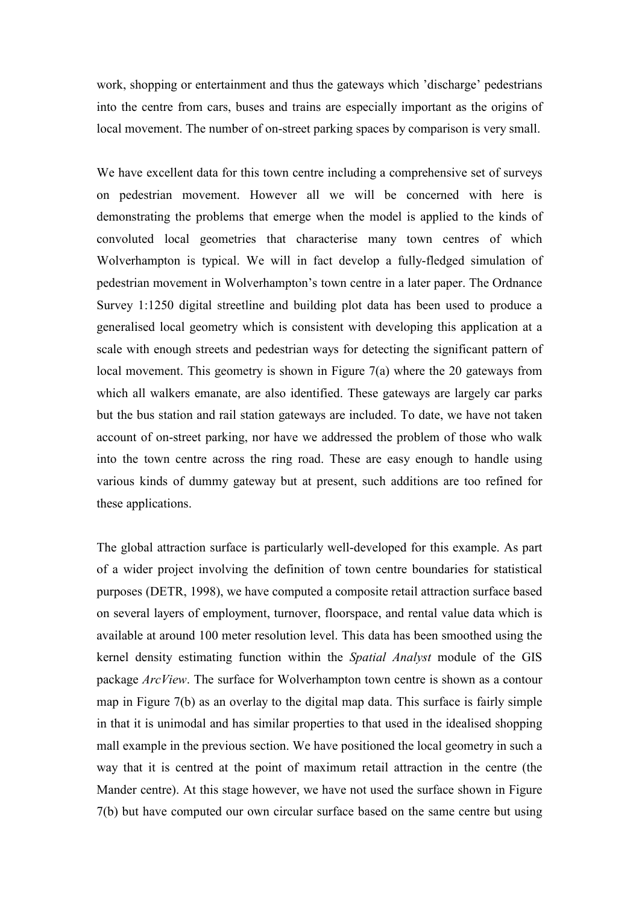work, shopping or entertainment and thus the gateways which 'discharge' pedestrians into the centre from cars, buses and trains are especially important as the origins of local movement. The number of on-street parking spaces by comparison is very small.

We have excellent data for this town centre including a comprehensive set of surveys on pedestrian movement. However all we will be concerned with here is demonstrating the problems that emerge when the model is applied to the kinds of convoluted local geometries that characterise many town centres of which Wolverhampton is typical. We will in fact develop a fully-fledged simulation of pedestrian movement in Wolverhampton's town centre in a later paper. The Ordnance Survey 1:1250 digital streetline and building plot data has been used to produce a generalised local geometry which is consistent with developing this application at a scale with enough streets and pedestrian ways for detecting the significant pattern of local movement. This geometry is shown in Figure 7(a) where the 20 gateways from which all walkers emanate, are also identified. These gateways are largely car parks but the bus station and rail station gateways are included. To date, we have not taken account of on-street parking, nor have we addressed the problem of those who walk into the town centre across the ring road. These are easy enough to handle using various kinds of dummy gateway but at present, such additions are too refined for these applications.

The global attraction surface is particularly well-developed for this example. As part of a wider project involving the definition of town centre boundaries for statistical purposes (DETR, 1998), we have computed a composite retail attraction surface based on several layers of employment, turnover, floorspace, and rental value data which is available at around 100 meter resolution level. This data has been smoothed using the kernel density estimating function within the *Spatial Analyst* module of the GIS package *ArcView*. The surface for Wolverhampton town centre is shown as a contour map in Figure 7(b) as an overlay to the digital map data. This surface is fairly simple in that it is unimodal and has similar properties to that used in the idealised shopping mall example in the previous section. We have positioned the local geometry in such a way that it is centred at the point of maximum retail attraction in the centre (the Mander centre). At this stage however, we have not used the surface shown in Figure 7(b) but have computed our own circular surface based on the same centre but using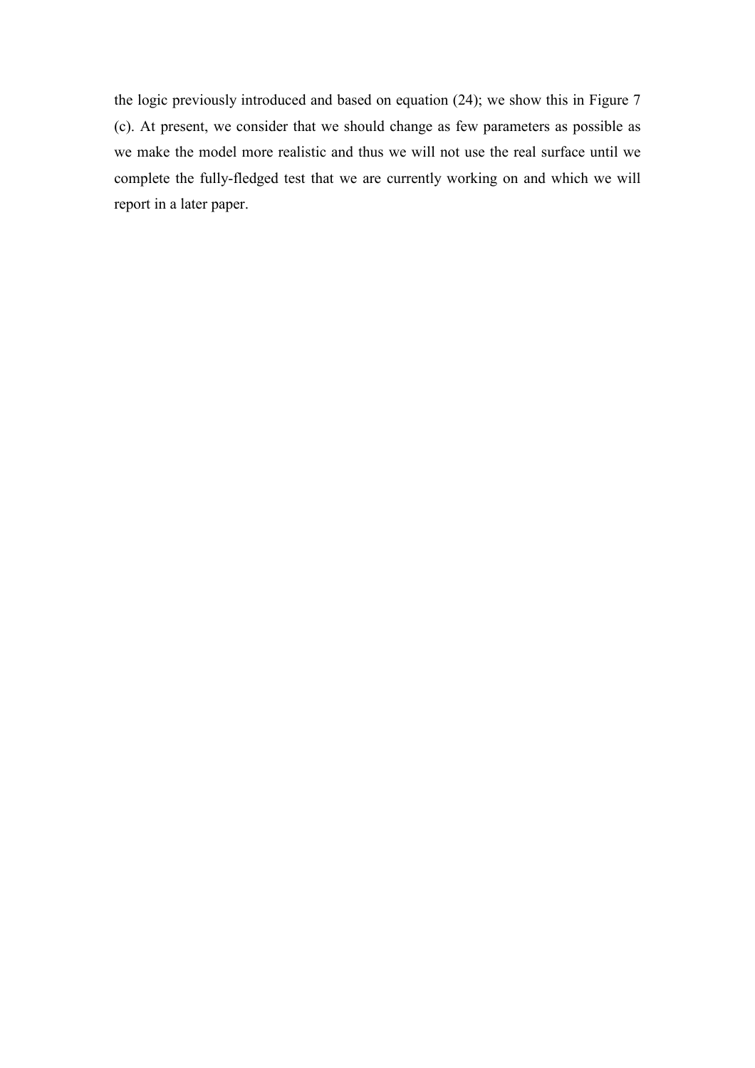the logic previously introduced and based on equation (24); we show this in Figure 7 (c). At present, we consider that we should change as few parameters as possible as we make the model more realistic and thus we will not use the real surface until we complete the fully-fledged test that we are currently working on and which we will report in a later paper.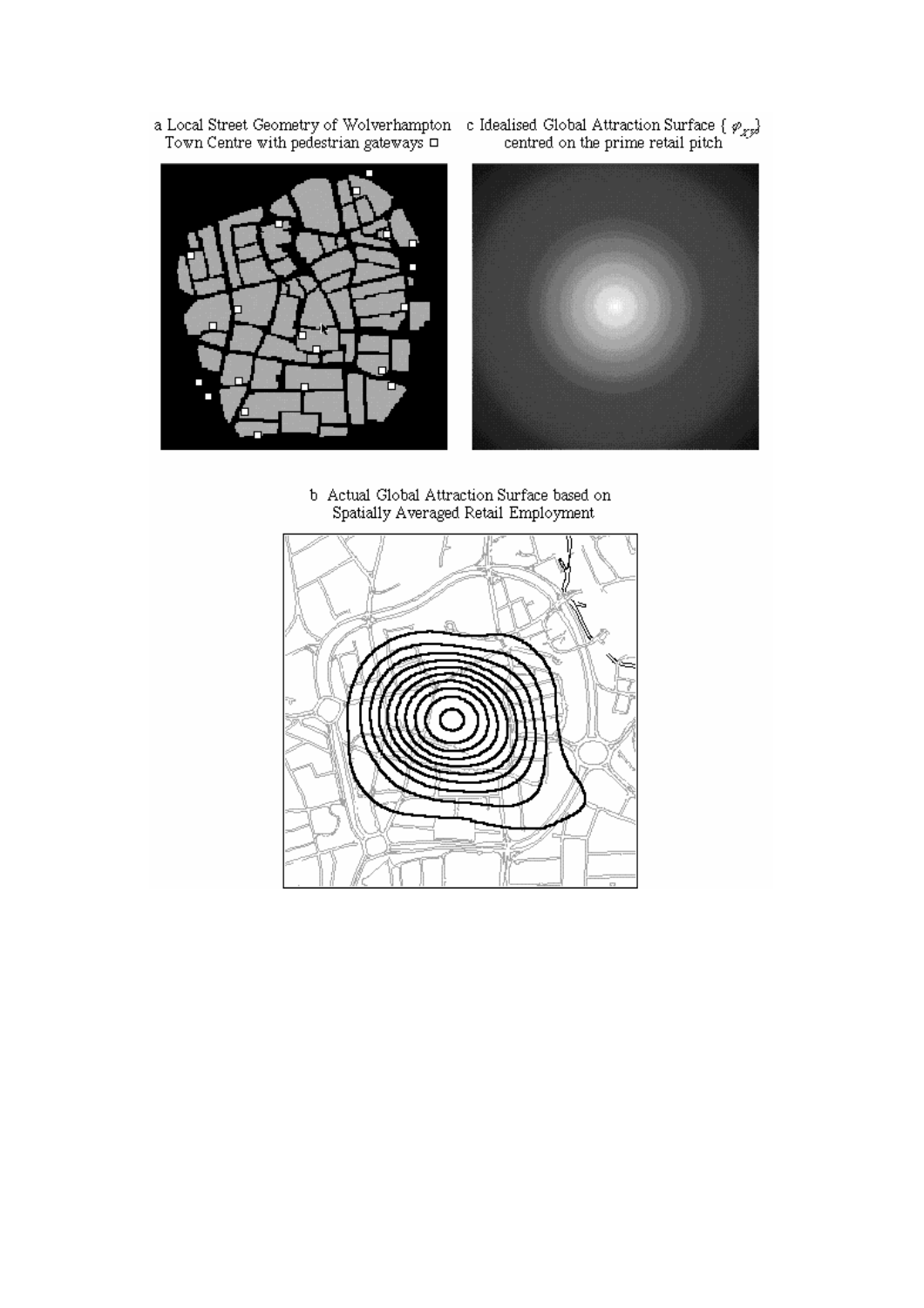a Local Street Geometry of Wolverhampton Town Centre with pedestrian gateways □

c Idealised Global Attraction Surface $\{\varphi_{xy}\}$ centred on the prime retail pitch

b Actual Global Attraction Surface based on Spatially Averaged Retail Employment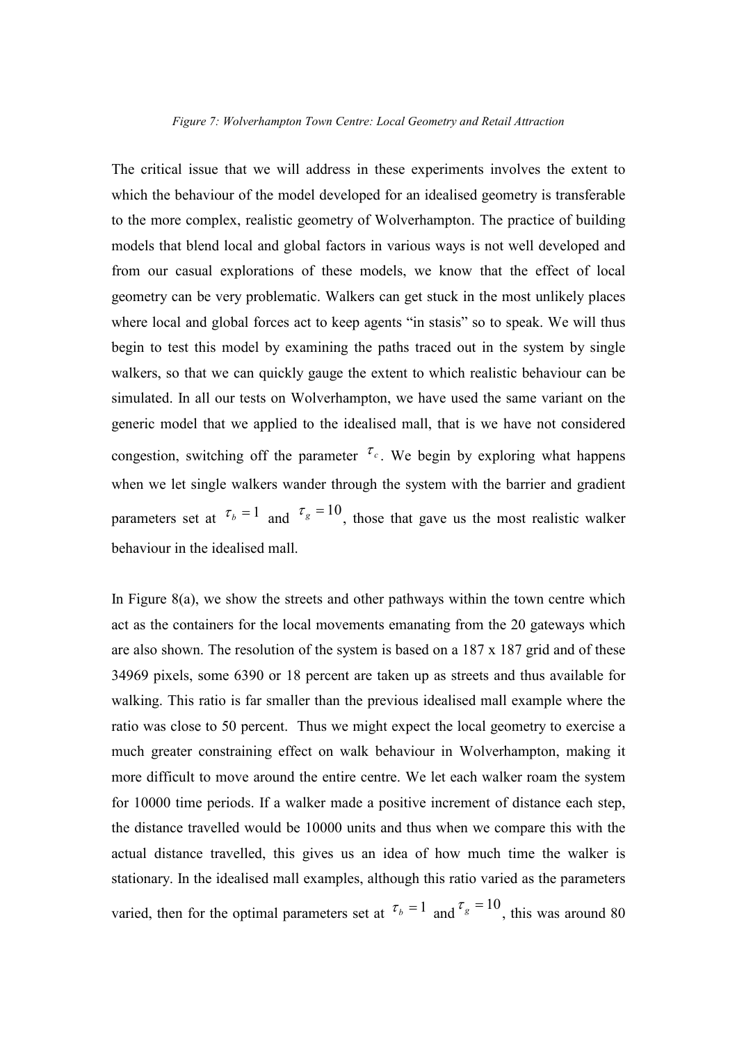*Figure 7: Wolverhampton Town Centre: Local Geometry and Retail Attraction*

The critical issue that we will address in these experiments involves the extent to which the behaviour of the model developed for an idealised geometry is transferable to the more complex, realistic geometry of Wolverhampton. The practice of building models that blend local and global factors in various ways is not well developed and from our casual explorations of these models, we know that the effect of local geometry can be very problematic. Walkers can get stuck in the most unlikely places where local and global forces act to keep agents "in stasis" so to speak. We will thus begin to test this model by examining the paths traced out in the system by single walkers, so that we can quickly gauge the extent to which realistic behaviour can be simulated. In all our tests on Wolverhampton, we have used the same variant on the generic model that we applied to the idealised mall, that is we have not considered congestion, switching off the parameter $\tau_c$. We begin by exploring what happens when we let single walkers wander through the system with the barrier and gradient parameters set at $\tau_b = 1$ and $\tau_g = 10$, those that gave us the most realistic walker behaviour in the idealised mall.

In Figure 8(a), we show the streets and other pathways within the town centre which act as the containers for the local movements emanating from the 20 gateways which are also shown. The resolution of the system is based on a 187 x 187 grid and of these 34969 pixels, some 6390 or 18 percent are taken up as streets and thus available for walking. This ratio is far smaller than the previous idealised mall example where the ratio was close to 50 percent. Thus we might expect the local geometry to exercise a much greater constraining effect on walk behaviour in Wolverhampton, making it more difficult to move around the entire centre. We let each walker roam the system for 10000 time periods. If a walker made a positive increment of distance each step, the distance travelled would be 10000 units and thus when we compare this with the actual distance travelled, this gives us an idea of how much time the walker is stationary. In the idealised mall examples, although this ratio varied as the parameters varied, then for the optimal parameters set at $\tau_b = 1$ and $\tau_g = 10$, this was around 80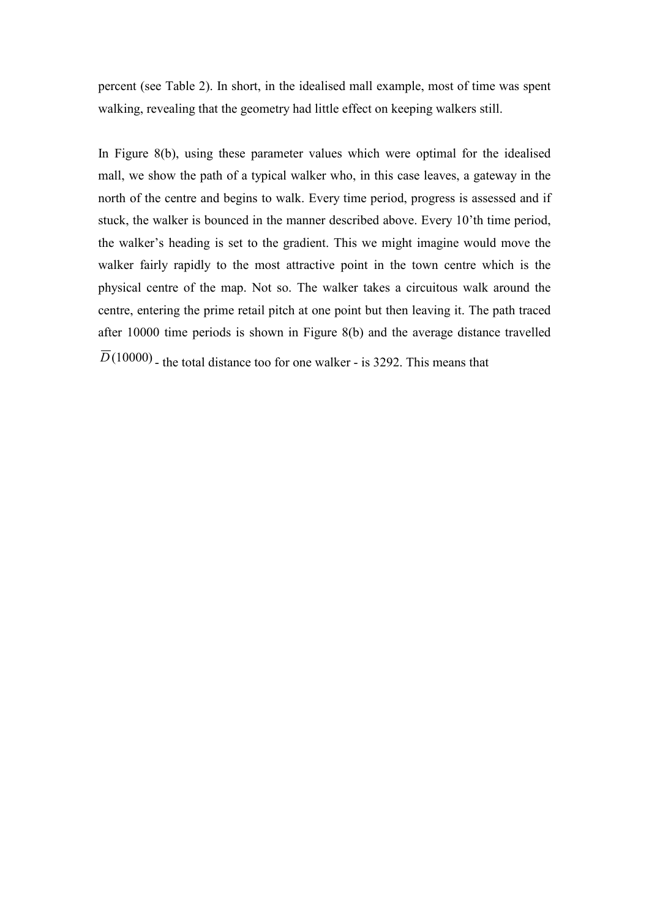percent (see Table 2). In short, in the idealised mall example, most of time was spent walking, revealing that the geometry had little effect on keeping walkers still.

In Figure 8(b), using these parameter values which were optimal for the idealised mall, we show the path of a typical walker who, in this case leaves, a gateway in the north of the centre and begins to walk. Every time period, progress is assessed and if stuck, the walker is bounced in the manner described above. Every 10'th time period, the walker's heading is set to the gradient. This we might imagine would move the walker fairly rapidly to the most attractive point in the town centre which is the physical centre of the map. Not so. The walker takes a circuitous walk around the centre, entering the prime retail pitch at one point but then leaving it. The path traced after 10000 time periods is shown in Figure 8(b) and the average distance travelled $\overline{D}(10000)$ - the total distance too for one walker - is 3292. This means that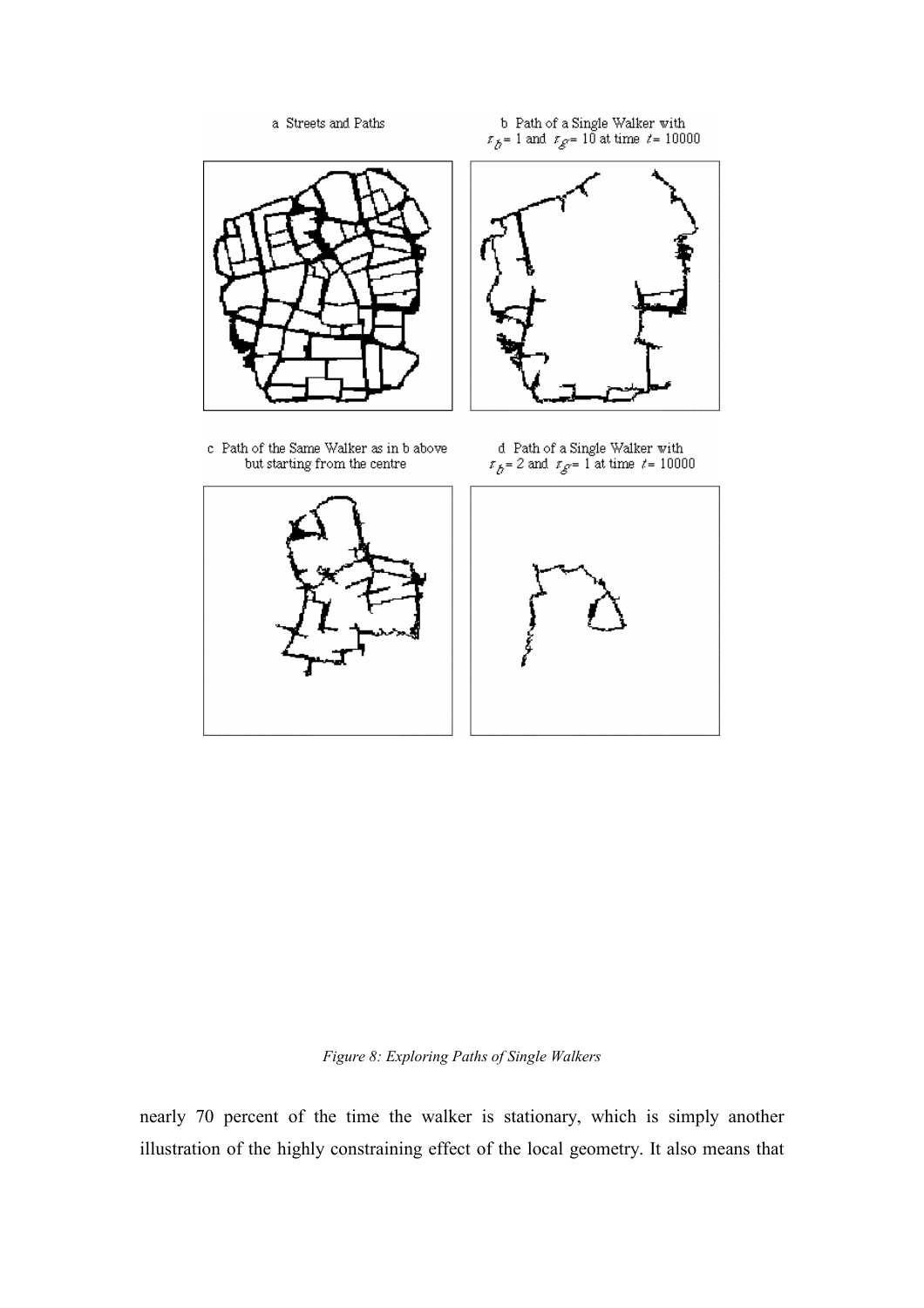a Streets and Paths

b Path of a Single Walker with $r_b = 1$ and $r_g = 10$ at time $t = 10000$

c Path of the Same Walker as in b above but starting from the centre

d Path of a Single Walker with $r_b = 2$ and $r_g = 1$ at time $t = 10000$

*Figure 8: Exploring Paths of Single Walkers*

nearly 70 percent of the time the walker is stationary, which is simply another illustration of the highly constraining effect of the local geometry. It also means that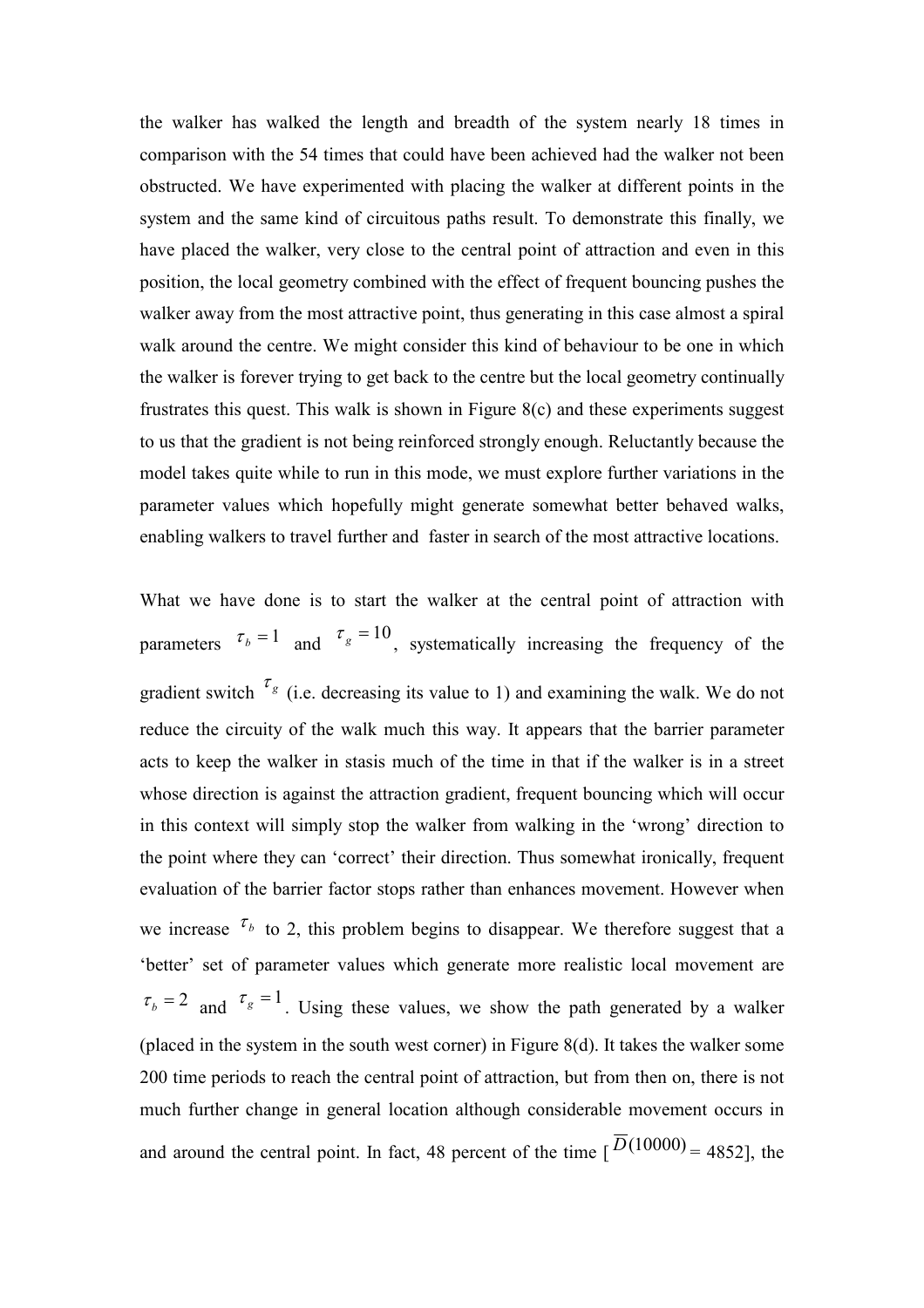the walker has walked the length and breadth of the system nearly 18 times in comparison with the 54 times that could have been achieved had the walker not been obstructed. We have experimented with placing the walker at different points in the system and the same kind of circuitous paths result. To demonstrate this finally, we have placed the walker, very close to the central point of attraction and even in this position, the local geometry combined with the effect of frequent bouncing pushes the walker away from the most attractive point, thus generating in this case almost a spiral walk around the centre. We might consider this kind of behaviour to be one in which the walker is forever trying to get back to the centre but the local geometry continually frustrates this quest. This walk is shown in Figure 8(c) and these experiments suggest to us that the gradient is not being reinforced strongly enough. Reluctantly because the model takes quite while to run in this mode, we must explore further variations in the parameter values which hopefully might generate somewhat better behaved walks, enabling walkers to travel further and faster in search of the most attractive locations.

What we have done is to start the walker at the central point of attraction with parameters $\tau_b = 1$ and $\tau_g = 10$, systematically increasing the frequency of the gradient switch $\tau_g$ (i.e. decreasing its value to 1) and examining the walk. We do not reduce the circuity of the walk much this way. It appears that the barrier parameter acts to keep the walker in stasis much of the time in that if the walker is in a street whose direction is against the attraction gradient, frequent bouncing which will occur in this context will simply stop the walker from walking in the 'wrong' direction to the point where they can 'correct' their direction. Thus somewhat ironically, frequent evaluation of the barrier factor stops rather than enhances movement. However when we increase $\tau_b$ to 2, this problem begins to disappear. We therefore suggest that a 'better' set of parameter values which generate more realistic local movement are $\tau_b = 2$ and $\tau_g = 1$. Using these values, we show the path generated by a walker (placed in the system in the south west corner) in Figure 8(d). It takes the walker some 200 time periods to reach the central point of attraction, but from then on, there is not much further change in general location although considerable movement occurs in and around the central point. In fact, 48 percent of the time [$\overline{D}(10000)$ = 4852], the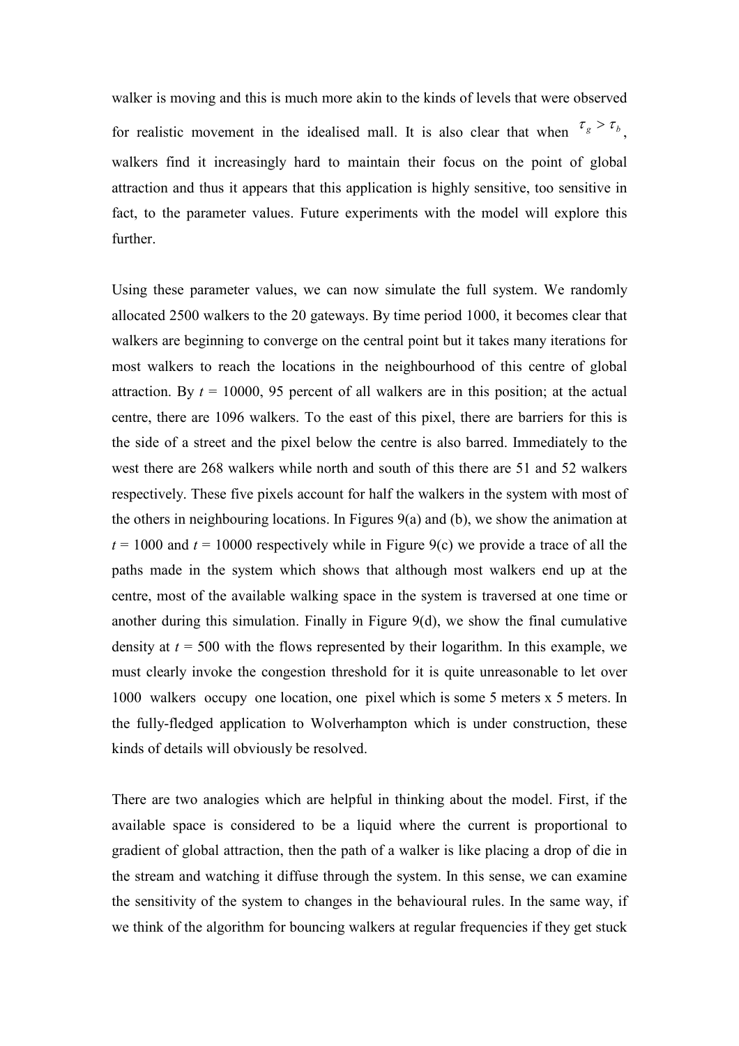walker is moving and this is much more akin to the kinds of levels that were observed for realistic movement in the idealised mall. It is also clear that when $\tau_g > \tau_b$, walkers find it increasingly hard to maintain their focus on the point of global attraction and thus it appears that this application is highly sensitive, too sensitive in fact, to the parameter values. Future experiments with the model will explore this further.

Using these parameter values, we can now simulate the full system. We randomly allocated 2500 walkers to the 20 gateways. By time period 1000, it becomes clear that walkers are beginning to converge on the central point but it takes many iterations for most walkers to reach the locations in the neighbourhood of this centre of global attraction. By $t$ = 10000, 95 percent of all walkers are in this position; at the actual centre, there are 1096 walkers. To the east of this pixel, there are barriers for this is the side of a street and the pixel below the centre is also barred. Immediately to the west there are 268 walkers while north and south of this there are 51 and 52 walkers respectively. These five pixels account for half the walkers in the system with most of the others in neighbouring locations. In Figures 9(a) and (b), we show the animation at $t$ = 1000 and $t$ = 10000 respectively while in Figure 9(c) we provide a trace of all the paths made in the system which shows that although most walkers end up at the centre, most of the available walking space in the system is traversed at one time or another during this simulation. Finally in Figure 9(d), we show the final cumulative density at $t$ = 500 with the flows represented by their logarithm. In this example, we must clearly invoke the congestion threshold for it is quite unreasonable to let over 1000 walkers occupy one location, one pixel which is some 5 meters x 5 meters. In the fully-fledged application to Wolverhampton which is under construction, these kinds of details will obviously be resolved.

There are two analogies which are helpful in thinking about the model. First, if the available space is considered to be a liquid where the current is proportional to gradient of global attraction, then the path of a walker is like placing a drop of die in the stream and watching it diffuse through the system. In this sense, we can examine the sensitivity of the system to changes in the behavioural rules. In the same way, if we think of the algorithm for bouncing walkers at regular frequencies if they get stuck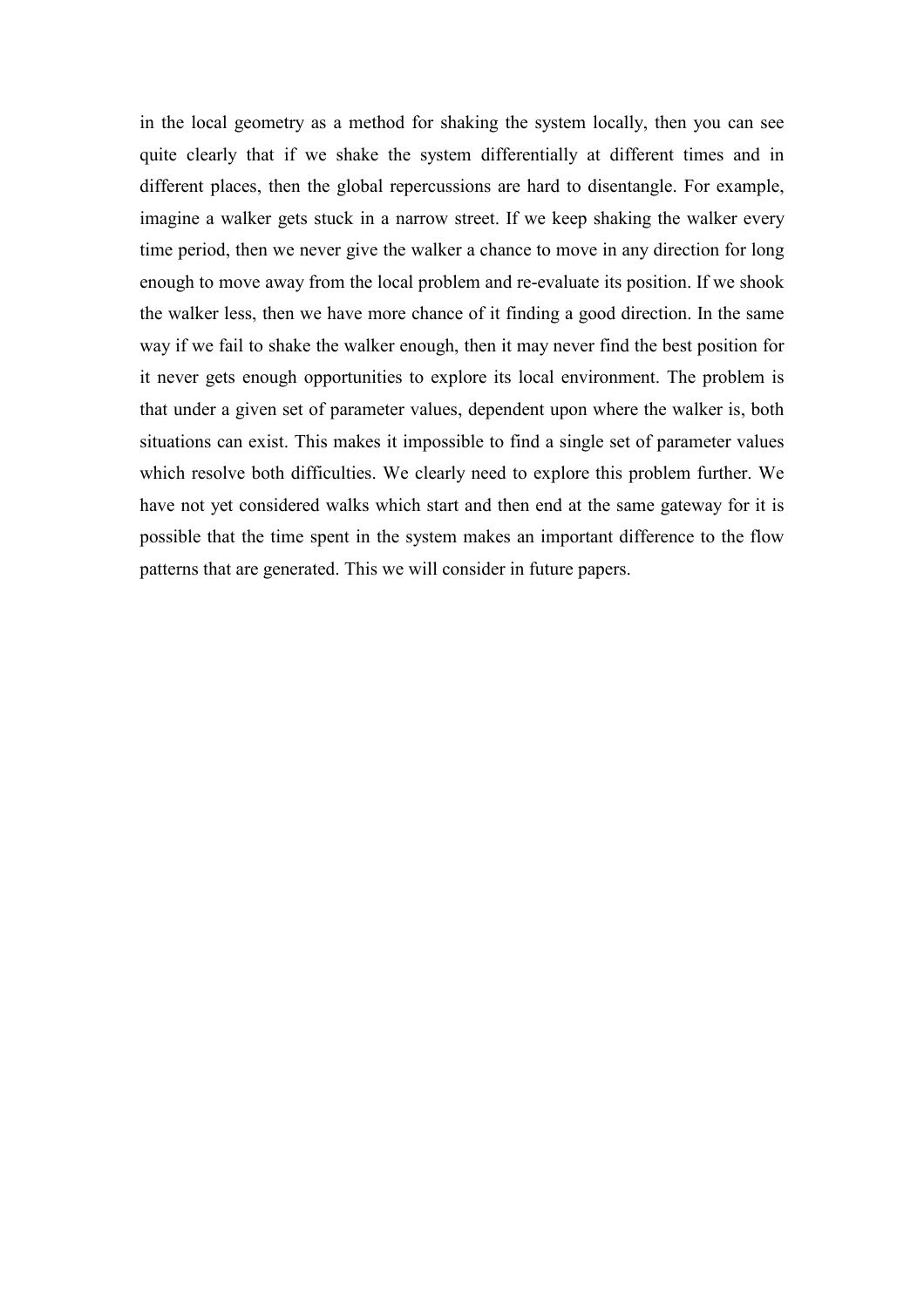in the local geometry as a method for shaking the system locally, then you can see quite clearly that if we shake the system differentially at different times and in different places, then the global repercussions are hard to disentangle. For example, imagine a walker gets stuck in a narrow street. If we keep shaking the walker every time period, then we never give the walker a chance to move in any direction for long enough to move away from the local problem and re-evaluate its position. If we shook the walker less, then we have more chance of it finding a good direction. In the same way if we fail to shake the walker enough, then it may never find the best position for it never gets enough opportunities to explore its local environment. The problem is that under a given set of parameter values, dependent upon where the walker is, both situations can exist. This makes it impossible to find a single set of parameter values which resolve both difficulties. We clearly need to explore this problem further. We have not yet considered walks which start and then end at the same gateway for it is possible that the time spent in the system makes an important difference to the flow patterns that are generated. This we will consider in future papers.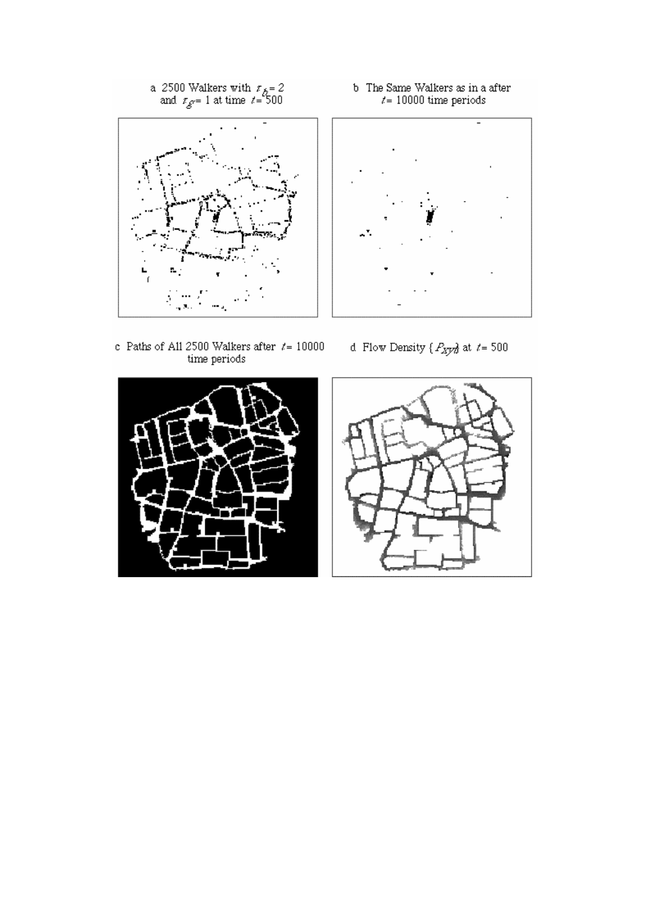a 2500 Walkers with $r_b = 2$ and $r_g = 1$ at time $t = 500$

b The Same Walkers as in a after $t = 10000$ time periods

c Paths of All 2500 Walkers after $t = 10000$ time periods

d Flow Density $\{P_{xyt}\}$ at $t = 500$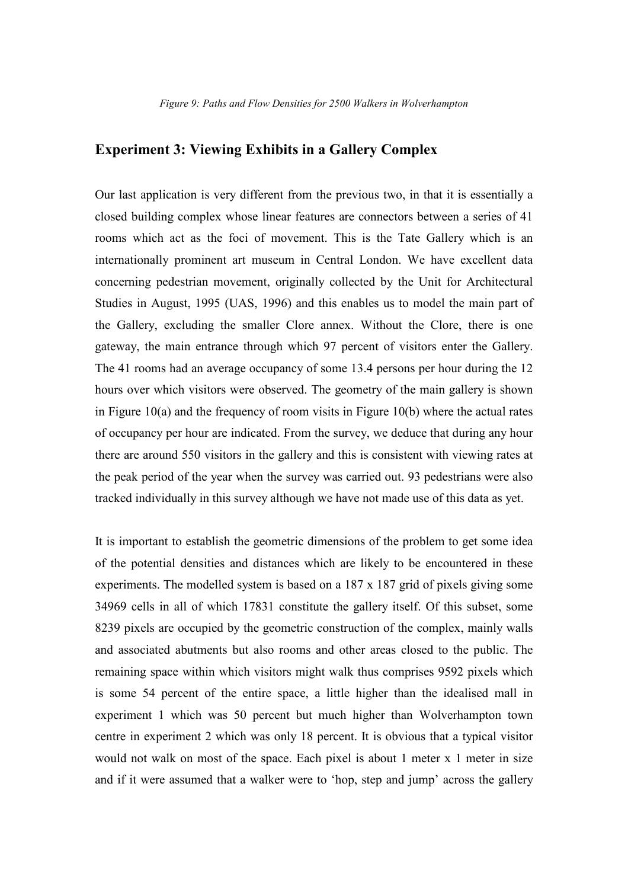*Figure 9: Paths and Flow Densities for 2500 Walkers in Wolverhampton*

## Experiment 3: Viewing Exhibits in a Gallery Complex

Our last application is very different from the previous two, in that it is essentially a closed building complex whose linear features are connectors between a series of 41 rooms which act as the foci of movement. This is the Tate Gallery which is an internationally prominent art museum in Central London. We have excellent data concerning pedestrian movement, originally collected by the Unit for Architectural Studies in August, 1995 (UAS, 1996) and this enables us to model the main part of the Gallery, excluding the smaller Clore annex. Without the Clore, there is one gateway, the main entrance through which 97 percent of visitors enter the Gallery. The 41 rooms had an average occupancy of some 13.4 persons per hour during the 12 hours over which visitors were observed. The geometry of the main gallery is shown in Figure 10(a) and the frequency of room visits in Figure 10(b) where the actual rates of occupancy per hour are indicated. From the survey, we deduce that during any hour there are around 550 visitors in the gallery and this is consistent with viewing rates at the peak period of the year when the survey was carried out. 93 pedestrians were also tracked individually in this survey although we have not made use of this data as yet.

It is important to establish the geometric dimensions of the problem to get some idea of the potential densities and distances which are likely to be encountered in these experiments. The modelled system is based on a 187 x 187 grid of pixels giving some 34969 cells in all of which 17831 constitute the gallery itself. Of this subset, some 8239 pixels are occupied by the geometric construction of the complex, mainly walls and associated abutments but also rooms and other areas closed to the public. The remaining space within which visitors might walk thus comprises 9592 pixels which is some 54 percent of the entire space, a little higher than the idealised mall in experiment 1 which was 50 percent but much higher than Wolverhampton town centre in experiment 2 which was only 18 percent. It is obvious that a typical visitor would not walk on most of the space. Each pixel is about 1 meter x 1 meter in size and if it were assumed that a walker were to 'hop, step and jump' across the gallery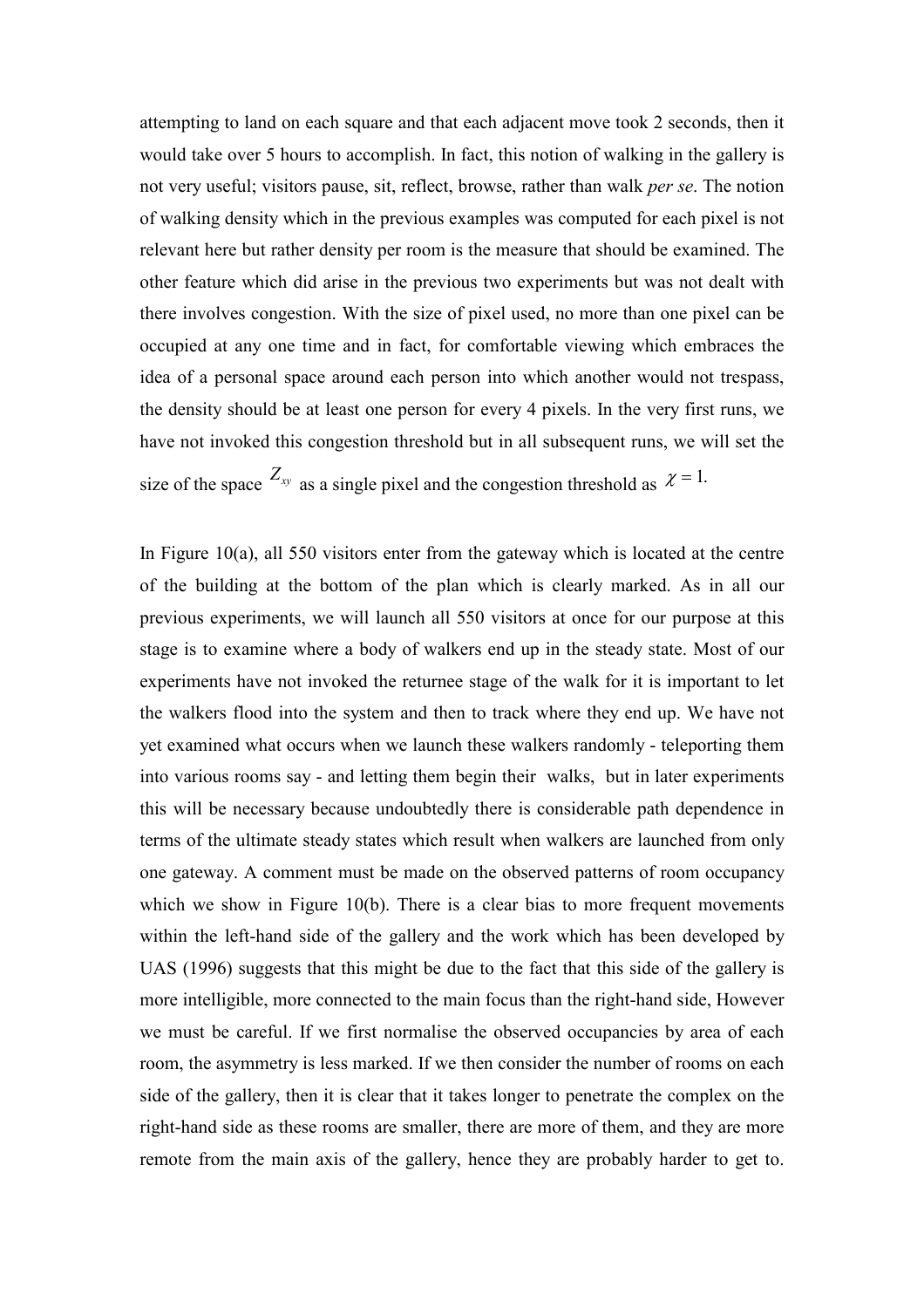attempting to land on each square and that each adjacent move took 2 seconds, then it would take over 5 hours to accomplish. In fact, this notion of walking in the gallery is not very useful; visitors pause, sit, reflect, browse, rather than walk *per se*. The notion of walking density which in the previous examples was computed for each pixel is not relevant here but rather density per room is the measure that should be examined. The other feature which did arise in the previous two experiments but was not dealt with there involves congestion. With the size of pixel used, no more than one pixel can be occupied at any one time and in fact, for comfortable viewing which embraces the idea of a personal space around each person into which another would not trespass, the density should be at least one person for every 4 pixels. In the very first runs, we have not invoked this congestion threshold but in all subsequent runs, we will set the size of the space $Z_{xy}$ as a single pixel and the congestion threshold as $\chi = 1$.

In Figure 10(a), all 550 visitors enter from the gateway which is located at the centre of the building at the bottom of the plan which is clearly marked. As in all our previous experiments, we will launch all 550 visitors at once for our purpose at this stage is to examine where a body of walkers end up in the steady state. Most of our experiments have not invoked the returnee stage of the walk for it is important to let the walkers flood into the system and then to track where they end up. We have not yet examined what occurs when we launch these walkers randomly - teleporting them into various rooms say - and letting them begin their walks, but in later experiments this will be necessary because undoubtedly there is considerable path dependence in terms of the ultimate steady states which result when walkers are launched from only one gateway. A comment must be made on the observed patterns of room occupancy which we show in Figure 10(b). There is a clear bias to more frequent movements within the left-hand side of the gallery and the work which has been developed by UAS (1996) suggests that this might be due to the fact that this side of the gallery is more intelligible, more connected to the main focus than the right-hand side, However we must be careful. If we first normalise the observed occupancies by area of each room, the asymmetry is less marked. If we then consider the number of rooms on each side of the gallery, then it is clear that it takes longer to penetrate the complex on the right-hand side as these rooms are smaller, there are more of them, and they are more remote from the main axis of the gallery, hence they are probably harder to get to.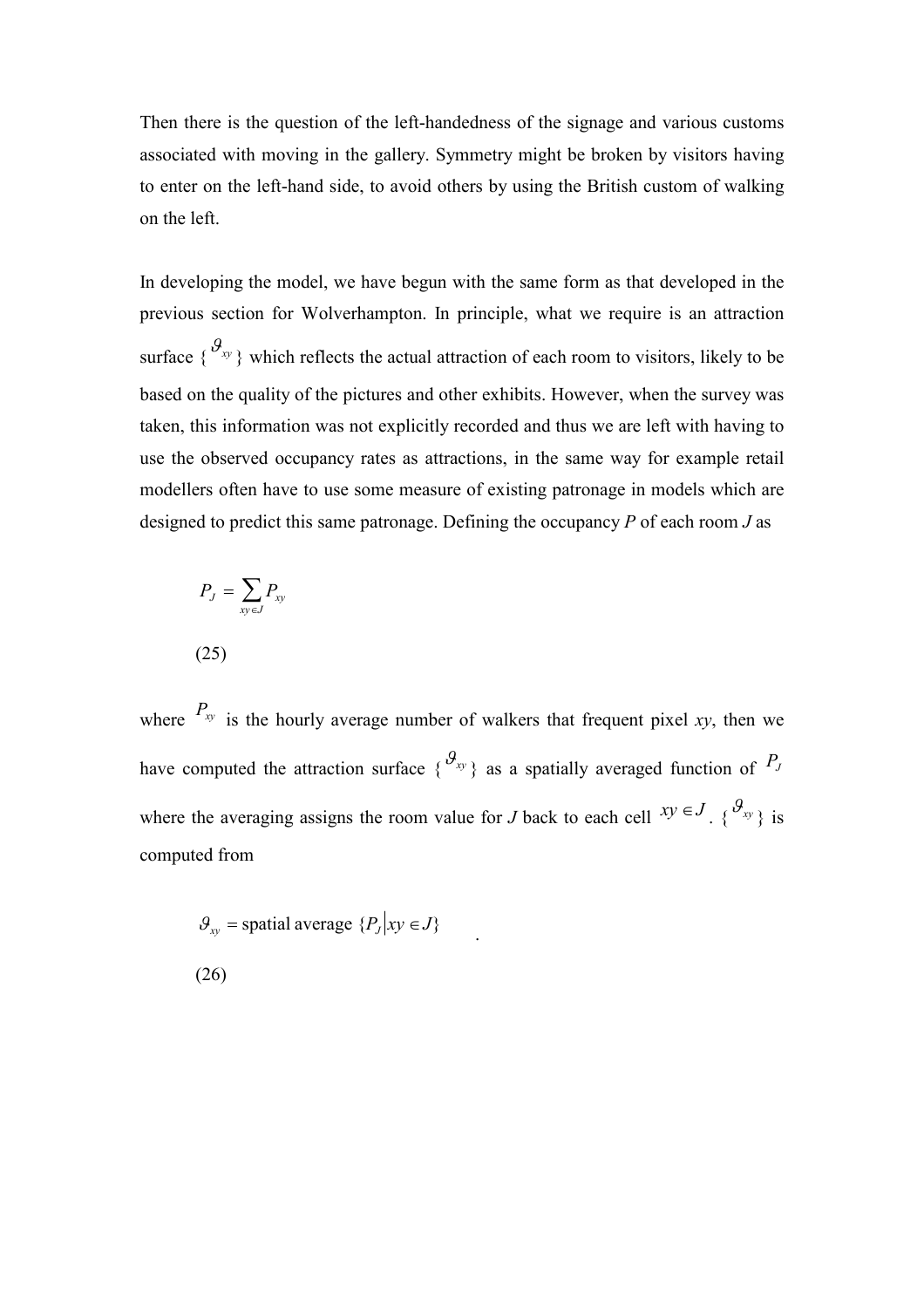Then there is the question of the left-handedness of the signage and various customs associated with moving in the gallery. Symmetry might be broken by visitors having to enter on the left-hand side, to avoid others by using the British custom of walking on the left.

In developing the model, we have begun with the same form as that developed in the previous section for Wolverhampton. In principle, what we require is an attraction surface $\{\vartheta_{xy}\}$ which reflects the actual attraction of each room to visitors, likely to be based on the quality of the pictures and other exhibits. However, when the survey was taken, this information was not explicitly recorded and thus we are left with having to use the observed occupancy rates as attractions, in the same way for example retail modellers often have to use some measure of existing patronage in models which are designed to predict this same patronage. Defining the occupancy *P* of each room *J* as

$$P_J = \sum_{xy \in J} P_{xy}$$

(25)

where $P_{xy}$ is the hourly average number of walkers that frequent pixel *xy*, then we have computed the attraction surface $\{\vartheta_{xy}\}$ as a spatially averaged function of $P_J$ where the averaging assigns the room value for *J* back to each cell $xy \in J$. $\{\vartheta_{xy}\}$ is computed from

$$\vartheta_{xy} = \text{spatial average } \{P_J | xy \in J\}$$

(26)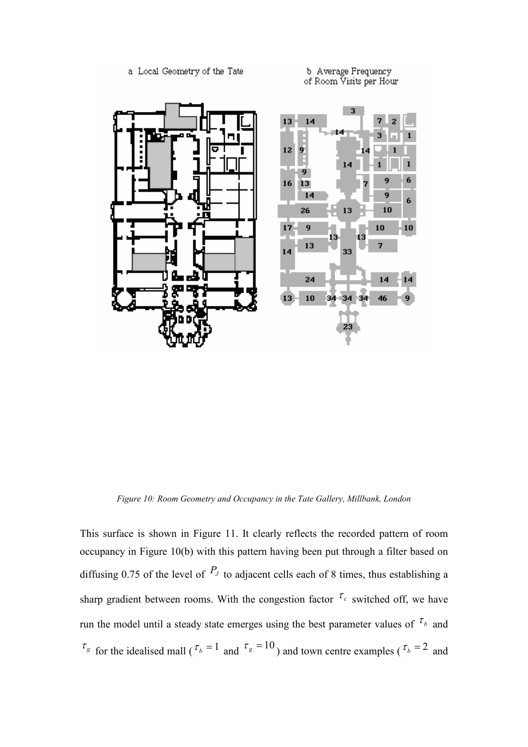a Local Geometry of the Tate

b Average Frequency of Room Visits per Hour

3
13 14 7 2
14
3 1
12 9 14 1
14 1 1
9
16 13 7 9 6
14 9 6
26 13 10
17 9 13 13 10 10
14 13 33 7
24 14 14
13 10 34 34 34 46 9
23

*Figure 10: Room Geometry and Occupancy in the Tate Gallery, Millbank, London*

This surface is shown in Figure 11. It clearly reflects the recorded pattern of room occupancy in Figure 10(b) with this pattern having been put through a filter based on diffusing 0.75 of the level of $P_J$ to adjacent cells each of 8 times, thus establishing a sharp gradient between rooms. With the congestion factor $\tau_c$ switched off, we have run the model until a steady state emerges using the best parameter values of $\tau_b$ and $\tau_g$ for the idealised mall ($\tau_b = 1$ and $\tau_g = 10$) and town centre examples ($\tau_b = 2$ and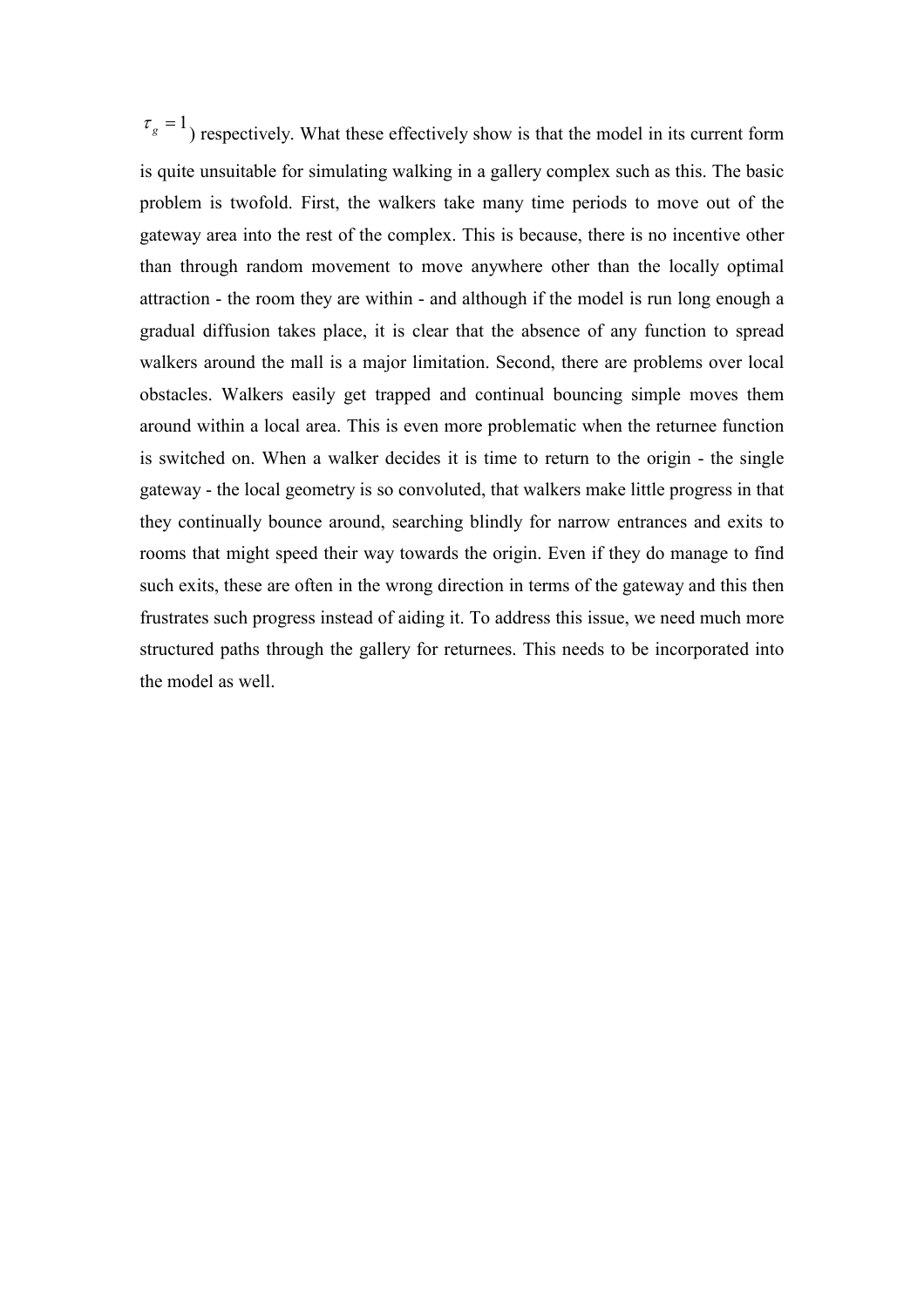$\tau_g = 1$) respectively. What these effectively show is that the model in its current form is quite unsuitable for simulating walking in a gallery complex such as this. The basic problem is twofold. First, the walkers take many time periods to move out of the gateway area into the rest of the complex. This is because, there is no incentive other than through random movement to move anywhere other than the locally optimal attraction - the room they are within - and although if the model is run long enough a gradual diffusion takes place, it is clear that the absence of any function to spread walkers around the mall is a major limitation. Second, there are problems over local obstacles. Walkers easily get trapped and continual bouncing simple moves them around within a local area. This is even more problematic when the returnee function is switched on. When a walker decides it is time to return to the origin - the single gateway - the local geometry is so convoluted, that walkers make little progress in that they continually bounce around, searching blindly for narrow entrances and exits to rooms that might speed their way towards the origin. Even if they do manage to find such exits, these are often in the wrong direction in terms of the gateway and this then frustrates such progress instead of aiding it. To address this issue, we need much more structured paths through the gallery for returnees. This needs to be incorporated into the model as well.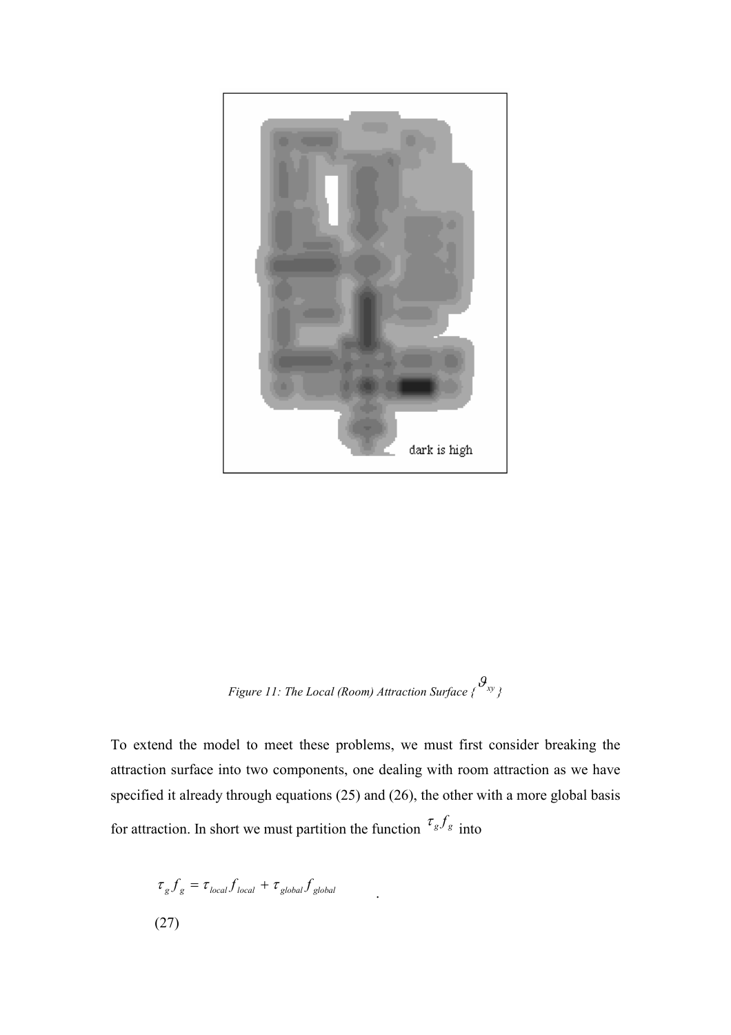*Figure 11: The Local (Room) Attraction Surface {$\vartheta_{xy}$}*

To extend the model to meet these problems, we must first consider breaking the attraction surface into two components, one dealing with room attraction as we have specified it already through equations (25) and (26), the other with a more global basis for attraction. In short we must partition the function $\tau_g f_g$ into

$$\tau_g f_g = \tau_{local} f_{local} + \tau_{global} f_{global} \quad . \tag{27}$$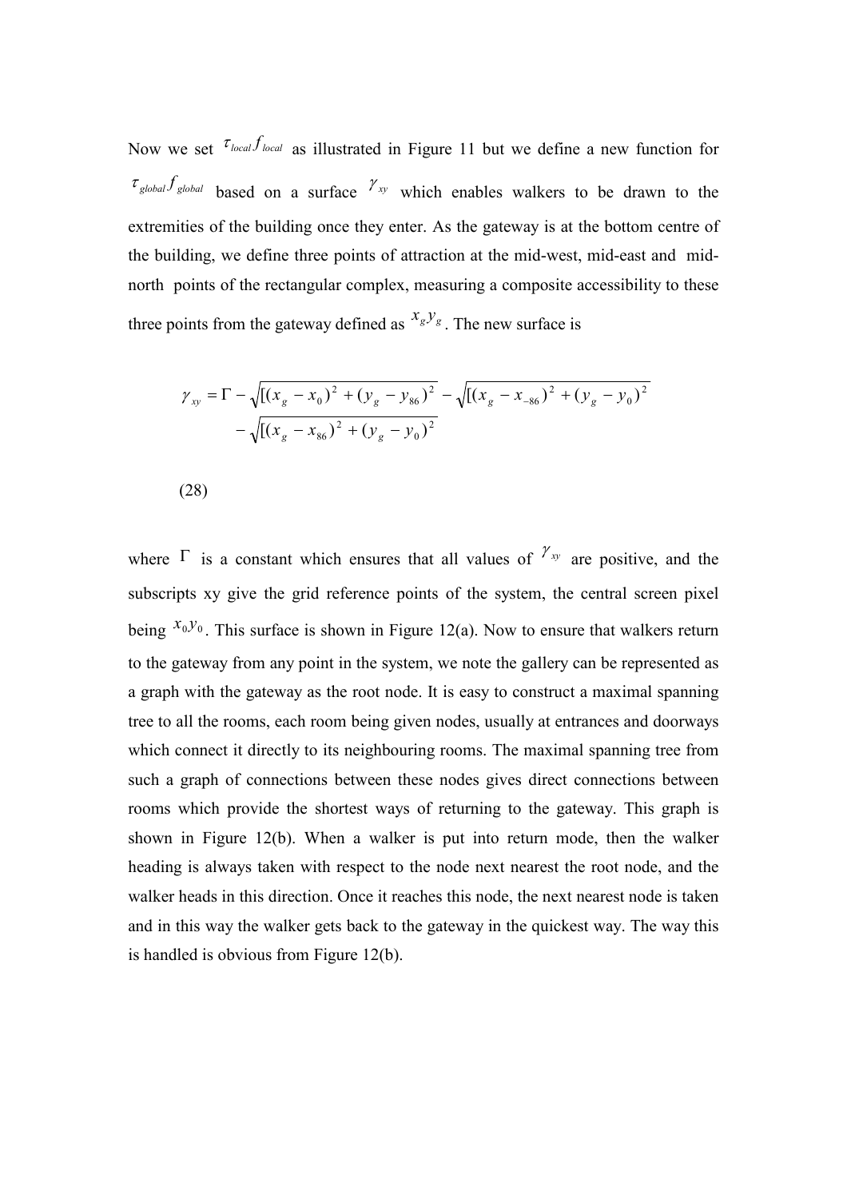Now we set $\tau_{local} f_{local}$ as illustrated in Figure 11 but we define a new function for $\tau_{global} f_{global}$ based on a surface $\gamma_{xy}$ which enables walkers to be drawn to the extremities of the building once they enter. As the gateway is at the bottom centre of the building, we define three points of attraction at the mid-west, mid-east and mid-north points of the rectangular complex, measuring a composite accessibility to these three points from the gateway defined as $x_g y_g$. The new surface is

$$\gamma_{xy} = \Gamma - \sqrt{[(x_g - x_0)^2 + (y_g - y_{86})^2} - \sqrt{[(x_g - x_{-86})^2 + (y_g - y_0)^2} \\ - \sqrt{[(x_g - x_{86})^2 + (y_g - y_0)^2}$$

(28)

where $\Gamma$ is a constant which ensures that all values of $\gamma_{xy}$ are positive, and the subscripts xy give the grid reference points of the system, the central screen pixel being $x_0 y_0$. This surface is shown in Figure 12(a). Now to ensure that walkers return to the gateway from any point in the system, we note the gallery can be represented as a graph with the gateway as the root node. It is easy to construct a maximal spanning tree to all the rooms, each room being given nodes, usually at entrances and doorways which connect it directly to its neighbouring rooms. The maximal spanning tree from such a graph of connections between these nodes gives direct connections between rooms which provide the shortest ways of returning to the gateway. This graph is shown in Figure 12(b). When a walker is put into return mode, then the walker heading is always taken with respect to the node next nearest the root node, and the walker heads in this direction. Once it reaches this node, the next nearest node is taken and in this way the walker gets back to the gateway in the quickest way. The way this is handled is obvious from Figure 12(b).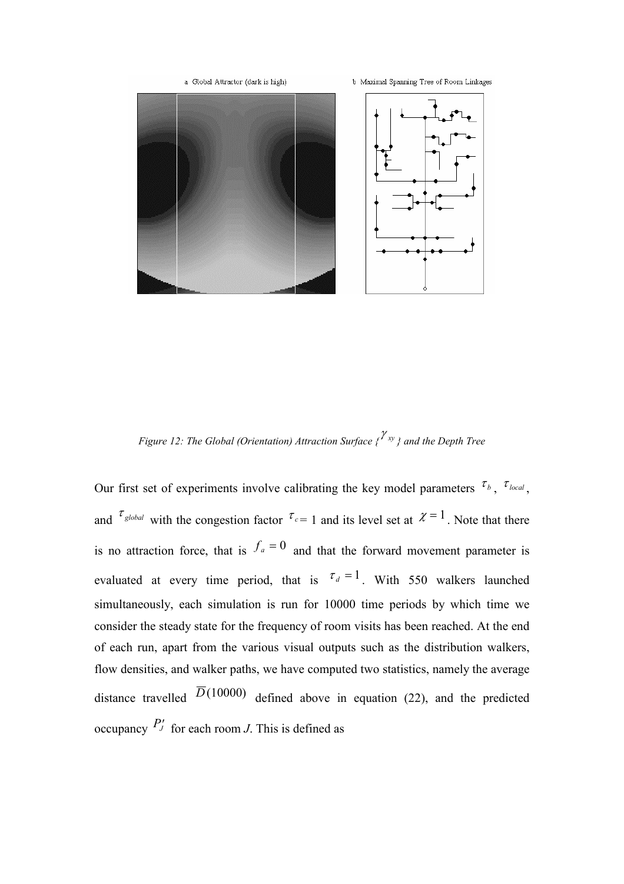a Global Attractor (dark is high)

b Maximal Spanning Tree of Room Linkages

*Figure 12: The Global (Orientation) Attraction Surface {$\gamma_{xy}$} and the Depth Tree*

Our first set of experiments involve calibrating the key model parameters $\tau_b$, $\tau_{local}$, and $\tau_{global}$ with the congestion factor $\tau_c$= 1 and its level set at $\chi = 1$. Note that there is no attraction force, that is $f_a = 0$ and that the forward movement parameter is evaluated at every time period, that is $\tau_d = 1$. With 550 walkers launched simultaneously, each simulation is run for 10000 time periods by which time we consider the steady state for the frequency of room visits has been reached. At the end of each run, apart from the various visual outputs such as the distribution walkers, flow densities, and walker paths, we have computed two statistics, namely the average distance travelled $\overline{D}(10000)$ defined above in equation (22), and the predicted occupancy $P_J'$ for each room *J*. This is defined as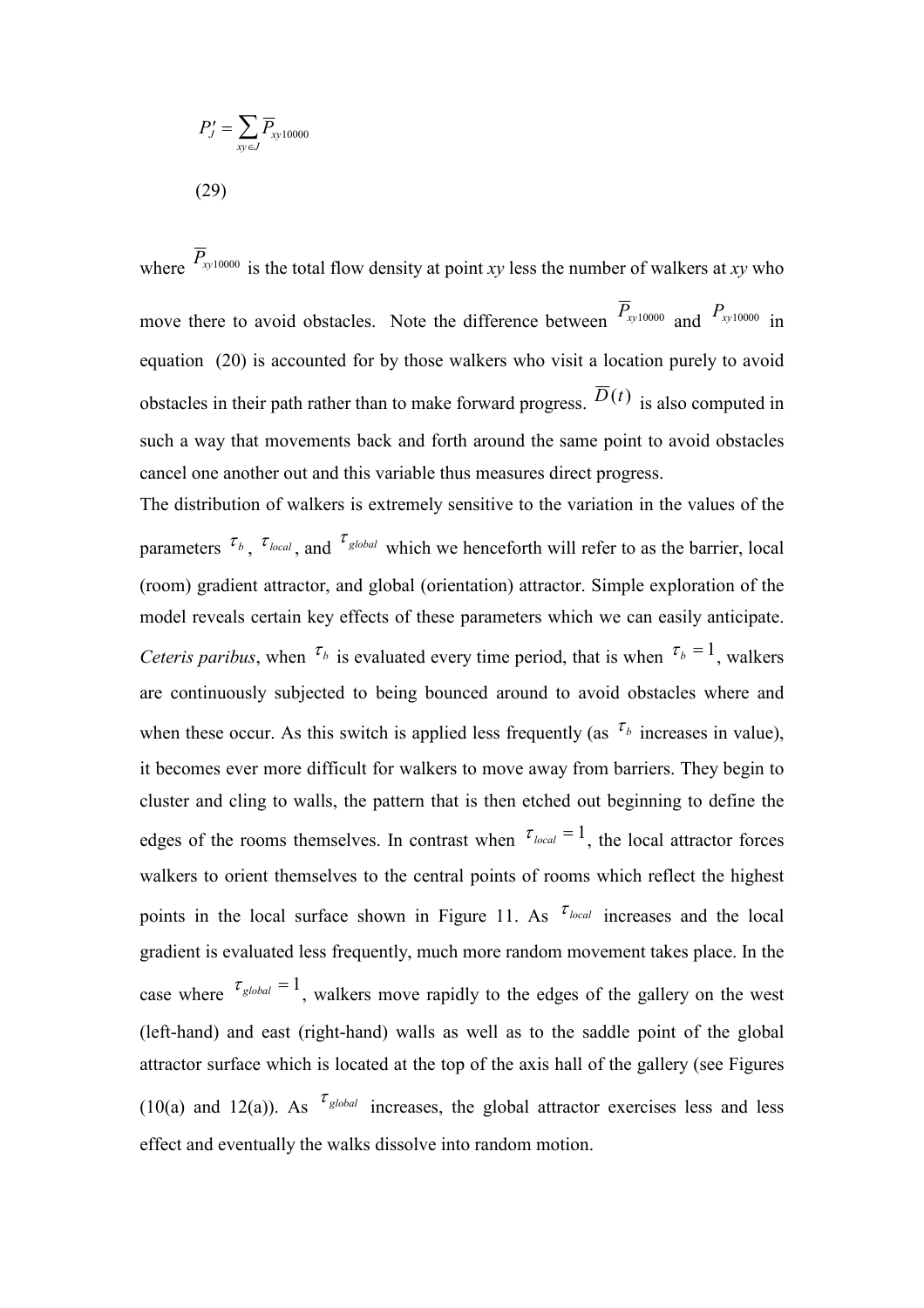$$P'_J = \sum_{xy \in J} \overline{P}_{xy10000}$$

(29)

where $\overline{P}_{xy10000}$ is the total flow density at point *xy* less the number of walkers at *xy* who move there to avoid obstacles. Note the difference between $\overline{P}_{xy10000}$ and $P_{xy10000}$ in equation (20) is accounted for by those walkers who visit a location purely to avoid obstacles in their path rather than to make forward progress. $\overline{D}(t)$ is also computed in such a way that movements back and forth around the same point to avoid obstacles cancel one another out and this variable thus measures direct progress.

The distribution of walkers is extremely sensitive to the variation in the values of the parameters $\tau_b$, $\tau_{local}$, and $\tau_{global}$ which we henceforth will refer to as the barrier, local (room) gradient attractor, and global (orientation) attractor. Simple exploration of the model reveals certain key effects of these parameters which we can easily anticipate. *Ceteris paribus*, when $\tau_b$ is evaluated every time period, that is when $\tau_b = 1$, walkers are continuously subjected to being bounced around to avoid obstacles where and when these occur. As this switch is applied less frequently (as $\tau_b$ increases in value), it becomes ever more difficult for walkers to move away from barriers. They begin to cluster and cling to walls, the pattern that is then etched out beginning to define the edges of the rooms themselves. In contrast when $\tau_{local} = 1$, the local attractor forces walkers to orient themselves to the central points of rooms which reflect the highest points in the local surface shown in Figure 11. As $\tau_{local}$ increases and the local gradient is evaluated less frequently, much more random movement takes place. In the case where $\tau_{global} = 1$, walkers move rapidly to the edges of the gallery on the west (left-hand) and east (right-hand) walls as well as to the saddle point of the global attractor surface which is located at the top of the axis hall of the gallery (see Figures (10(a) and 12(a)). As $\tau_{global}$ increases, the global attractor exercises less and less effect and eventually the walks dissolve into random motion.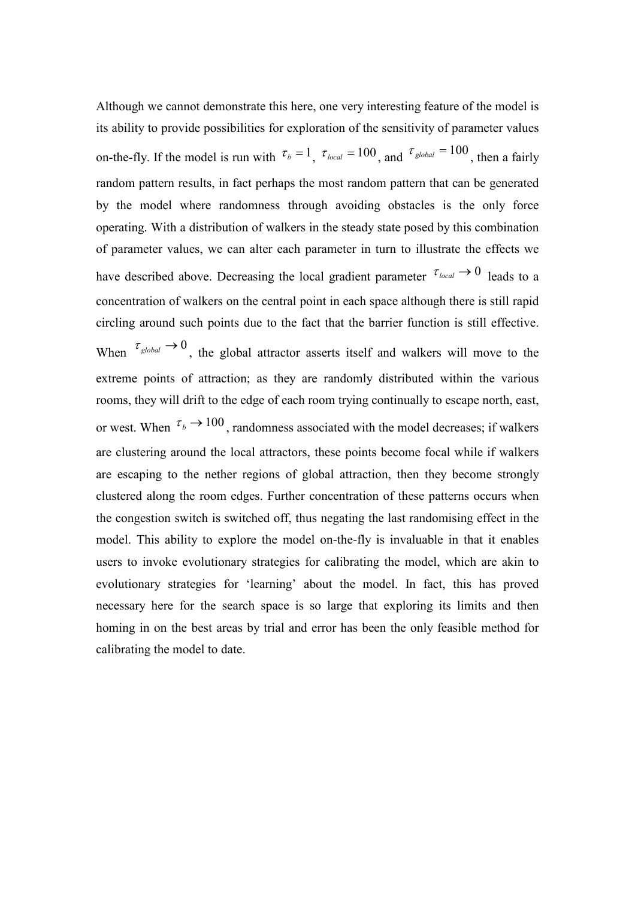Although we cannot demonstrate this here, one very interesting feature of the model is its ability to provide possibilities for exploration of the sensitivity of parameter values on-the-fly. If the model is run with $\tau_b = 1$, $\tau_{local} = 100$, and $\tau_{global} = 100$, then a fairly random pattern results, in fact perhaps the most random pattern that can be generated by the model where randomness through avoiding obstacles is the only force operating. With a distribution of walkers in the steady state posed by this combination of parameter values, we can alter each parameter in turn to illustrate the effects we have described above. Decreasing the local gradient parameter $\tau_{local} \to 0$ leads to a concentration of walkers on the central point in each space although there is still rapid circling around such points due to the fact that the barrier function is still effective. When $\tau_{global} \to 0$, the global attractor asserts itself and walkers will move to the extreme points of attraction; as they are randomly distributed within the various rooms, they will drift to the edge of each room trying continually to escape north, east, or west. When $\tau_b \to 100$, randomness associated with the model decreases; if walkers are clustering around the local attractors, these points become focal while if walkers are escaping to the nether regions of global attraction, then they become strongly clustered along the room edges. Further concentration of these patterns occurs when the congestion switch is switched off, thus negating the last randomising effect in the model. This ability to explore the model on-the-fly is invaluable in that it enables users to invoke evolutionary strategies for calibrating the model, which are akin to evolutionary strategies for 'learning' about the model. In fact, this has proved necessary here for the search space is so large that exploring its limits and then homing in on the best areas by trial and error has been the only feasible method for calibrating the model to date.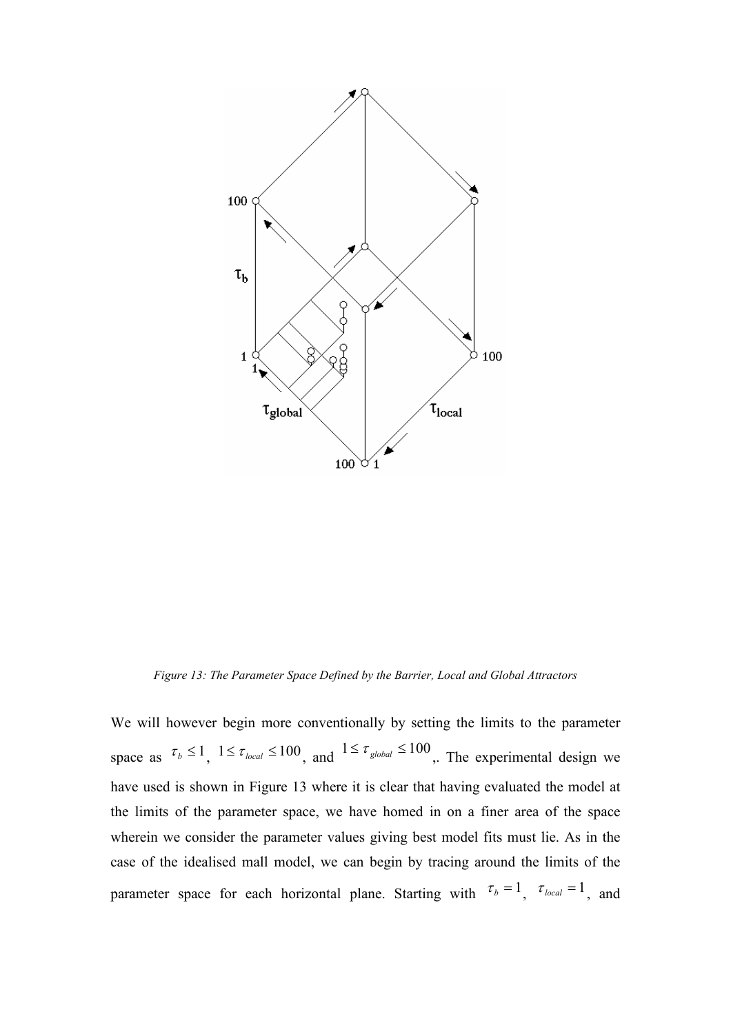100

$\tau_b$

1

1

100

$\tau_{global}$

$\tau_{local}$

100 1

*Figure 13: The Parameter Space Defined by the Barrier, Local and Global Attractors*

We will however begin more conventionally by setting the limits to the parameter space as $\tau_b \leq 1$, $1 \leq \tau_{local} \leq 100$, and $1 \leq \tau_{global} \leq 100$,. The experimental design we have used is shown in Figure 13 where it is clear that having evaluated the model at the limits of the parameter space, we have homed in on a finer area of the space wherein we consider the parameter values giving best model fits must lie. As in the case of the idealised mall model, we can begin by tracing around the limits of the parameter space for each horizontal plane. Starting with $\tau_b = 1$, $\tau_{local} = 1$, and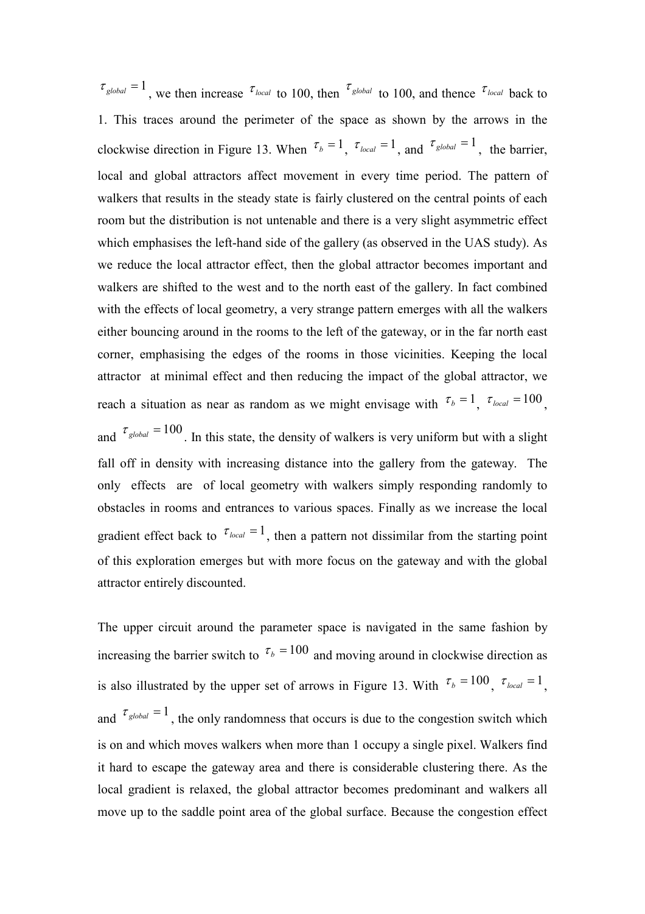$\tau_{global} = 1$, we then increase $\tau_{local}$ to 100, then $\tau_{global}$ to 100, and thence $\tau_{local}$ back to 1. This traces around the perimeter of the space as shown by the arrows in the clockwise direction in Figure 13. When $\tau_b = 1$, $\tau_{local} = 1$, and $\tau_{global} = 1$, the barrier, local and global attractors affect movement in every time period. The pattern of walkers that results in the steady state is fairly clustered on the central points of each room but the distribution is not untenable and there is a very slight asymmetric effect which emphasises the left-hand side of the gallery (as observed in the UAS study). As we reduce the local attractor effect, then the global attractor becomes important and walkers are shifted to the west and to the north east of the gallery. In fact combined with the effects of local geometry, a very strange pattern emerges with all the walkers either bouncing around in the rooms to the left of the gateway, or in the far north east corner, emphasising the edges of the rooms in those vicinities. Keeping the local attractor at minimal effect and then reducing the impact of the global attractor, we reach a situation as near as random as we might envisage with $\tau_b = 1$, $\tau_{local} = 100$, and $\tau_{global} = 100$. In this state, the density of walkers is very uniform but with a slight fall off in density with increasing distance into the gallery from the gateway. The only effects are of local geometry with walkers simply responding randomly to obstacles in rooms and entrances to various spaces. Finally as we increase the local gradient effect back to $\tau_{local} = 1$, then a pattern not dissimilar from the starting point of this exploration emerges but with more focus on the gateway and with the global attractor entirely discounted.

The upper circuit around the parameter space is navigated in the same fashion by increasing the barrier switch to $\tau_b = 100$ and moving around in clockwise direction as is also illustrated by the upper set of arrows in Figure 13. With $\tau_b = 100$, $\tau_{local} = 1$, and $\tau_{global} = 1$, the only randomness that occurs is due to the congestion switch which is on and which moves walkers when more than 1 occupy a single pixel. Walkers find it hard to escape the gateway area and there is considerable clustering there. As the local gradient is relaxed, the global attractor becomes predominant and walkers all move up to the saddle point area of the global surface. Because the congestion effect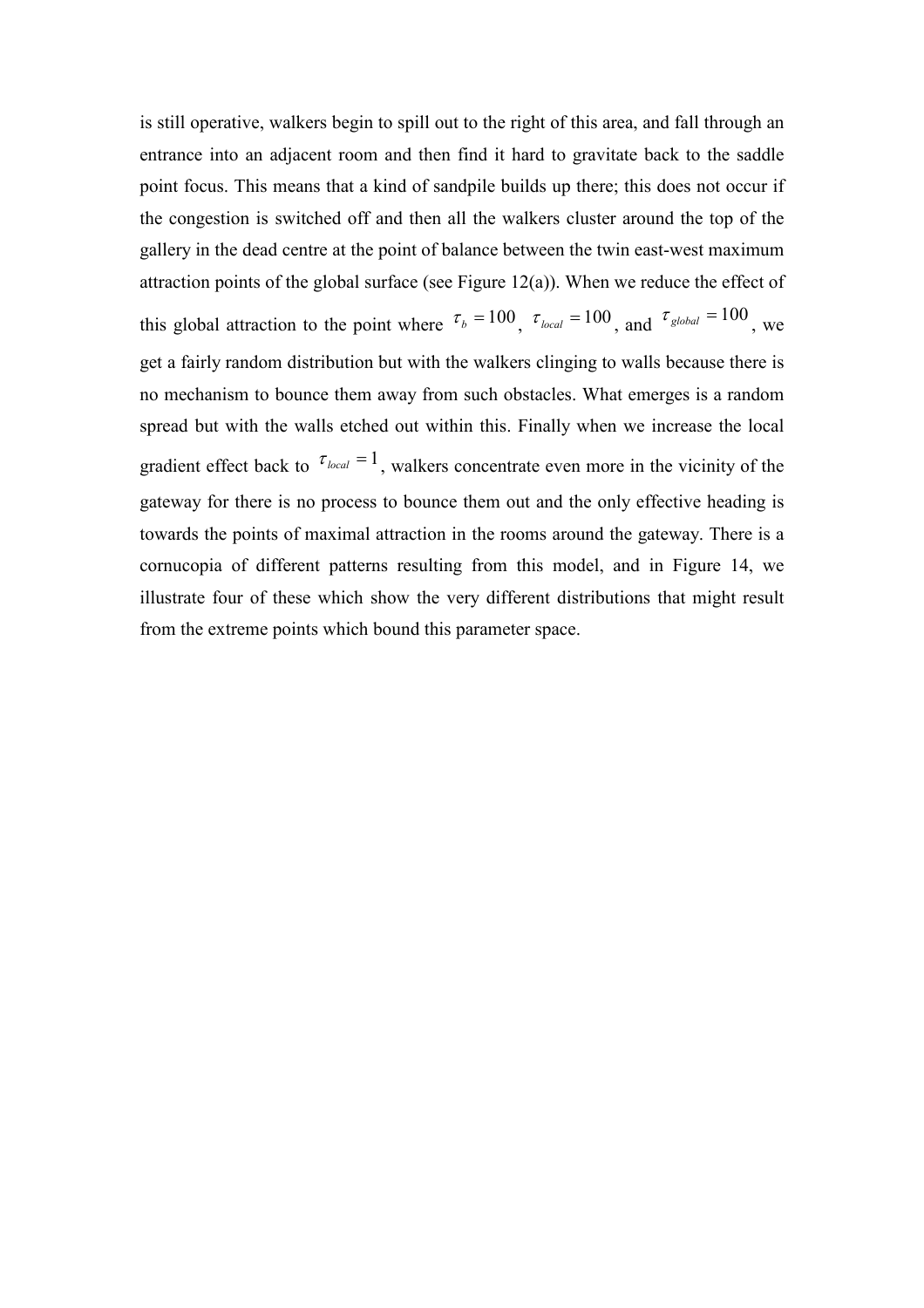is still operative, walkers begin to spill out to the right of this area, and fall through an entrance into an adjacent room and then find it hard to gravitate back to the saddle point focus. This means that a kind of sandpile builds up there; this does not occur if the congestion is switched off and then all the walkers cluster around the top of the gallery in the dead centre at the point of balance between the twin east-west maximum attraction points of the global surface (see Figure 12(a)). When we reduce the effect of this global attraction to the point where $\tau_b = 100$, $\tau_{local} = 100$, and $\tau_{global} = 100$, we get a fairly random distribution but with the walkers clinging to walls because there is no mechanism to bounce them away from such obstacles. What emerges is a random spread but with the walls etched out within this. Finally when we increase the local gradient effect back to $\tau_{local} = 1$, walkers concentrate even more in the vicinity of the gateway for there is no process to bounce them out and the only effective heading is towards the points of maximal attraction in the rooms around the gateway. There is a cornucopia of different patterns resulting from this model, and in Figure 14, we illustrate four of these which show the very different distributions that might result from the extreme points which bound this parameter space.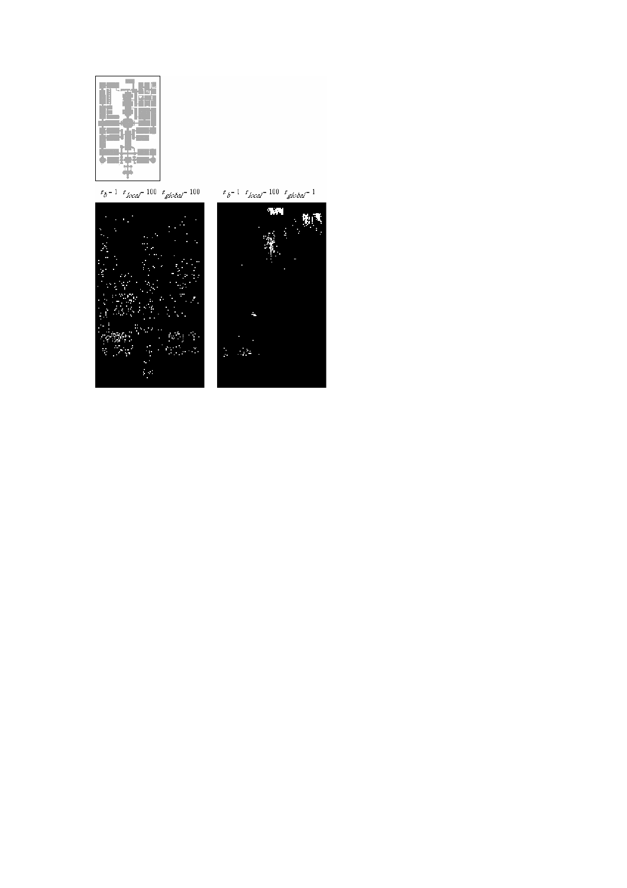$r_b = 1$ $r_{local} = 100$ $r_{global} = 100$

$r_b = 1$ $r_{local} = 100$ $r_{global} = 1$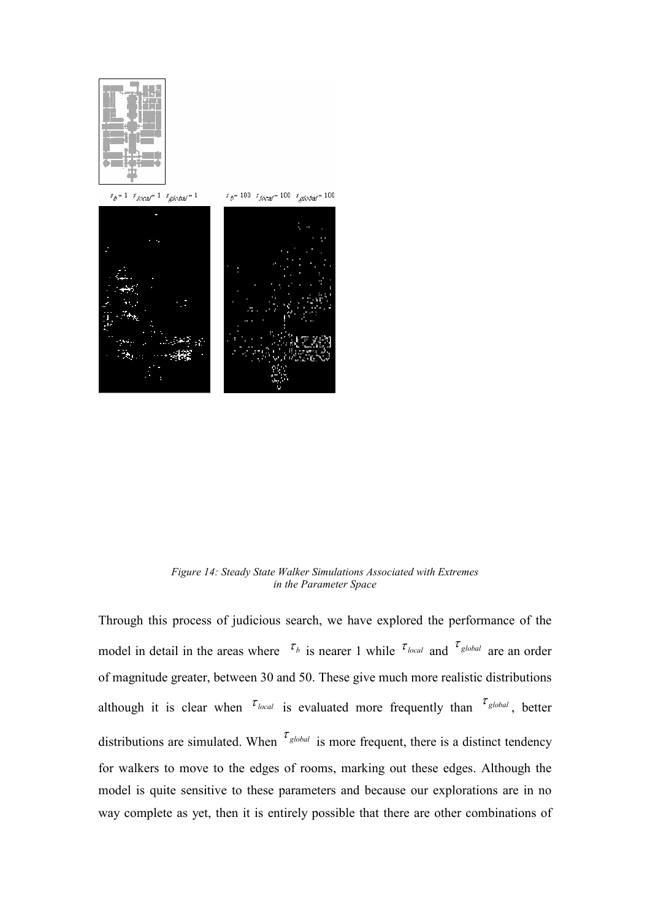$\tau_b = 1$ $\tau_{local} = 1$ $\tau_{global} = 1$ $\tau_b = 100$ $\tau_{local} = 100$ $\tau_{global} = 100$

*Figure 14: Steady State Walker Simulations Associated with Extremes in the Parameter Space*

Through this process of judicious search, we have explored the performance of the model in detail in the areas where $\tau_b$ is nearer 1 while $\tau_{local}$ and $\tau_{global}$ are an order of magnitude greater, between 30 and 50. These give much more realistic distributions although it is clear when $\tau_{local}$ is evaluated more frequently than $\tau_{global}$, better distributions are simulated. When $\tau_{global}$ is more frequent, there is a distinct tendency for walkers to move to the edges of rooms, marking out these edges. Although the model is quite sensitive to these parameters and because our explorations are in no way complete as yet, then it is entirely possible that there are other combinations of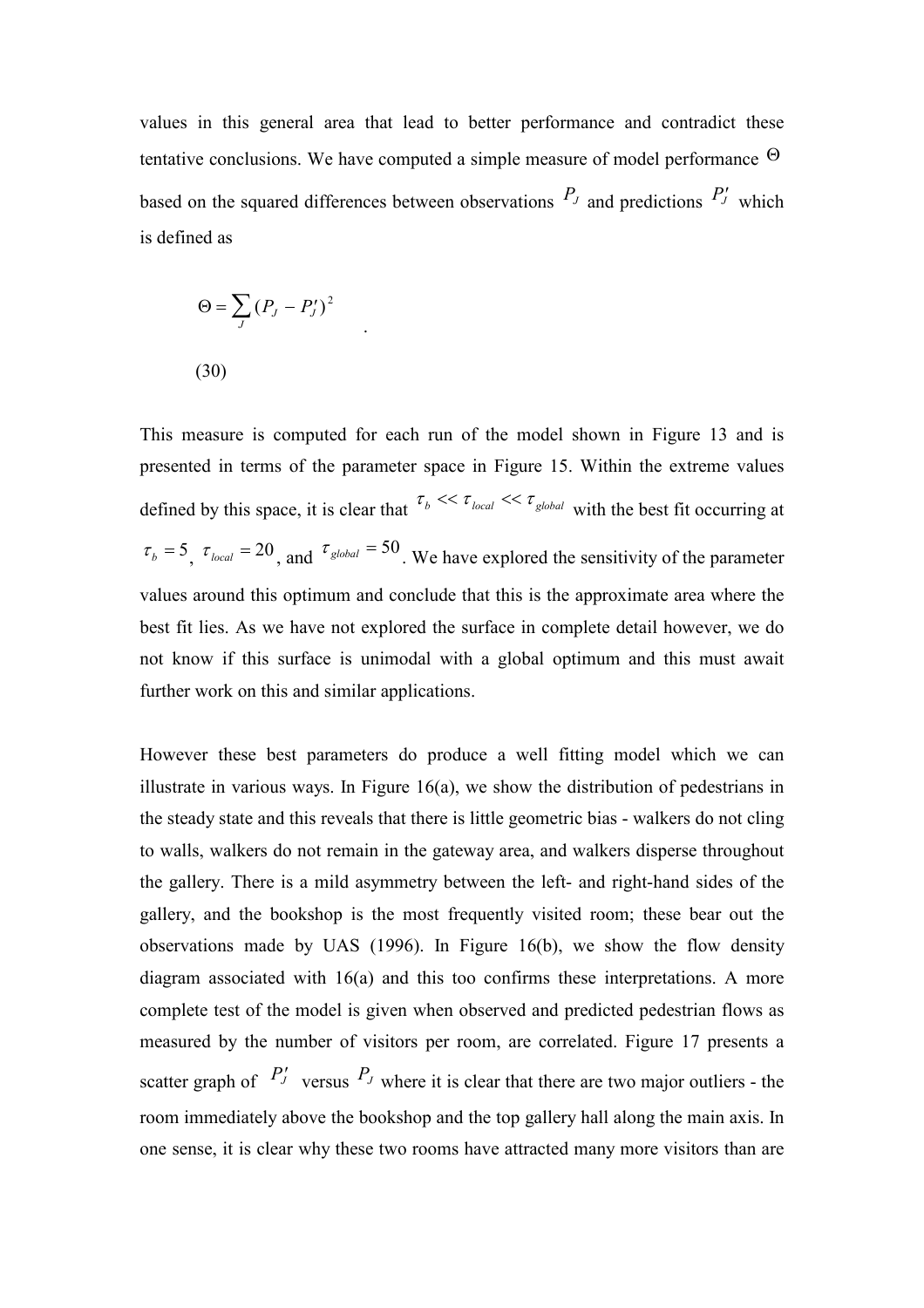values in this general area that lead to better performance and contradict these tentative conclusions. We have computed a simple measure of model performance $\Theta$ based on the squared differences between observations $P_J$ and predictions $P'_J$ which is defined as

$$\Theta = \sum_J (P_J - P'_J)^2 \quad . \tag{30}$$

This measure is computed for each run of the model shown in Figure 13 and is presented in terms of the parameter space in Figure 15. Within the extreme values defined by this space, it is clear that $\tau_b << \tau_{local} << \tau_{global}$ with the best fit occurring at $\tau_b = 5$, $\tau_{local} = 20$, and $\tau_{global} = 50$. We have explored the sensitivity of the parameter values around this optimum and conclude that this is the approximate area where the best fit lies. As we have not explored the surface in complete detail however, we do not know if this surface is unimodal with a global optimum and this must await further work on this and similar applications.

However these best parameters do produce a well fitting model which we can illustrate in various ways. In Figure 16(a), we show the distribution of pedestrians in the steady state and this reveals that there is little geometric bias - walkers do not cling to walls, walkers do not remain in the gateway area, and walkers disperse throughout the gallery. There is a mild asymmetry between the left- and right-hand sides of the gallery, and the bookshop is the most frequently visited room; these bear out the observations made by UAS (1996). In Figure 16(b), we show the flow density diagram associated with 16(a) and this too confirms these interpretations. A more complete test of the model is given when observed and predicted pedestrian flows as measured by the number of visitors per room, are correlated. Figure 17 presents a scatter graph of $P'_J$ versus $P_J$ where it is clear that there are two major outliers - the room immediately above the bookshop and the top gallery hall along the main axis. In one sense, it is clear why these two rooms have attracted many more visitors than are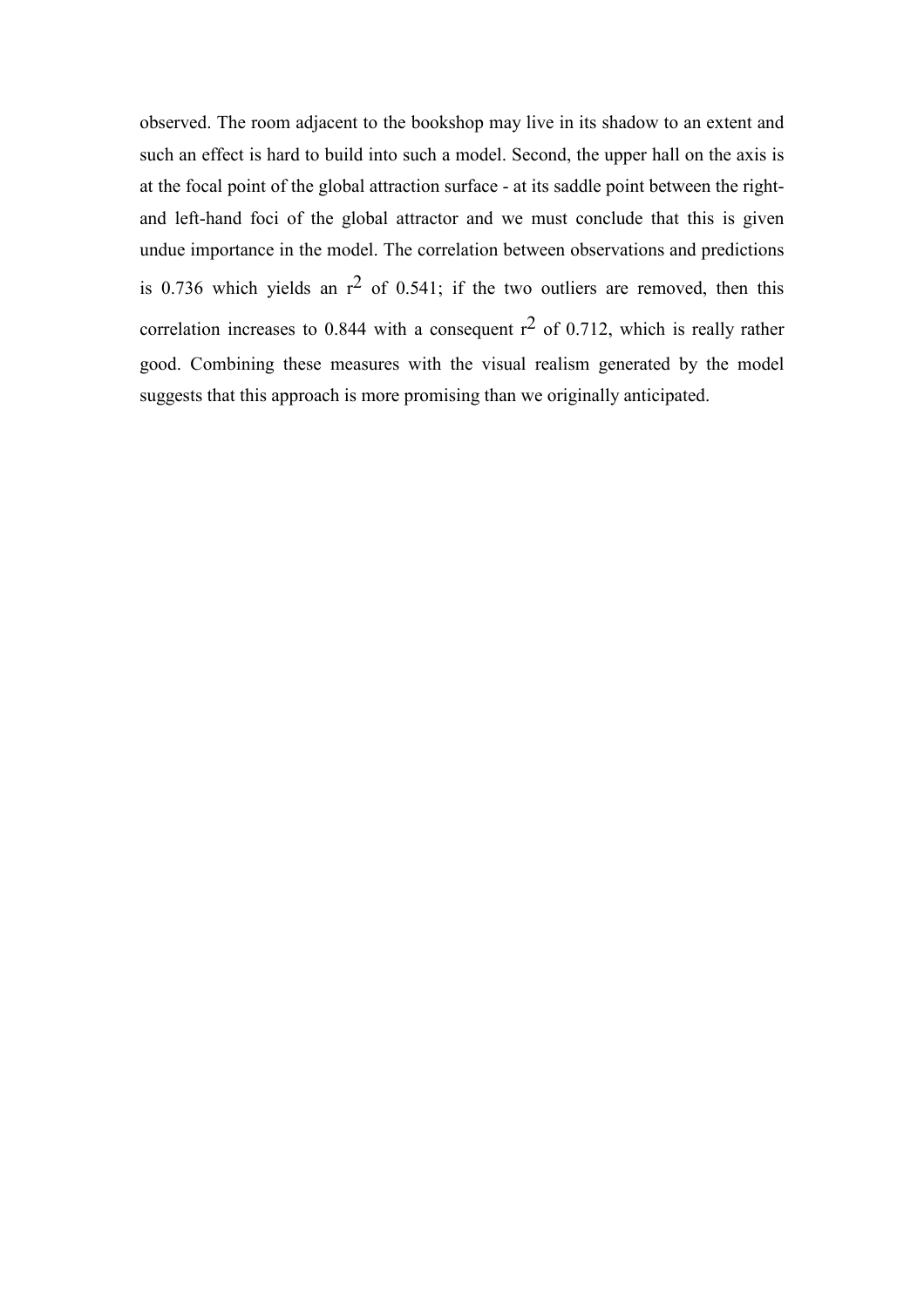observed. The room adjacent to the bookshop may live in its shadow to an extent and such an effect is hard to build into such a model. Second, the upper hall on the axis is at the focal point of the global attraction surface - at its saddle point between the right- and left-hand foci of the global attractor and we must conclude that this is given undue importance in the model. The correlation between observations and predictions is 0.736 which yields an $r^2$ of 0.541; if the two outliers are removed, then this correlation increases to 0.844 with a consequent $r^2$ of 0.712, which is really rather good. Combining these measures with the visual realism generated by the model suggests that this approach is more promising than we originally anticipated.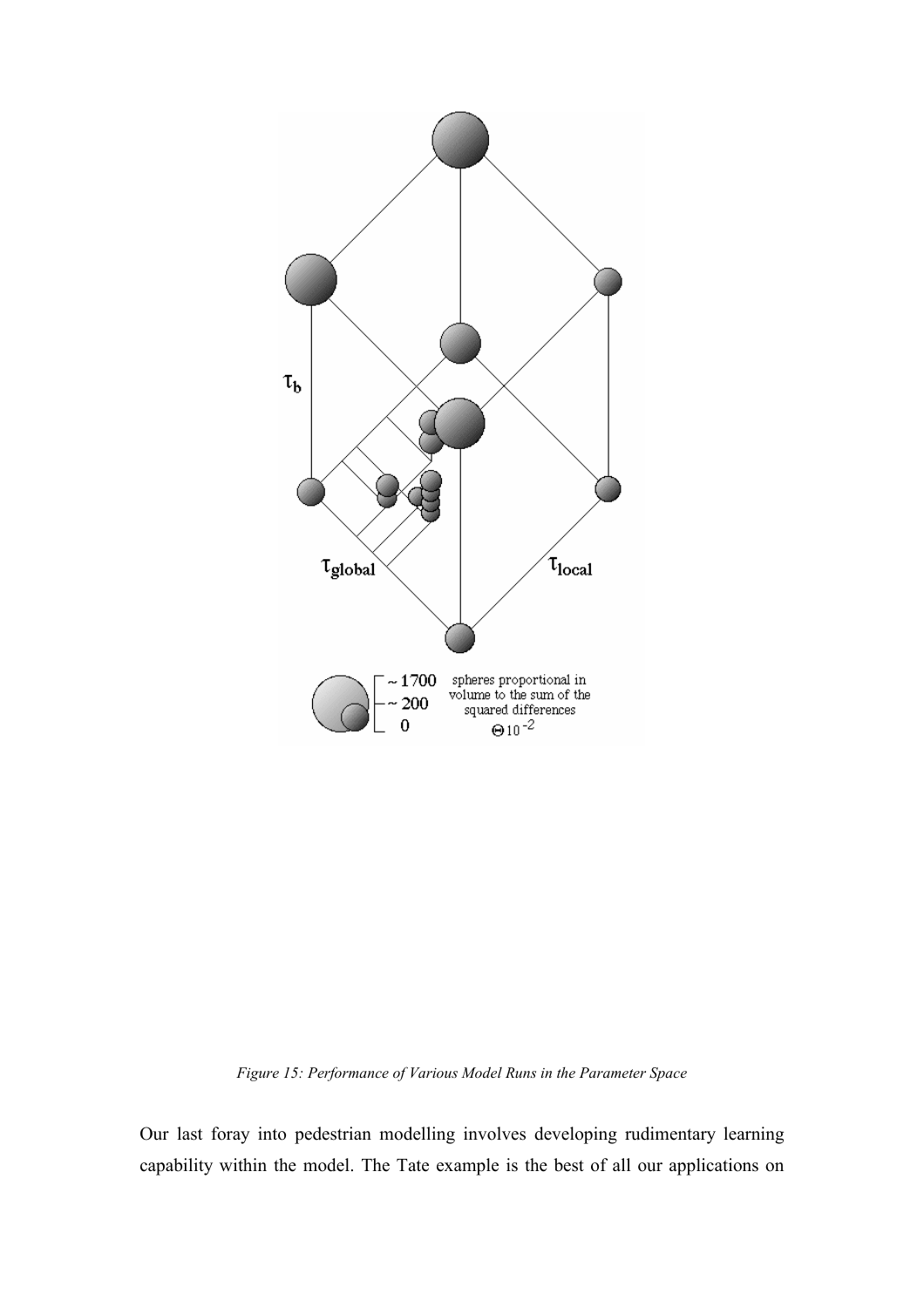$\tau_b$

$\tau_{global}$

$\tau_{local}$

~ 1700

~ 200

0

spheres proportional in volume to the sum of the squared differences

$\Theta 10^{-2}$

*Figure 15: Performance of Various Model Runs in the Parameter Space*

Our last foray into pedestrian modelling involves developing rudimentary learning capability within the model. The Tate example is the best of all our applications on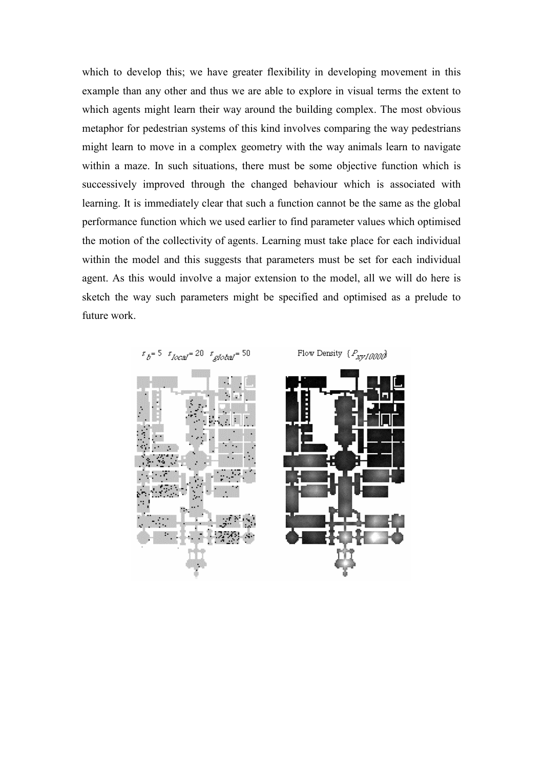which to develop this; we have greater flexibility in developing movement in this example than any other and thus we are able to explore in visual terms the extent to which agents might learn their way around the building complex. The most obvious metaphor for pedestrian systems of this kind involves comparing the way pedestrians might learn to move in a complex geometry with the way animals learn to navigate within a maze. In such situations, there must be some objective function which is successively improved through the changed behaviour which is associated with learning. It is immediately clear that such a function cannot be the same as the global performance function which we used earlier to find parameter values which optimised the motion of the collectivity of agents. Learning must take place for each individual within the model and this suggests that parameters must be set for each individual agent. As this would involve a major extension to the model, all we will do here is sketch the way such parameters might be specified and optimised as a prelude to future work.

$r_b = 5$ $r_{local} = 20$ $r_{global} = 50$

Flow Density $\{P_{xy10000}\}$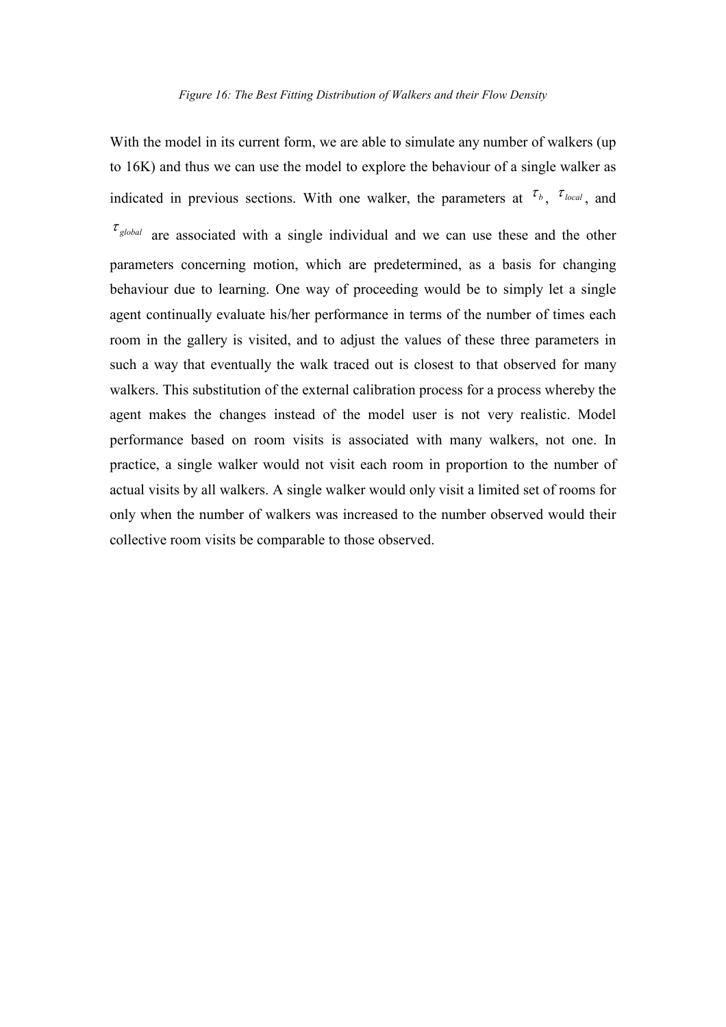*Figure 16: The Best Fitting Distribution of Walkers and their Flow Density*

With the model in its current form, we are able to simulate any number of walkers (up to 16K) and thus we can use the model to explore the behaviour of a single walker as indicated in previous sections. With one walker, the parameters at $\tau_b$, $\tau_{local}$, and $\tau_{global}$ are associated with a single individual and we can use these and the other parameters concerning motion, which are predetermined, as a basis for changing behaviour due to learning. One way of proceeding would be to simply let a single agent continually evaluate his/her performance in terms of the number of times each room in the gallery is visited, and to adjust the values of these three parameters in such a way that eventually the walk traced out is closest to that observed for many walkers. This substitution of the external calibration process for a process whereby the agent makes the changes instead of the model user is not very realistic. Model performance based on room visits is associated with many walkers, not one. In practice, a single walker would not visit each room in proportion to the number of actual visits by all walkers. A single walker would only visit a limited set of rooms for only when the number of walkers was increased to the number observed would their collective room visits be comparable to those observed.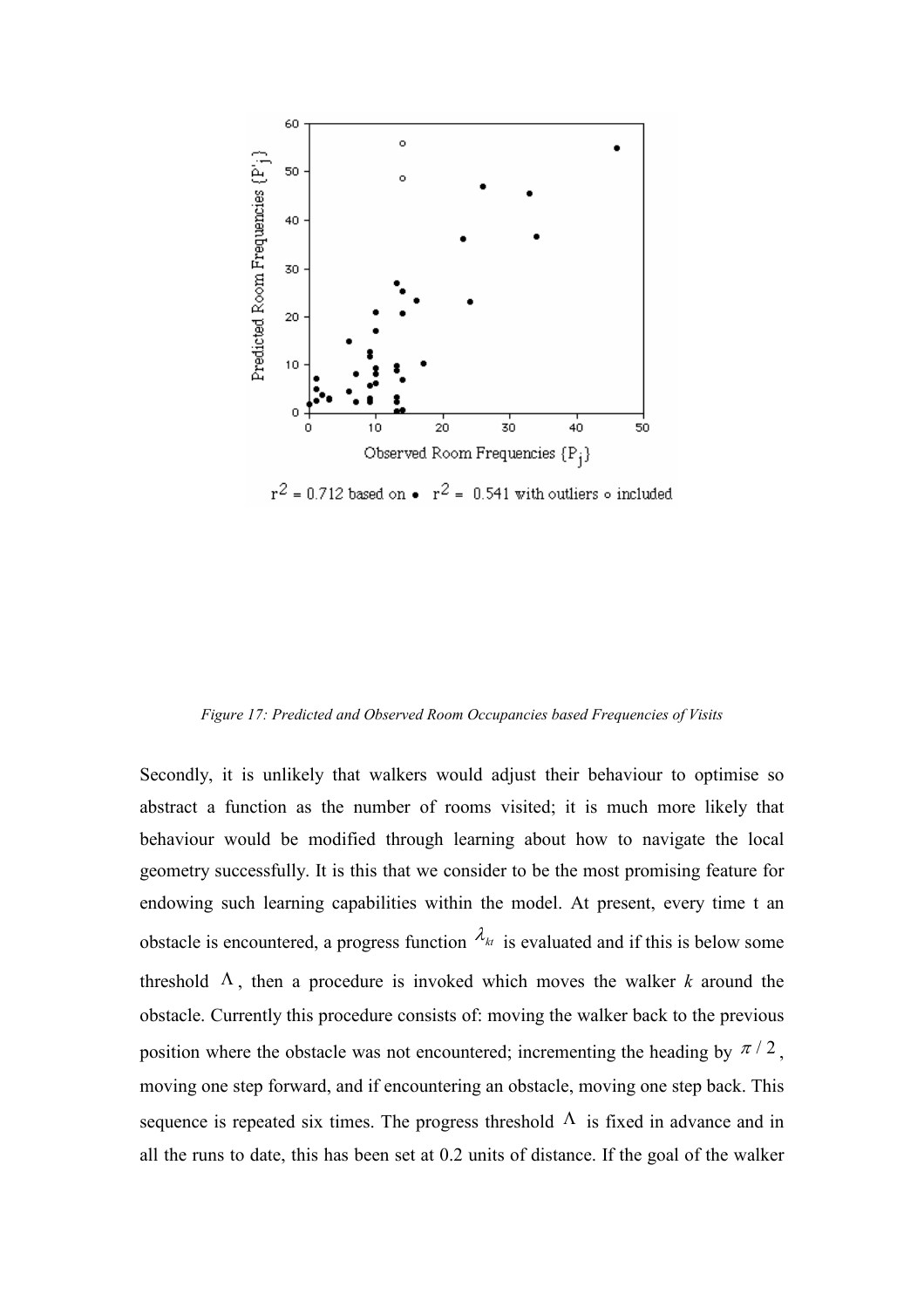60
50
40
30
20
10
0
0 10 20 30 40 50

Predicted Room Frequencies $\{P'_j\}$

Observed Room Frequencies $\{P_j\}$

$r^2$ = 0.712 based on • $r^2$ = 0.541 with outliers ∘ included

*Figure 17: Predicted and Observed Room Occupancies based Frequencies of Visits*

Secondly, it is unlikely that walkers would adjust their behaviour to optimise so abstract a function as the number of rooms visited; it is much more likely that behaviour would be modified through learning about how to navigate the local geometry successfully. It is this that we consider to be the most promising feature for endowing such learning capabilities within the model. At present, every time t an obstacle is encountered, a progress function $\lambda_{kt}$ is evaluated and if this is below some threshold $\Lambda$, then a procedure is invoked which moves the walker *k* around the obstacle. Currently this procedure consists of: moving the walker back to the previous position where the obstacle was not encountered; incrementing the heading by $\pi / 2$, moving one step forward, and if encountering an obstacle, moving one step back. This sequence is repeated six times. The progress threshold $\Lambda$ is fixed in advance and in all the runs to date, this has been set at 0.2 units of distance. If the goal of the walker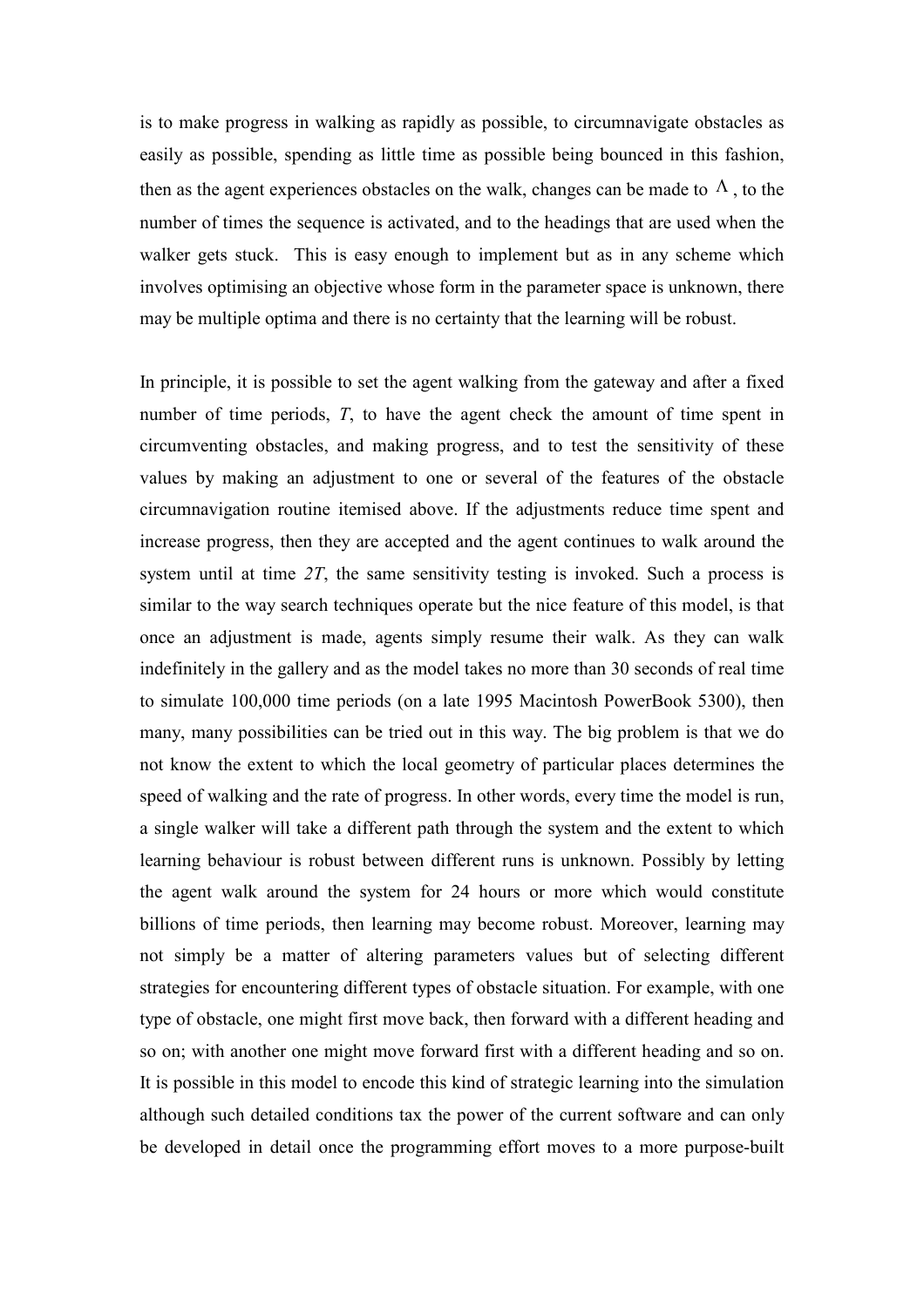is to make progress in walking as rapidly as possible, to circumnavigate obstacles as easily as possible, spending as little time as possible being bounced in this fashion, then as the agent experiences obstacles on the walk, changes can be made to $\Lambda$, to the number of times the sequence is activated, and to the headings that are used when the walker gets stuck. This is easy enough to implement but as in any scheme which involves optimising an objective whose form in the parameter space is unknown, there may be multiple optima and there is no certainty that the learning will be robust.

In principle, it is possible to set the agent walking from the gateway and after a fixed number of time periods, *T*, to have the agent check the amount of time spent in circumventing obstacles, and making progress, and to test the sensitivity of these values by making an adjustment to one or several of the features of the obstacle circumnavigation routine itemised above. If the adjustments reduce time spent and increase progress, then they are accepted and the agent continues to walk around the system until at time *2T*, the same sensitivity testing is invoked. Such a process is similar to the way search techniques operate but the nice feature of this model, is that once an adjustment is made, agents simply resume their walk. As they can walk indefinitely in the gallery and as the model takes no more than 30 seconds of real time to simulate 100,000 time periods (on a late 1995 Macintosh PowerBook 5300), then many, many possibilities can be tried out in this way. The big problem is that we do not know the extent to which the local geometry of particular places determines the speed of walking and the rate of progress. In other words, every time the model is run, a single walker will take a different path through the system and the extent to which learning behaviour is robust between different runs is unknown. Possibly by letting the agent walk around the system for 24 hours or more which would constitute billions of time periods, then learning may become robust. Moreover, learning may not simply be a matter of altering parameters values but of selecting different strategies for encountering different types of obstacle situation. For example, with one type of obstacle, one might first move back, then forward with a different heading and so on; with another one might move forward first with a different heading and so on. It is possible in this model to encode this kind of strategic learning into the simulation although such detailed conditions tax the power of the current software and can only be developed in detail once the programming effort moves to a more purpose-built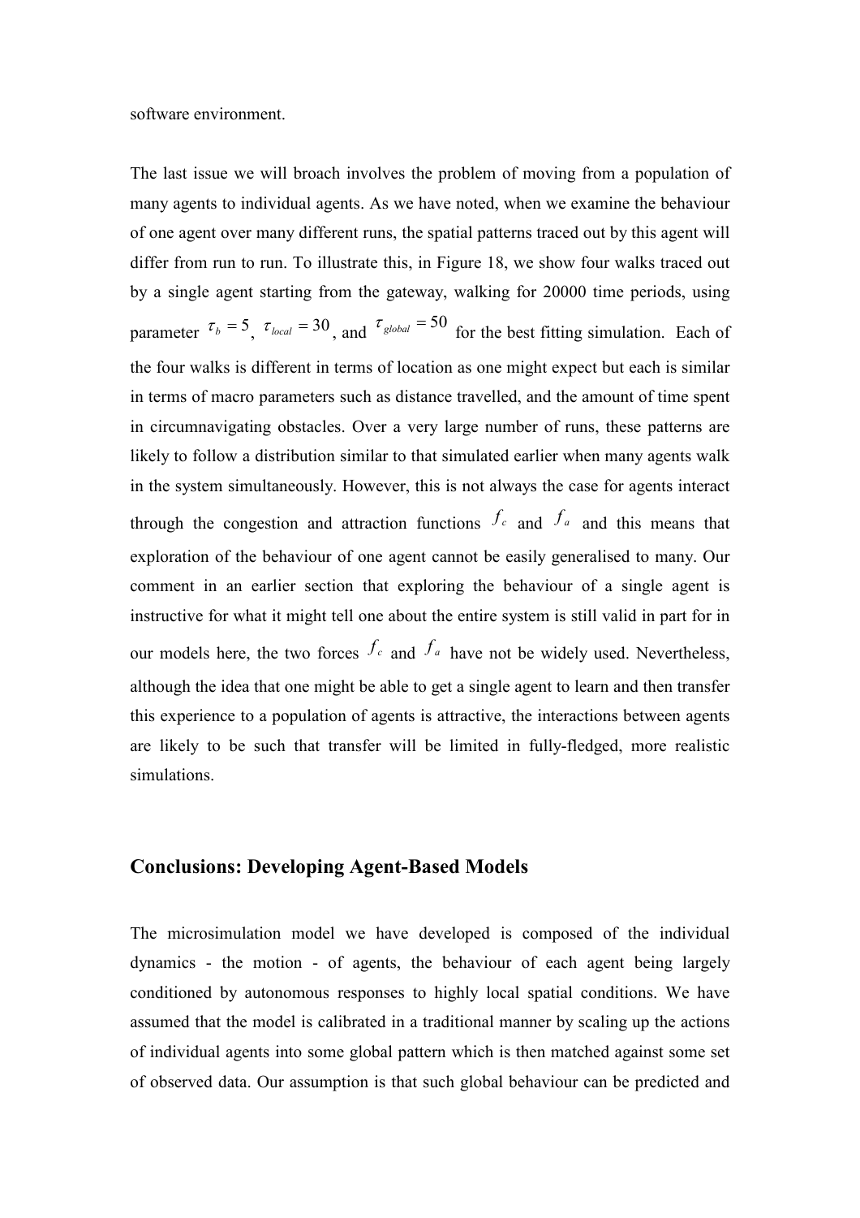software environment.

The last issue we will broach involves the problem of moving from a population of many agents to individual agents. As we have noted, when we examine the behaviour of one agent over many different runs, the spatial patterns traced out by this agent will differ from run to run. To illustrate this, in Figure 18, we show four walks traced out by a single agent starting from the gateway, walking for 20000 time periods, using parameter $\tau_b = 5$, $\tau_{local} = 30$, and $\tau_{global} = 50$ for the best fitting simulation. Each of the four walks is different in terms of location as one might expect but each is similar in terms of macro parameters such as distance travelled, and the amount of time spent in circumnavigating obstacles. Over a very large number of runs, these patterns are likely to follow a distribution similar to that simulated earlier when many agents walk in the system simultaneously. However, this is not always the case for agents interact through the congestion and attraction functions $f_c$ and $f_a$ and this means that exploration of the behaviour of one agent cannot be easily generalised to many. Our comment in an earlier section that exploring the behaviour of a single agent is instructive for what it might tell one about the entire system is still valid in part for in our models here, the two forces $f_c$ and $f_a$ have not be widely used. Nevertheless, although the idea that one might be able to get a single agent to learn and then transfer this experience to a population of agents is attractive, the interactions between agents are likely to be such that transfer will be limited in fully-fledged, more realistic simulations.

## Conclusions: Developing Agent-Based Models

The microsimulation model we have developed is composed of the individual dynamics - the motion - of agents, the behaviour of each agent being largely conditioned by autonomous responses to highly local spatial conditions. We have assumed that the model is calibrated in a traditional manner by scaling up the actions of individual agents into some global pattern which is then matched against some set of observed data. Our assumption is that such global behaviour can be predicted and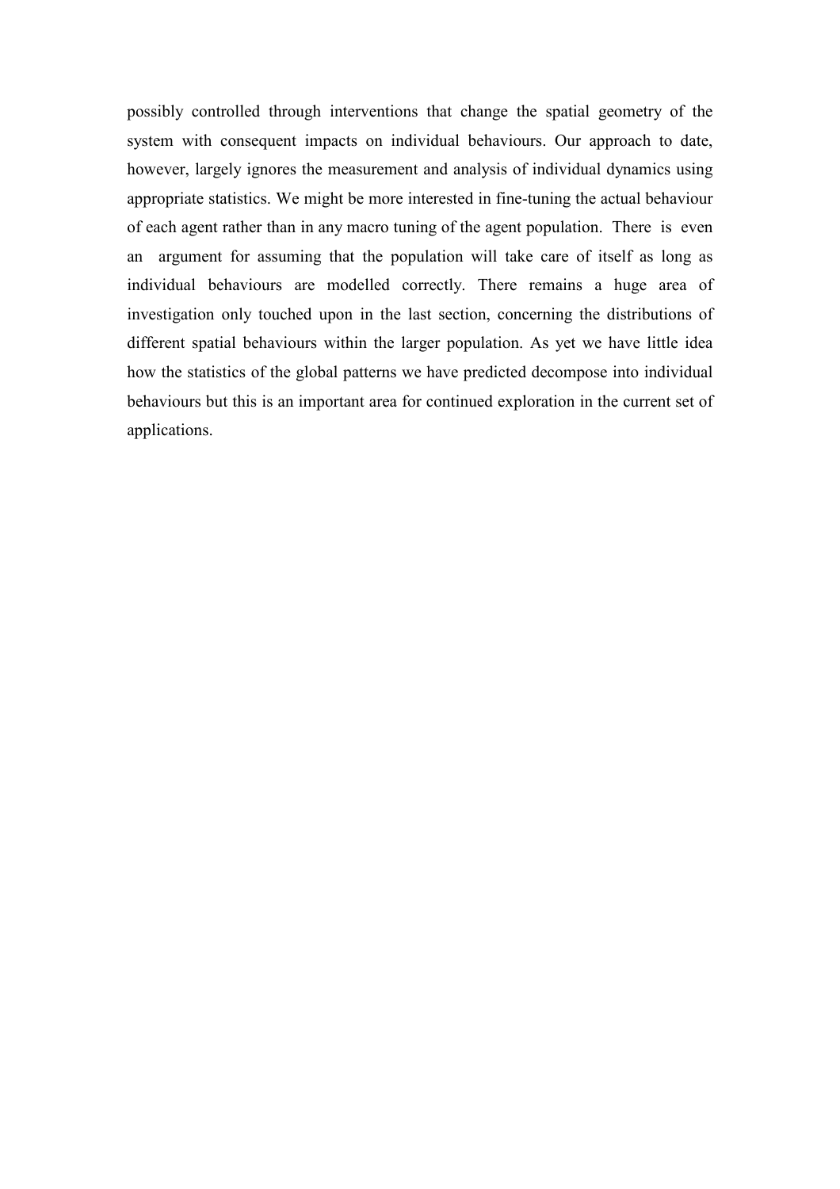possibly controlled through interventions that change the spatial geometry of the system with consequent impacts on individual behaviours. Our approach to date, however, largely ignores the measurement and analysis of individual dynamics using appropriate statistics. We might be more interested in fine-tuning the actual behaviour of each agent rather than in any macro tuning of the agent population. There is even an argument for assuming that the population will take care of itself as long as individual behaviours are modelled correctly. There remains a huge area of investigation only touched upon in the last section, concerning the distributions of different spatial behaviours within the larger population. As yet we have little idea how the statistics of the global patterns we have predicted decompose into individual behaviours but this is an important area for continued exploration in the current set of applications.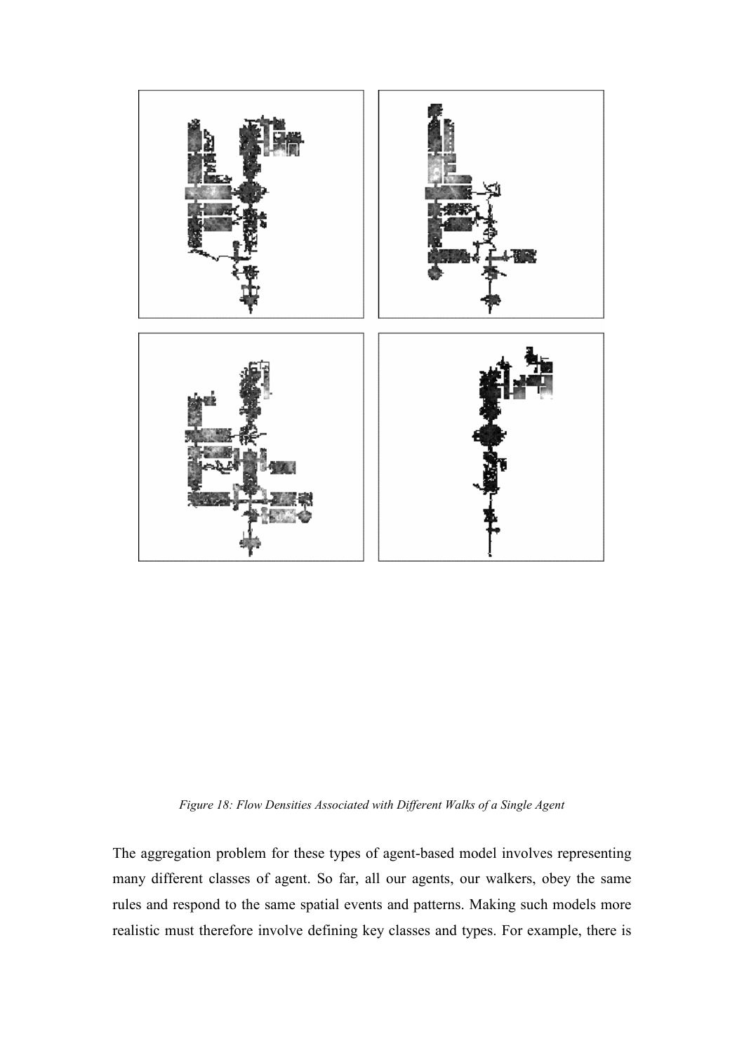*Figure 18: Flow Densities Associated with Different Walks of a Single Agent*

The aggregation problem for these types of agent-based model involves representing many different classes of agent. So far, all our agents, our walkers, obey the same rules and respond to the same spatial events and patterns. Making such models more realistic must therefore involve defining key classes and types. For example, there is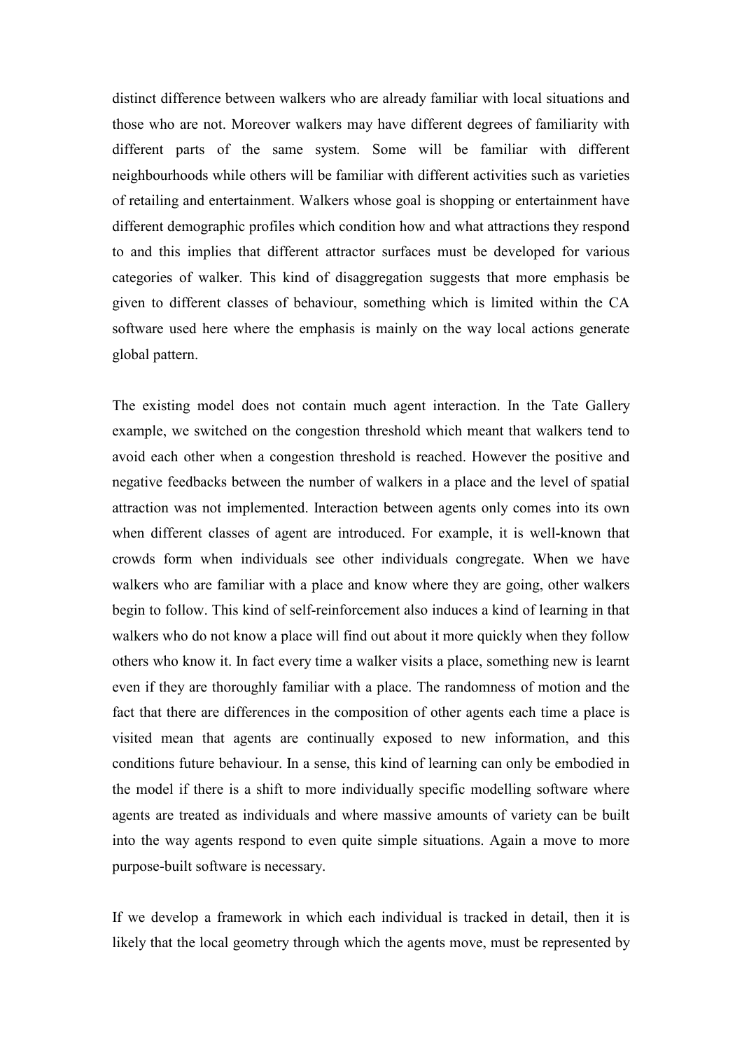distinct difference between walkers who are already familiar with local situations and those who are not. Moreover walkers may have different degrees of familiarity with different parts of the same system. Some will be familiar with different neighbourhoods while others will be familiar with different activities such as varieties of retailing and entertainment. Walkers whose goal is shopping or entertainment have different demographic profiles which condition how and what attractions they respond to and this implies that different attractor surfaces must be developed for various categories of walker. This kind of disaggregation suggests that more emphasis be given to different classes of behaviour, something which is limited within the CA software used here where the emphasis is mainly on the way local actions generate global pattern.

The existing model does not contain much agent interaction. In the Tate Gallery example, we switched on the congestion threshold which meant that walkers tend to avoid each other when a congestion threshold is reached. However the positive and negative feedbacks between the number of walkers in a place and the level of spatial attraction was not implemented. Interaction between agents only comes into its own when different classes of agent are introduced. For example, it is well-known that crowds form when individuals see other individuals congregate. When we have walkers who are familiar with a place and know where they are going, other walkers begin to follow. This kind of self-reinforcement also induces a kind of learning in that walkers who do not know a place will find out about it more quickly when they follow others who know it. In fact every time a walker visits a place, something new is learnt even if they are thoroughly familiar with a place. The randomness of motion and the fact that there are differences in the composition of other agents each time a place is visited mean that agents are continually exposed to new information, and this conditions future behaviour. In a sense, this kind of learning can only be embodied in the model if there is a shift to more individually specific modelling software where agents are treated as individuals and where massive amounts of variety can be built into the way agents respond to even quite simple situations. Again a move to more purpose-built software is necessary.

If we develop a framework in which each individual is tracked in detail, then it is likely that the local geometry through which the agents move, must be represented by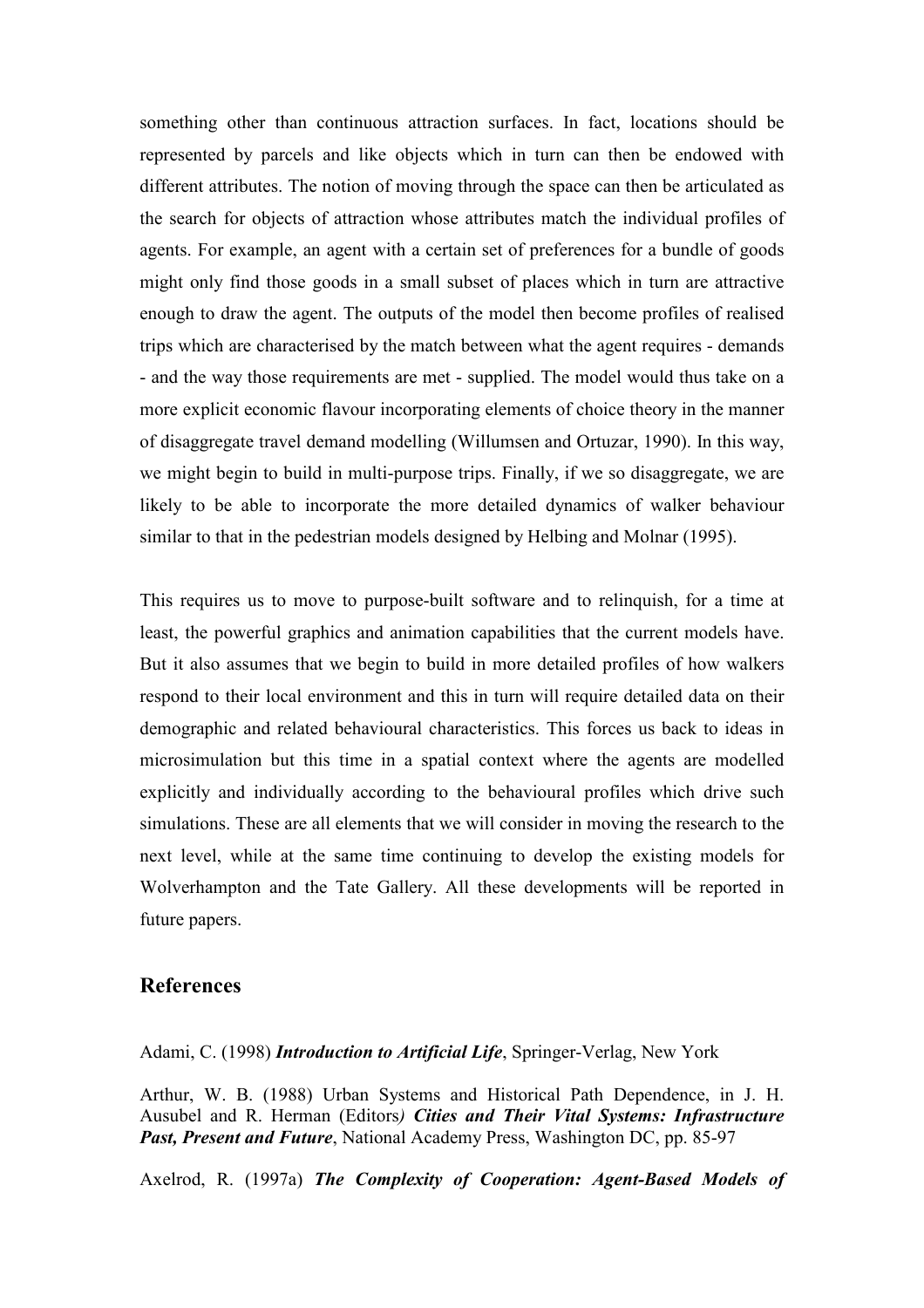something other than continuous attraction surfaces. In fact, locations should be represented by parcels and like objects which in turn can then be endowed with different attributes. The notion of moving through the space can then be articulated as the search for objects of attraction whose attributes match the individual profiles of agents. For example, an agent with a certain set of preferences for a bundle of goods might only find those goods in a small subset of places which in turn are attractive enough to draw the agent. The outputs of the model then become profiles of realised trips which are characterised by the match between what the agent requires - demands - and the way those requirements are met - supplied. The model would thus take on a more explicit economic flavour incorporating elements of choice theory in the manner of disaggregate travel demand modelling (Willumsen and Ortuzar, 1990). In this way, we might begin to build in multi-purpose trips. Finally, if we so disaggregate, we are likely to be able to incorporate the more detailed dynamics of walker behaviour similar to that in the pedestrian models designed by Helbing and Molnar (1995).

This requires us to move to purpose-built software and to relinquish, for a time at least, the powerful graphics and animation capabilities that the current models have. But it also assumes that we begin to build in more detailed profiles of how walkers respond to their local environment and this in turn will require detailed data on their demographic and related behavioural characteristics. This forces us back to ideas in microsimulation but this time in a spatial context where the agents are modelled explicitly and individually according to the behavioural profiles which drive such simulations. These are all elements that we will consider in moving the research to the next level, while at the same time continuing to develop the existing models for Wolverhampton and the Tate Gallery. All these developments will be reported in future papers.

## References

Adami, C. (1998) ***Introduction to Artificial Life***, Springer-Verlag, New York

Arthur, W. B. (1988) Urban Systems and Historical Path Dependence, in J. H. Ausubel and R. Herman (Editors*)* ***Cities and Their Vital Systems: Infrastructure Past, Present and Future***, National Academy Press, Washington DC, pp. 85-97

Axelrod, R. (1997a) ***The Complexity of Cooperation: Agent-Based Models of***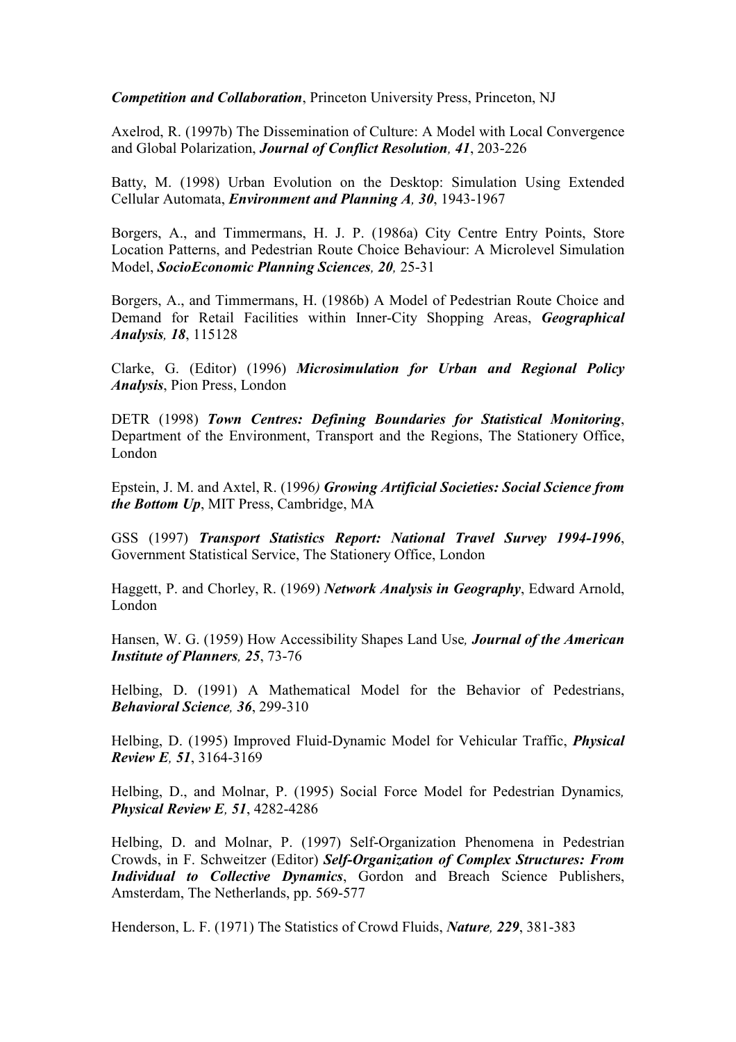***Competition and Collaboration***, Princeton University Press, Princeton, NJ

Axelrod, R. (1997b) The Dissemination of Culture: A Model with Local Convergence and Global Polarization, ***Journal of Conflict Resolution, 41***, 203-226

Batty, M. (1998) Urban Evolution on the Desktop: Simulation Using Extended Cellular Automata, ***Environment and Planning A, 30***, 1943-1967

Borgers, A., and Timmermans, H. J. P. (1986a) City Centre Entry Points, Store Location Patterns, and Pedestrian Route Choice Behaviour: A Microlevel Simulation Model, ***SocioEconomic Planning Sciences, 20,*** 25-31

Borgers, A., and Timmermans, H. (1986b) A Model of Pedestrian Route Choice and Demand for Retail Facilities within Inner-City Shopping Areas, ***Geographical Analysis, 18***, 115128

Clarke, G. (Editor) (1996) ***Microsimulation for Urban and Regional Policy Analysis***, Pion Press, London

DETR (1998) ***Town Centres: Defining Boundaries for Statistical Monitoring***, Department of the Environment, Transport and the Regions, The Stationery Office, London

Epstein, J. M. and Axtel, R. (1996***) Growing Artificial Societies: Social Science from the Bottom Up***, MIT Press, Cambridge, MA

GSS (1997) ***Transport Statistics Report: National Travel Survey 1994-1996***, Government Statistical Service, The Stationery Office, London

Haggett, P. and Chorley, R. (1969) ***Network Analysis in Geography***, Edward Arnold, London

Hansen, W. G. (1959) How Accessibility Shapes Land Use***, Journal of the American Institute of Planners, 25***, 73-76

Helbing, D. (1991) A Mathematical Model for the Behavior of Pedestrians, ***Behavioral Science, 36***, 299-310

Helbing, D. (1995) Improved Fluid-Dynamic Model for Vehicular Traffic, ***Physical Review E, 51***, 3164-3169

Helbing, D., and Molnar, P. (1995) Social Force Model for Pedestrian Dynamics***, Physical Review E, 51***, 4282-4286

Helbing, D. and Molnar, P. (1997) Self-Organization Phenomena in Pedestrian Crowds, in F. Schweitzer (Editor) ***Self-Organization of Complex Structures: From Individual to Collective Dynamics***, Gordon and Breach Science Publishers, Amsterdam, The Netherlands, pp. 569-577

Henderson, L. F. (1971) The Statistics of Crowd Fluids, ***Nature, 229***, 381-383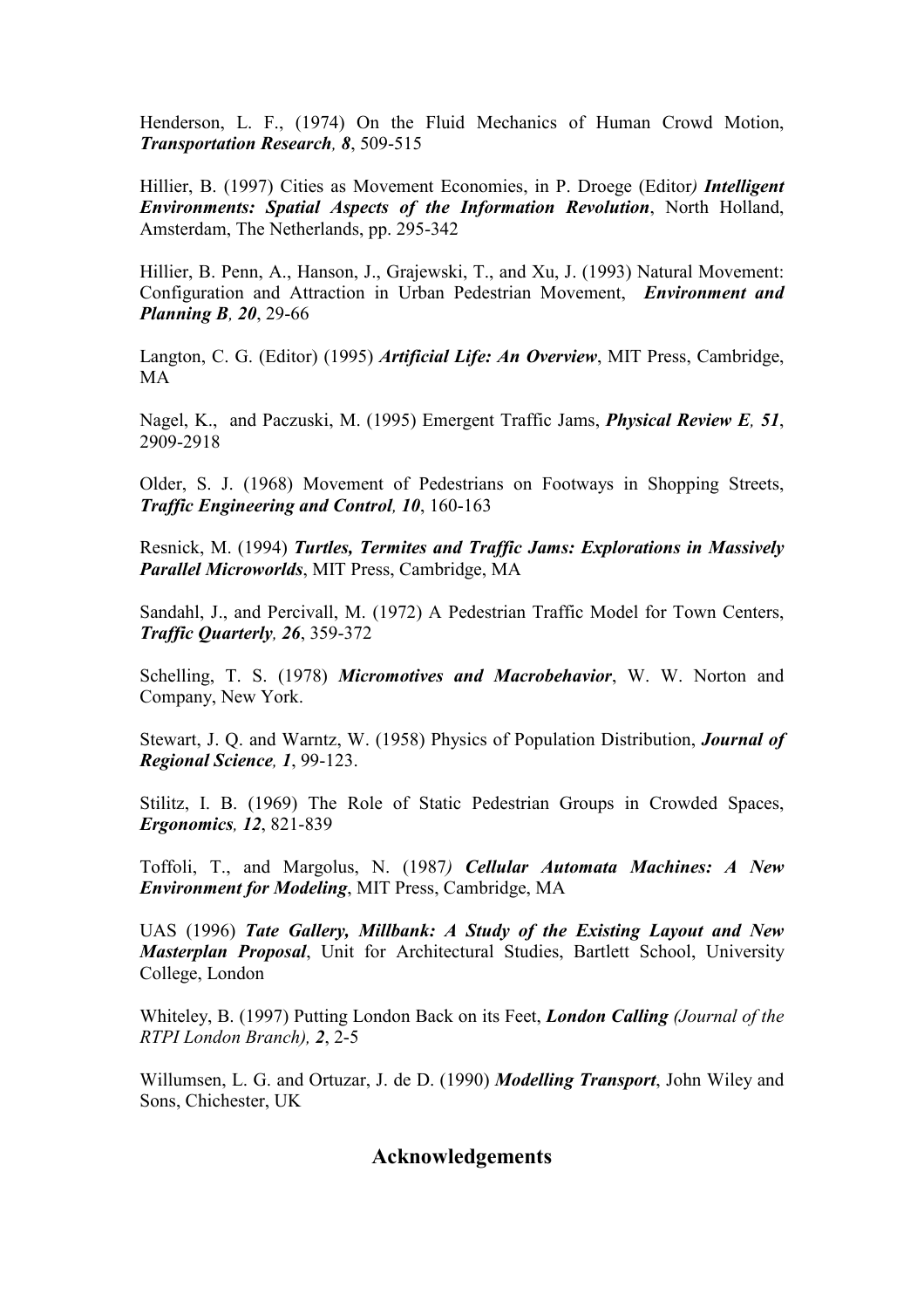Henderson, L. F., (1974) On the Fluid Mechanics of Human Crowd Motion, ***Transportation Research, 8***, 509-515

Hillier, B. (1997) Cities as Movement Economies, in P. Droege (Editor*)* ***Intelligent Environments: Spatial Aspects of the Information Revolution***, North Holland, Amsterdam, The Netherlands, pp. 295-342

Hillier, B. Penn, A., Hanson, J., Grajewski, T., and Xu, J. (1993) Natural Movement: Configuration and Attraction in Urban Pedestrian Movement, ***Environment and Planning B, 20***, 29-66

Langton, C. G. (Editor) (1995) ***Artificial Life: An Overview***, MIT Press, Cambridge, MA

Nagel, K., and Paczuski, M. (1995) Emergent Traffic Jams, ***Physical Review E, 51***, 2909-2918

Older, S. J. (1968) Movement of Pedestrians on Footways in Shopping Streets, ***Traffic Engineering and Control, 10***, 160-163

Resnick, M. (1994) ***Turtles, Termites and Traffic Jams: Explorations in Massively Parallel Microworlds***, MIT Press, Cambridge, MA

Sandahl, J., and Percivall, M. (1972) A Pedestrian Traffic Model for Town Centers, ***Traffic Quarterly, 26***, 359-372

Schelling, T. S. (1978) ***Micromotives and Macrobehavior***, W. W. Norton and Company, New York.

Stewart, J. Q. and Warntz, W. (1958) Physics of Population Distribution, ***Journal of Regional Science, 1***, 99-123.

Stilitz, I. B. (1969) The Role of Static Pedestrian Groups in Crowded Spaces, ***Ergonomics, 12***, 821-839

Toffoli, T., and Margolus, N. (1987*)* ***Cellular Automata Machines: A New Environment for Modeling***, MIT Press, Cambridge, MA

UAS (1996) ***Tate Gallery, Millbank: A Study of the Existing Layout and New Masterplan Proposal***, Unit for Architectural Studies, Bartlett School, University College, London

Whiteley, B. (1997) Putting London Back on its Feet, ***London Calling*** *(Journal of the RTPI London Branch),* ***2***, 2-5

Willumsen, L. G. and Ortuzar, J. de D. (1990) ***Modelling Transport***, John Wiley and Sons, Chichester, UK

## Acknowledgements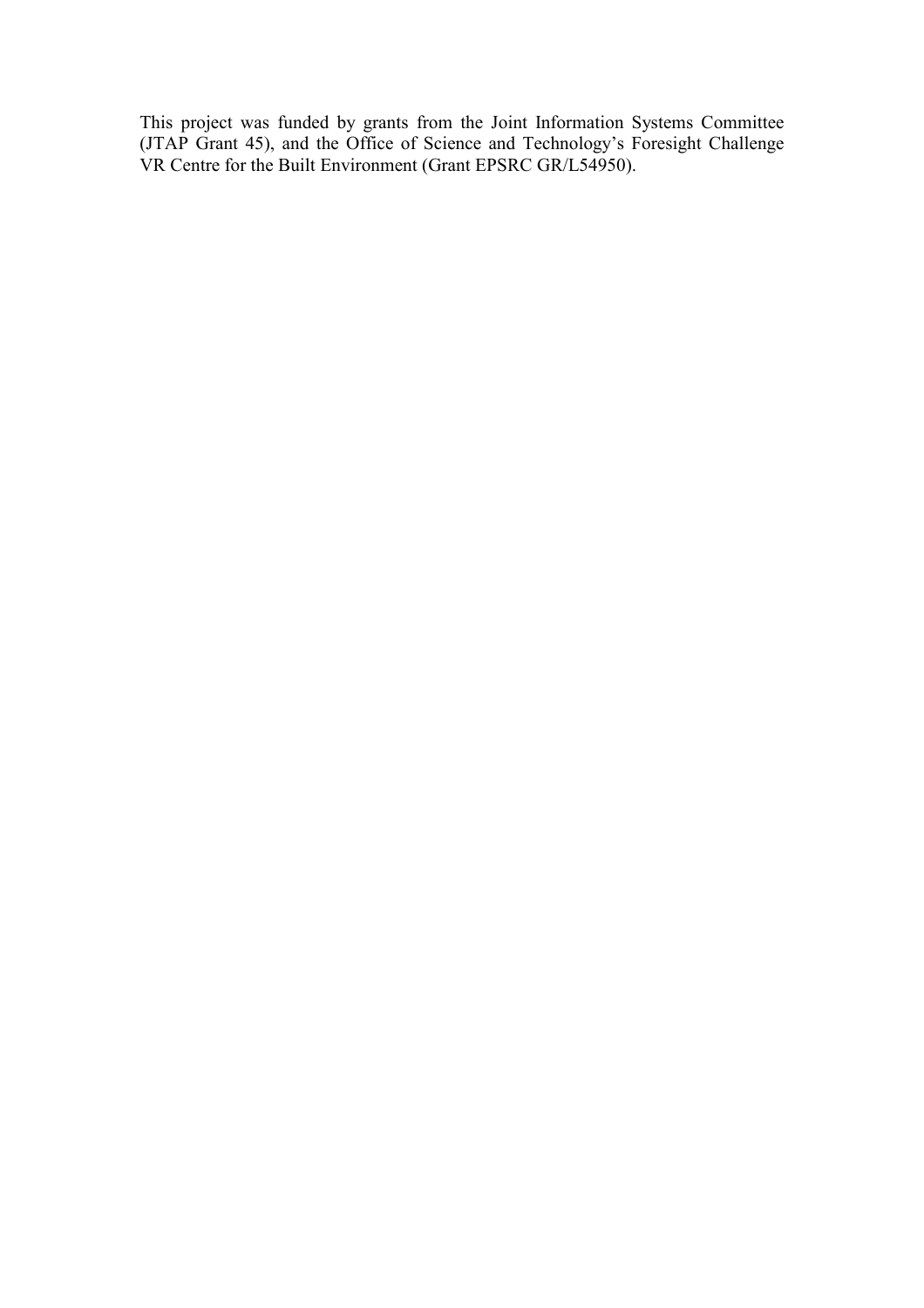This project was funded by grants from the Joint Information Systems Committee (JTAP Grant 45), and the Office of Science and Technology's Foresight Challenge VR Centre for the Built Environment (Grant EPSRC GR/L54950).